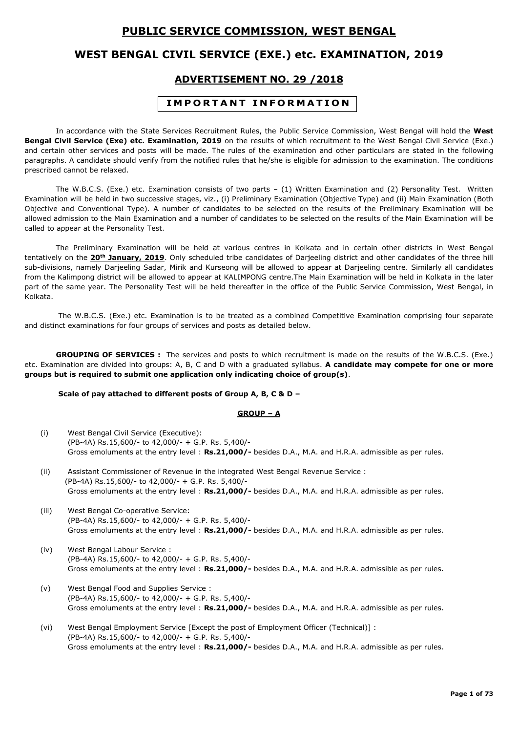# PUBLIC SERVICE COMMISSION, WEST BENGAL

## WEST BENGAL CIVIL SERVICE (EXE.) etc. EXAMINATION, 2019

## ADVERTISEMENT NO. 29 /2018

### IMPORTANT INFORMATION

In accordance with the State Services Recruitment Rules, the Public Service Commission, West Bengal will hold the **West Bengal Civil Service (Exe) etc. Examination, 2019** on the results of which recruitment to the West Bengal Civil Service (Exe.) and certain other services and posts will be made. The rules of the examination and other particulars are stated in the following paragraphs. A candidate should verify from the notified rules that he/she is eligible for admission to the examination. The conditions prescribed cannot be relaxed.

The W.B.C.S. (Exe.) etc. Examination consists of two parts – (1) Written Examination and (2) Personality Test. Written Examination will be held in two successive stages, viz., (i) Preliminary Examination (Objective Type) and (ii) Main Examination (Both Objective and Conventional Type). A number of candidates to be selected on the results of the Preliminary Examination will be allowed admission to the Main Examination and a number of candidates to be selected on the results of the Main Examination will be called to appear at the Personality Test.

The Preliminary Examination will be held at various centres in Kolkata and in certain other districts in West Bengal tentatively on the **20th January, 2019**. Only scheduled tribe candidates of Darjeeling district and other candidates of the three hill sub-divisions, namely Darjeeling Sadar, Mirik and Kurseong will be allowed to appear at Darjeeling centre. Similarly all candidates from the Kalimpong district will be allowed to appear at KALIMPONG centre.The Main Examination will be held in Kolkata in the later part of the same year. The Personality Test will be held thereafter in the office of the Public Service Commission, West Bengal, in Kolkata.

The W.B.C.S. (Exe.) etc. Examination is to be treated as a combined Competitive Examination comprising four separate and distinct examinations for four groups of services and posts as detailed below.

**GROUPING OF SERVICES :** The services and posts to which recruitment is made on the results of the W.B.C.S. (Exe.) etc. Examination are divided into groups: A, B, C and D with a graduated syllabus. **A candidate may compete for one or more groups but is required to submit one application only indicating choice of group(s)**.

**Scale of pay attached to different posts of Group A, B, C & D –**

**GROUP – A**

(i) West Bengal Civil Service (Executive):
(PB-4A) Rs.15,600/- to 42,000/- + G.P. Rs. 5,400/-
Gross emoluments at the entry level : **Rs.21,000/-** besides D.A., M.A. and H.R.A. admissible as per rules.

(ii) Assistant Commissioner of Revenue in the integrated West Bengal Revenue Service :
(PB-4A) Rs.15,600/- to 42,000/- + G.P. Rs. 5,400/-
Gross emoluments at the entry level : **Rs.21,000/-** besides D.A., M.A. and H.R.A. admissible as per rules.

(iii) West Bengal Co-operative Service:
(PB-4A) Rs.15,600/- to 42,000/- + G.P. Rs. 5,400/-
Gross emoluments at the entry level : **Rs.21,000/-** besides D.A., M.A. and H.R.A. admissible as per rules.

(iv) West Bengal Labour Service :
(PB-4A) Rs.15,600/- to 42,000/- + G.P. Rs. 5,400/-
Gross emoluments at the entry level : **Rs.21,000/-** besides D.A., M.A. and H.R.A. admissible as per rules.

(v) West Bengal Food and Supplies Service :
(PB-4A) Rs.15,600/- to 42,000/- + G.P. Rs. 5,400/-
Gross emoluments at the entry level : **Rs.21,000/-** besides D.A., M.A. and H.R.A. admissible as per rules.

(vi) West Bengal Employment Service [Except the post of Employment Officer (Technical)] :
(PB-4A) Rs.15,600/- to 42,000/- + G.P. Rs. 5,400/-
Gross emoluments at the entry level : **Rs.21,000/-** besides D.A., M.A. and H.R.A. admissible as per rules.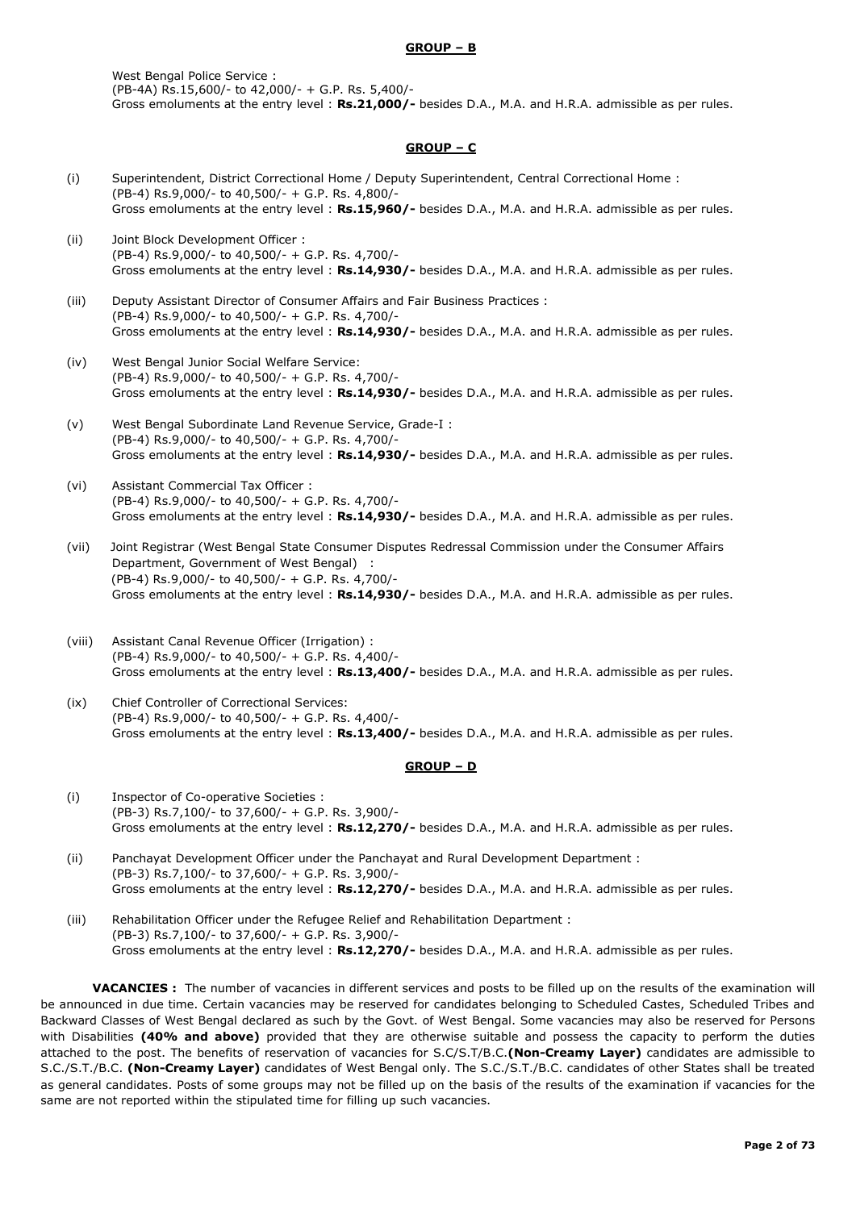**GROUP – B**

West Bengal Police Service :
(PB-4A) Rs.15,600/- to 42,000/- + G.P. Rs. 5,400/-
Gross emoluments at the entry level : **Rs.21,000/-** besides D.A., M.A. and H.R.A. admissible as per rules.

**GROUP – C**

(i) Superintendent, District Correctional Home / Deputy Superintendent, Central Correctional Home :
(PB-4) Rs.9,000/- to 40,500/- + G.P. Rs. 4,800/-
Gross emoluments at the entry level : **Rs.15,960/-** besides D.A., M.A. and H.R.A. admissible as per rules.

(ii) Joint Block Development Officer :
(PB-4) Rs.9,000/- to 40,500/- + G.P. Rs. 4,700/-
Gross emoluments at the entry level : **Rs.14,930/-** besides D.A., M.A. and H.R.A. admissible as per rules.

(iii) Deputy Assistant Director of Consumer Affairs and Fair Business Practices :
(PB-4) Rs.9,000/- to 40,500/- + G.P. Rs. 4,700/-
Gross emoluments at the entry level : **Rs.14,930/-** besides D.A., M.A. and H.R.A. admissible as per rules.

(iv) West Bengal Junior Social Welfare Service:
(PB-4) Rs.9,000/- to 40,500/- + G.P. Rs. 4,700/-
Gross emoluments at the entry level : **Rs.14,930/-** besides D.A., M.A. and H.R.A. admissible as per rules.

(v) West Bengal Subordinate Land Revenue Service, Grade-I :
(PB-4) Rs.9,000/- to 40,500/- + G.P. Rs. 4,700/-
Gross emoluments at the entry level : **Rs.14,930/-** besides D.A., M.A. and H.R.A. admissible as per rules.

(vi) Assistant Commercial Tax Officer :
(PB-4) Rs.9,000/- to 40,500/- + G.P. Rs. 4,700/-
Gross emoluments at the entry level : **Rs.14,930/-** besides D.A., M.A. and H.R.A. admissible as per rules.

(vii) Joint Registrar (West Bengal State Consumer Disputes Redressal Commission under the Consumer Affairs Department, Government of West Bengal) :
(PB-4) Rs.9,000/- to 40,500/- + G.P. Rs. 4,700/-
Gross emoluments at the entry level : **Rs.14,930/-** besides D.A., M.A. and H.R.A. admissible as per rules.

(viii) Assistant Canal Revenue Officer (Irrigation) :
(PB-4) Rs.9,000/- to 40,500/- + G.P. Rs. 4,400/-
Gross emoluments at the entry level : **Rs.13,400/-** besides D.A., M.A. and H.R.A. admissible as per rules.

(ix) Chief Controller of Correctional Services:
(PB-4) Rs.9,000/- to 40,500/- + G.P. Rs. 4,400/-
Gross emoluments at the entry level : **Rs.13,400/-** besides D.A., M.A. and H.R.A. admissible as per rules.

**GROUP – D**

(i) Inspector of Co-operative Societies :
(PB-3) Rs.7,100/- to 37,600/- + G.P. Rs. 3,900/-
Gross emoluments at the entry level : **Rs.12,270/-** besides D.A., M.A. and H.R.A. admissible as per rules.

(ii) Panchayat Development Officer under the Panchayat and Rural Development Department :
(PB-3) Rs.7,100/- to 37,600/- + G.P. Rs. 3,900/-
Gross emoluments at the entry level : **Rs.12,270/-** besides D.A., M.A. and H.R.A. admissible as per rules.

(iii) Rehabilitation Officer under the Refugee Relief and Rehabilitation Department :
(PB-3) Rs.7,100/- to 37,600/- + G.P. Rs. 3,900/-
Gross emoluments at the entry level : **Rs.12,270/-** besides D.A., M.A. and H.R.A. admissible as per rules.

**VACANCIES :** The number of vacancies in different services and posts to be filled up on the results of the examination will be announced in due time. Certain vacancies may be reserved for candidates belonging to Scheduled Castes, Scheduled Tribes and Backward Classes of West Bengal declared as such by the Govt. of West Bengal. Some vacancies may also be reserved for Persons with Disabilities **(40% and above)** provided that they are otherwise suitable and possess the capacity to perform the duties attached to the post. The benefits of reservation of vacancies for S.C/S.T/B.C.**(Non-Creamy Layer)** candidates are admissible to S.C./S.T./B.C. **(Non-Creamy Layer)** candidates of West Bengal only. The S.C./S.T./B.C. candidates of other States shall be treated as general candidates. Posts of some groups may not be filled up on the basis of the results of the examination if vacancies for the same are not reported within the stipulated time for filling up such vacancies.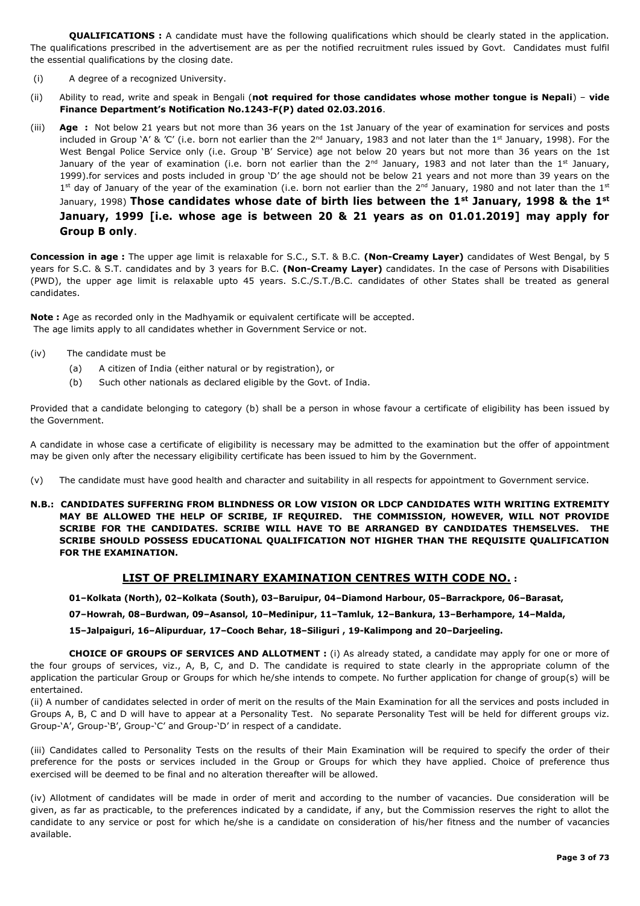**QUALIFICATIONS :** A candidate must have the following qualifications which should be clearly stated in the application. The qualifications prescribed in the advertisement are as per the notified recruitment rules issued by Govt. Candidates must fulfil the essential qualifications by the closing date.

(i) A degree of a recognized University.

(ii) Ability to read, write and speak in Bengali (**not required for those candidates whose mother tongue is Nepali**) – **vide Finance Department's Notification No.1243-F(P) dated 02.03.2016**.

(iii) **Age :** Not below 21 years but not more than 36 years on the 1st January of the year of examination for services and posts included in Group 'A' & 'C' (i.e. born not earlier than the 2nd January, 1983 and not later than the 1st January, 1998). For the West Bengal Police Service only (i.e. Group 'B' Service) age not below 20 years but not more than 36 years on the 1st January of the year of examination (i.e. born not earlier than the 2nd January, 1983 and not later than the 1st January, 1999).for services and posts included in group 'D' the age should not be below 21 years and not more than 39 years on the 1st day of January of the year of the examination (i.e. born not earlier than the 2nd January, 1980 and not later than the 1st January, 1998) **Those candidates whose date of birth lies between the 1st January, 1998 & the 1st January, 1999 [i.e. whose age is between 20 & 21 years as on 01.01.2019] may apply for Group B only**.

**Concession in age :** The upper age limit is relaxable for S.C., S.T. & B.C. **(Non-Creamy Layer)** candidates of West Bengal, by 5 years for S.C. & S.T. candidates and by 3 years for B.C. **(Non-Creamy Layer)** candidates. In the case of Persons with Disabilities (PWD), the upper age limit is relaxable upto 45 years. S.C./S.T./B.C. candidates of other States shall be treated as general candidates.

**Note :** Age as recorded only in the Madhyamik or equivalent certificate will be accepted.
The age limits apply to all candidates whether in Government Service or not.

(iv) The candidate must be

- (a) A citizen of India (either natural or by registration), or
- (b) Such other nationals as declared eligible by the Govt. of India.

Provided that a candidate belonging to category (b) shall be a person in whose favour a certificate of eligibility has been issued by the Government.

A candidate in whose case a certificate of eligibility is necessary may be admitted to the examination but the offer of appointment may be given only after the necessary eligibility certificate has been issued to him by the Government.

(v) The candidate must have good health and character and suitability in all respects for appointment to Government service.

**N.B.: CANDIDATES SUFFERING FROM BLINDNESS OR LOW VISION OR LDCP CANDIDATES WITH WRITING EXTREMITY MAY BE ALLOWED THE HELP OF SCRIBE, IF REQUIRED. THE COMMISSION, HOWEVER, WILL NOT PROVIDE SCRIBE FOR THE CANDIDATES. SCRIBE WILL HAVE TO BE ARRANGED BY CANDIDATES THEMSELVES. THE SCRIBE SHOULD POSSESS EDUCATIONAL QUALIFICATION NOT HIGHER THAN THE REQUISITE QUALIFICATION FOR THE EXAMINATION.**

## LIST OF PRELIMINARY EXAMINATION CENTRES WITH CODE NO. :

**01–Kolkata (North), 02–Kolkata (South), 03–Baruipur, 04–Diamond Harbour, 05–Barrackpore, 06–Barasat, 07–Howrah, 08–Burdwan, 09–Asansol, 10–Medinipur, 11–Tamluk, 12–Bankura, 13–Berhampore, 14–Malda, 15–Jalpaiguri, 16–Alipurduar, 17–Cooch Behar, 18–Siliguri , 19-Kalimpong and 20–Darjeeling.**

**CHOICE OF GROUPS OF SERVICES AND ALLOTMENT :** (i) As already stated, a candidate may apply for one or more of the four groups of services, viz., A, B, C, and D. The candidate is required to state clearly in the appropriate column of the application the particular Group or Groups for which he/she intends to compete. No further application for change of group(s) will be entertained.

(ii) A number of candidates selected in order of merit on the results of the Main Examination for all the services and posts included in Groups A, B, C and D will have to appear at a Personality Test. No separate Personality Test will be held for different groups viz. Group-'A', Group-'B', Group-'C' and Group-'D' in respect of a candidate.

(iii) Candidates called to Personality Tests on the results of their Main Examination will be required to specify the order of their preference for the posts or services included in the Group or Groups for which they have applied. Choice of preference thus exercised will be deemed to be final and no alteration thereafter will be allowed.

(iv) Allotment of candidates will be made in order of merit and according to the number of vacancies. Due consideration will be given, as far as practicable, to the preferences indicated by a candidate, if any, but the Commission reserves the right to allot the candidate to any service or post for which he/she is a candidate on consideration of his/her fitness and the number of vacancies available.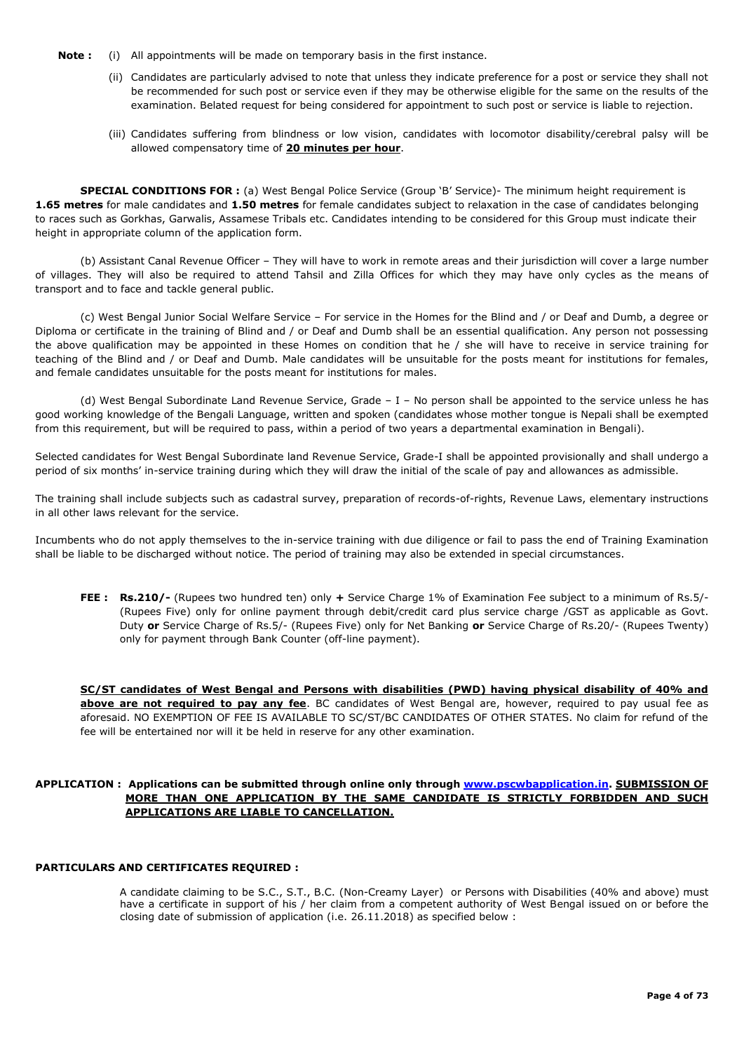**Note :** (i) All appointments will be made on temporary basis in the first instance.

(ii) Candidates are particularly advised to note that unless they indicate preference for a post or service they shall not be recommended for such post or service even if they may be otherwise eligible for the same on the results of the examination. Belated request for being considered for appointment to such post or service is liable to rejection.

(iii) Candidates suffering from blindness or low vision, candidates with locomotor disability/cerebral palsy will be allowed compensatory time of **20 minutes per hour**.

**SPECIAL CONDITIONS FOR :** (a) West Bengal Police Service (Group 'B' Service)- The minimum height requirement is **1.65 metres** for male candidates and **1.50 metres** for female candidates subject to relaxation in the case of candidates belonging to races such as Gorkhas, Garwalis, Assamese Tribals etc. Candidates intending to be considered for this Group must indicate their height in appropriate column of the application form.

(b) Assistant Canal Revenue Officer – They will have to work in remote areas and their jurisdiction will cover a large number of villages. They will also be required to attend Tahsil and Zilla Offices for which they may have only cycles as the means of transport and to face and tackle general public.

(c) West Bengal Junior Social Welfare Service – For service in the Homes for the Blind and / or Deaf and Dumb, a degree or Diploma or certificate in the training of Blind and / or Deaf and Dumb shall be an essential qualification. Any person not possessing the above qualification may be appointed in these Homes on condition that he / she will have to receive in service training for teaching of the Blind and / or Deaf and Dumb. Male candidates will be unsuitable for the posts meant for institutions for females, and female candidates unsuitable for the posts meant for institutions for males.

(d) West Bengal Subordinate Land Revenue Service, Grade – I – No person shall be appointed to the service unless he has good working knowledge of the Bengali Language, written and spoken (candidates whose mother tongue is Nepali shall be exempted from this requirement, but will be required to pass, within a period of two years a departmental examination in Bengali).

Selected candidates for West Bengal Subordinate land Revenue Service, Grade-I shall be appointed provisionally and shall undergo a period of six months' in-service training during which they will draw the initial of the scale of pay and allowances as admissible.

The training shall include subjects such as cadastral survey, preparation of records-of-rights, Revenue Laws, elementary instructions in all other laws relevant for the service.

Incumbents who do not apply themselves to the in-service training with due diligence or fail to pass the end of Training Examination shall be liable to be discharged without notice. The period of training may also be extended in special circumstances.

**FEE :** **Rs.210/-** (Rupees two hundred ten) only **+** Service Charge 1% of Examination Fee subject to a minimum of Rs.5/- (Rupees Five) only for online payment through debit/credit card plus service charge /GST as applicable as Govt. Duty **or** Service Charge of Rs.5/- (Rupees Five) only for Net Banking **or** Service Charge of Rs.20/- (Rupees Twenty) only for payment through Bank Counter (off-line payment).

**SC/ST candidates of West Bengal and Persons with disabilities (PWD) having physical disability of 40% and above are not required to pay any fee**. BC candidates of West Bengal are, however, required to pay usual fee as aforesaid. NO EXEMPTION OF FEE IS AVAILABLE TO SC/ST/BC CANDIDATES OF OTHER STATES. No claim for refund of the fee will be entertained nor will it be held in reserve for any other examination.

**APPLICATION : Applications can be submitted through online only through www.pscwbapplication.in. SUBMISSION OF MORE THAN ONE APPLICATION BY THE SAME CANDIDATE IS STRICTLY FORBIDDEN AND SUCH APPLICATIONS ARE LIABLE TO CANCELLATION.**

**PARTICULARS AND CERTIFICATES REQUIRED :**

A candidate claiming to be S.C., S.T., B.C. (Non-Creamy Layer) or Persons with Disabilities (40% and above) must have a certificate in support of his / her claim from a competent authority of West Bengal issued on or before the closing date of submission of application (i.e. 26.11.2018) as specified below :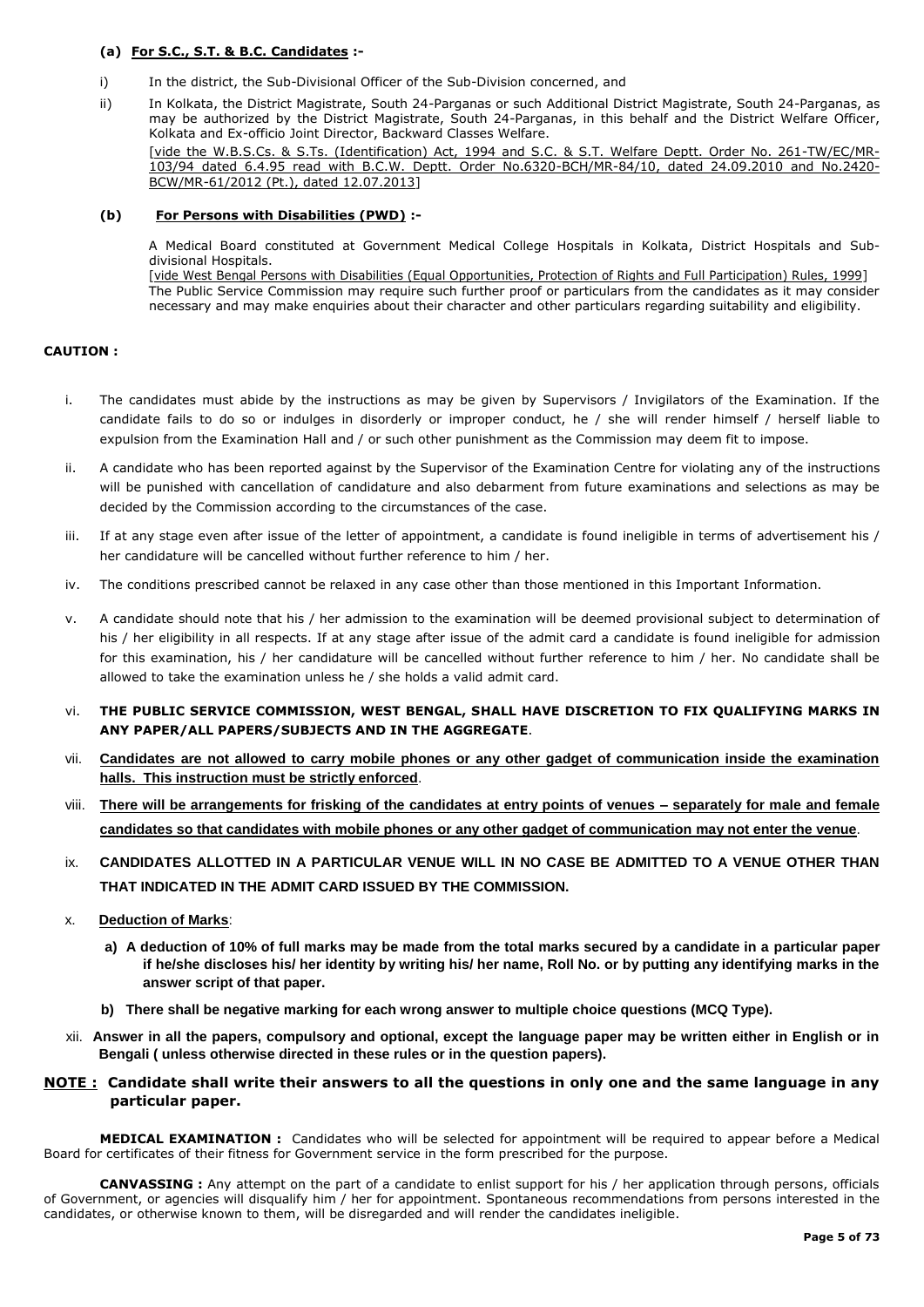**(a) For S.C., S.T. & B.C. Candidates :-**

i) In the district, the Sub-Divisional Officer of the Sub-Division concerned, and

ii) In Kolkata, the District Magistrate, South 24-Parganas or such Additional District Magistrate, South 24-Parganas, as may be authorized by the District Magistrate, South 24-Parganas, in this behalf and the District Welfare Officer, Kolkata and Ex-officio Joint Director, Backward Classes Welfare.
[vide the W.B.S.Cs. & S.Ts. (Identification) Act, 1994 and S.C. & S.T. Welfare Deptt. Order No. 261-TW/EC/MR-103/94 dated 6.4.95 read with B.C.W. Deptt. Order No.6320-BCH/MR-84/10, dated 24.09.2010 and No.2420-BCW/MR-61/2012 (Pt.), dated 12.07.2013]

**(b) For Persons with Disabilities (PWD) :-**

A Medical Board constituted at Government Medical College Hospitals in Kolkata, District Hospitals and Sub-divisional Hospitals.
[vide West Bengal Persons with Disabilities (Equal Opportunities, Protection of Rights and Full Participation) Rules, 1999]
The Public Service Commission may require such further proof or particulars from the candidates as it may consider necessary and may make enquiries about their character and other particulars regarding suitability and eligibility.

**CAUTION :**

i. The candidates must abide by the instructions as may be given by Supervisors / Invigilators of the Examination. If the candidate fails to do so or indulges in disorderly or improper conduct, he / she will render himself / herself liable to expulsion from the Examination Hall and / or such other punishment as the Commission may deem fit to impose.

ii. A candidate who has been reported against by the Supervisor of the Examination Centre for violating any of the instructions will be punished with cancellation of candidature and also debarment from future examinations and selections as may be decided by the Commission according to the circumstances of the case.

iii. If at any stage even after issue of the letter of appointment, a candidate is found ineligible in terms of advertisement his / her candidature will be cancelled without further reference to him / her.

iv. The conditions prescribed cannot be relaxed in any case other than those mentioned in this Important Information.

v. A candidate should note that his / her admission to the examination will be deemed provisional subject to determination of his / her eligibility in all respects. If at any stage after issue of the admit card a candidate is found ineligible for admission for this examination, his / her candidature will be cancelled without further reference to him / her. No candidate shall be allowed to take the examination unless he / she holds a valid admit card.

vi. **THE PUBLIC SERVICE COMMISSION, WEST BENGAL, SHALL HAVE DISCRETION TO FIX QUALIFYING MARKS IN ANY PAPER/ALL PAPERS/SUBJECTS AND IN THE AGGREGATE**.

vii. **Candidates are not allowed to carry mobile phones or any other gadget of communication inside the examination halls. This instruction must be strictly enforced**.

viii. **There will be arrangements for frisking of the candidates at entry points of venues – separately for male and female candidates so that candidates with mobile phones or any other gadget of communication may not enter the venue**.

ix. **CANDIDATES ALLOTTED IN A PARTICULAR VENUE WILL IN NO CASE BE ADMITTED TO A VENUE OTHER THAN THAT INDICATED IN THE ADMIT CARD ISSUED BY THE COMMISSION.**

x. **Deduction of Marks**:

a) **A deduction of 10% of full marks may be made from the total marks secured by a candidate in a particular paper if he/she discloses his/ her identity by writing his/ her name, Roll No. or by putting any identifying marks in the answer script of that paper.**

b) **There shall be negative marking for each wrong answer to multiple choice questions (MCQ Type).**

xii. **Answer in all the papers, compulsory and optional, except the language paper may be written either in English or in Bengali ( unless otherwise directed in these rules or in the question papers).**

**NOTE : Candidate shall write their answers to all the questions in only one and the same language in any particular paper.**

**MEDICAL EXAMINATION :** Candidates who will be selected for appointment will be required to appear before a Medical Board for certificates of their fitness for Government service in the form prescribed for the purpose.

**CANVASSING :** Any attempt on the part of a candidate to enlist support for his / her application through persons, officials of Government, or agencies will disqualify him / her for appointment. Spontaneous recommendations from persons interested in the candidates, or otherwise known to them, will be disregarded and will render the candidates ineligible.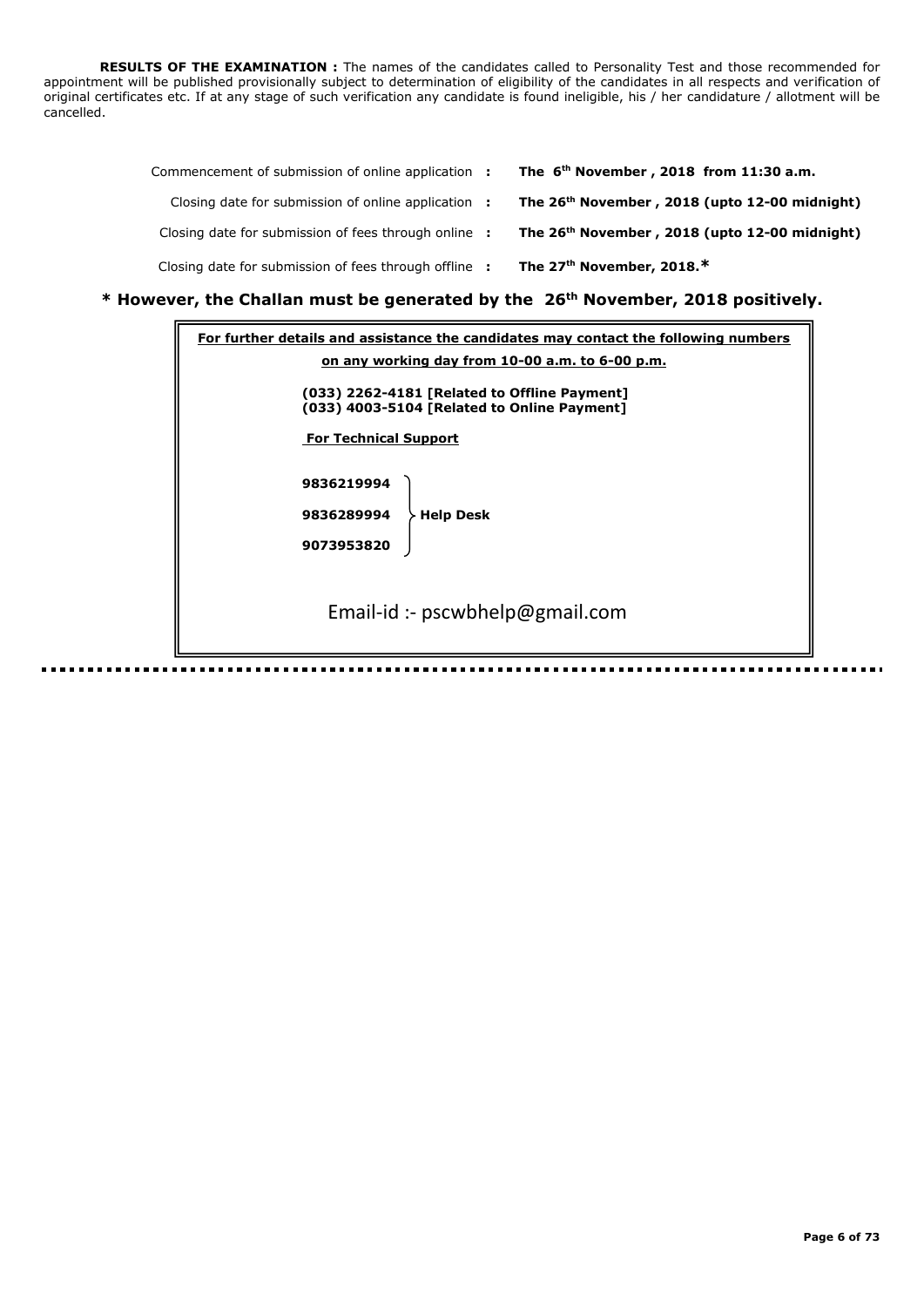**RESULTS OF THE EXAMINATION :** The names of the candidates called to Personality Test and those recommended for appointment will be published provisionally subject to determination of eligibility of the candidates in all respects and verification of original certificates etc. If at any stage of such verification any candidate is found ineligible, his / her candidature / allotment will be cancelled.

| | | |
|---|---|---|
| Commencement of submission of online application | : | **The 6th November , 2018 from 11:30 a.m.** |
| Closing date for submission of online application | : | **The 26th November , 2018 (upto 12-00 midnight)** |
| Closing date for submission of fees through online | : | **The 26th November , 2018 (upto 12-00 midnight)** |
| Closing date for submission of fees through offline | : | **The 27th November, 2018.*** |

**\* However, the Challan must be generated by the 26th November, 2018 positively.**

**For further details and assistance the candidates may contact the following numbers on any working day from 10-00 a.m. to 6-00 p.m.**

**(033) 2262-4181 [Related to Offline Payment]**
**(033) 4003-5104 [Related to Online Payment]**

**For Technical Support**

**9836219994**
**9836289994** } **Help Desk**
**9073953820**

Email-id :- pscwbhelp@gmail.com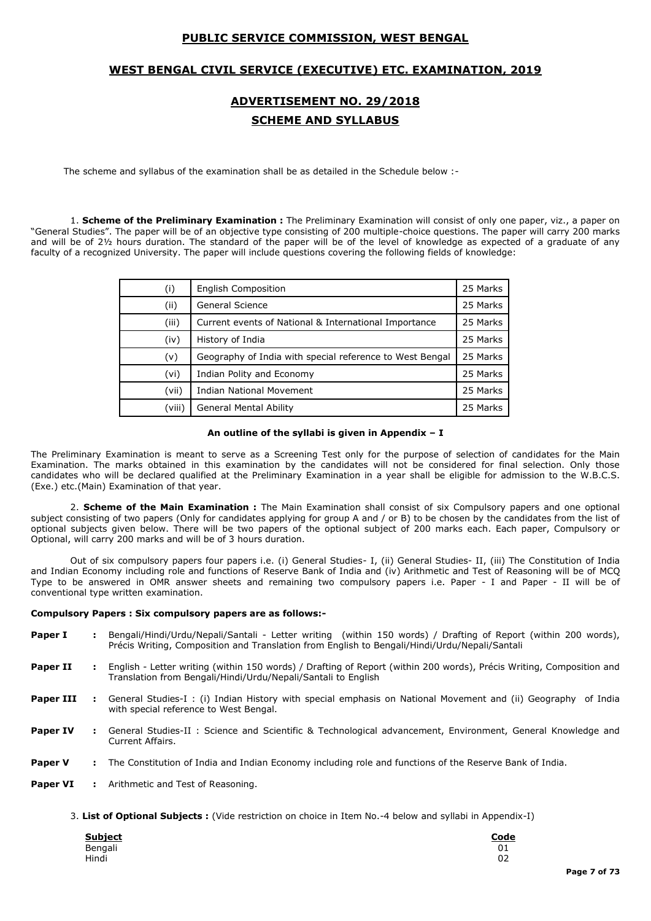# PUBLIC SERVICE COMMISSION, WEST BENGAL

## WEST BENGAL CIVIL SERVICE (EXECUTIVE) ETC. EXAMINATION, 2019

## ADVERTISEMENT NO. 29/2018

## SCHEME AND SYLLABUS

The scheme and syllabus of the examination shall be as detailed in the Schedule below :-

1. **Scheme of the Preliminary Examination :** The Preliminary Examination will consist of only one paper, viz., a paper on "General Studies". The paper will be of an objective type consisting of 200 multiple-choice questions. The paper will carry 200 marks and will be of 2½ hours duration. The standard of the paper will be of the level of knowledge as expected of a graduate of any faculty of a recognized University. The paper will include questions covering the following fields of knowledge:

| | | |
|---|---|---|
| (i) | English Composition | 25 Marks |
| (ii) | General Science | 25 Marks |
| (iii) | Current events of National & International Importance | 25 Marks |
| (iv) | History of India | 25 Marks |
| (v) | Geography of India with special reference to West Bengal | 25 Marks |
| (vi) | Indian Polity and Economy | 25 Marks |
| (vii) | Indian National Movement | 25 Marks |
| (viii) | General Mental Ability | 25 Marks |

**An outline of the syllabi is given in Appendix – I**

The Preliminary Examination is meant to serve as a Screening Test only for the purpose of selection of candidates for the Main Examination. The marks obtained in this examination by the candidates will not be considered for final selection. Only those candidates who will be declared qualified at the Preliminary Examination in a year shall be eligible for admission to the W.B.C.S. (Exe.) etc.(Main) Examination of that year.

2. **Scheme of the Main Examination :** The Main Examination shall consist of six Compulsory papers and one optional subject consisting of two papers (Only for candidates applying for group A and / or B) to be chosen by the candidates from the list of optional subjects given below. There will be two papers of the optional subject of 200 marks each. Each paper, Compulsory or Optional, will carry 200 marks and will be of 3 hours duration.

Out of six compulsory papers four papers i.e. (i) General Studies- I, (ii) General Studies- II, (iii) The Constitution of India and Indian Economy including role and functions of Reserve Bank of India and (iv) Arithmetic and Test of Reasoning will be of MCQ Type to be answered in OMR answer sheets and remaining two compulsory papers i.e. Paper - I and Paper - II will be of conventional type written examination.

**Compulsory Papers : Six compulsory papers are as follows:-**

- **Paper I :** Bengali/Hindi/Urdu/Nepali/Santali - Letter writing (within 150 words) / Drafting of Report (within 200 words), Précis Writing, Composition and Translation from English to Bengali/Hindi/Urdu/Nepali/Santali
- **Paper II :** English - Letter writing (within 150 words) / Drafting of Report (within 200 words), Précis Writing, Composition and Translation from Bengali/Hindi/Urdu/Nepali/Santali to English
- **Paper III :** General Studies-I : (i) Indian History with special emphasis on National Movement and (ii) Geography of India with special reference to West Bengal.
- **Paper IV :** General Studies-II : Science and Scientific & Technological advancement, Environment, General Knowledge and Current Affairs.
- **Paper V :** The Constitution of India and Indian Economy including role and functions of the Reserve Bank of India.
- **Paper VI :** Arithmetic and Test of Reasoning.

3. **List of Optional Subjects :** (Vide restriction on choice in Item No.-4 below and syllabi in Appendix-I)

| Subject | Code |
|---|---|
| Bengali | 01 |
| Hindi | 02 |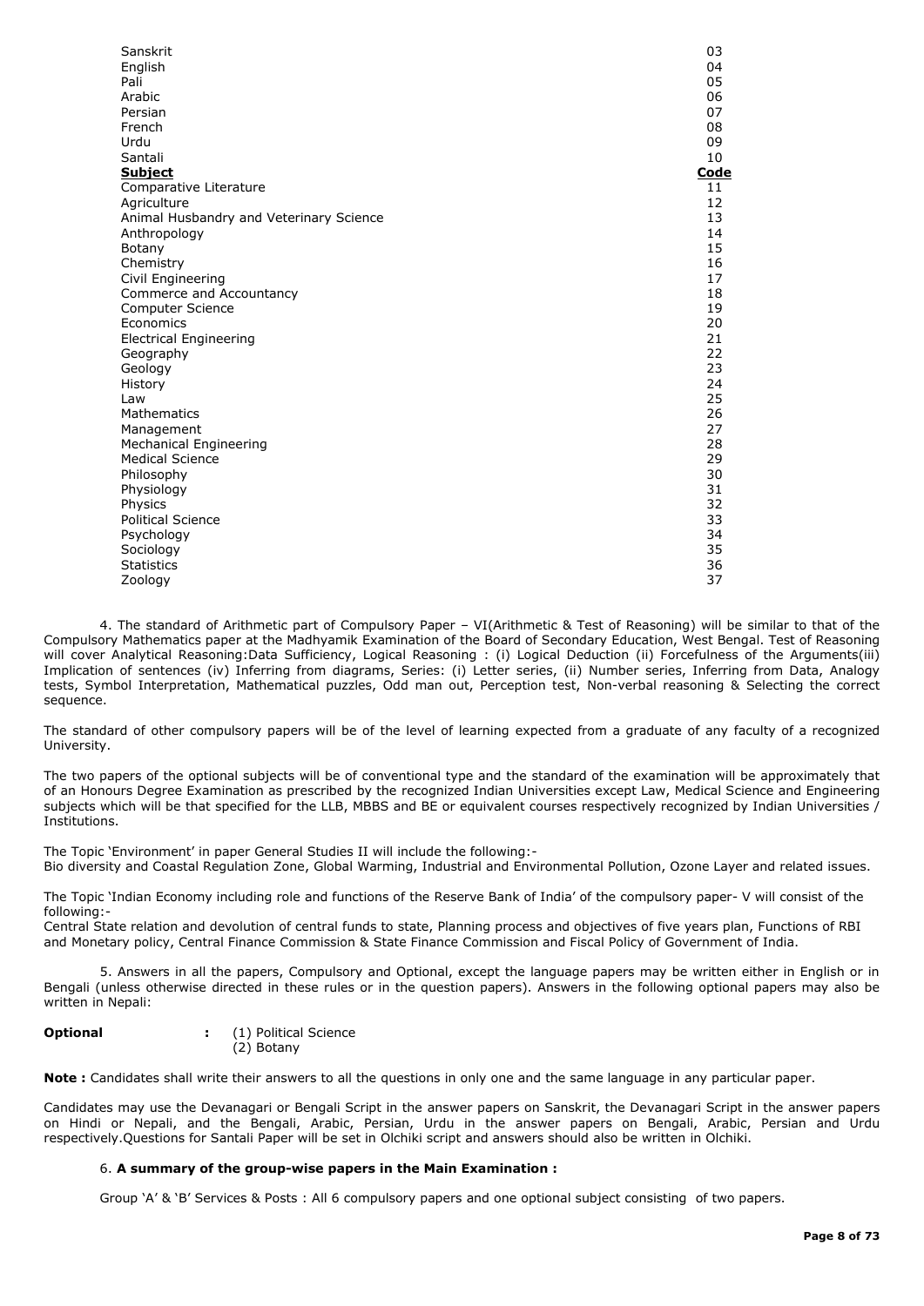| | |
|---|---|
| Sanskrit | 03 |
| English | 04 |
| Pali | 05 |
| Arabic | 06 |
| Persian | 07 |
| French | 08 |
| Urdu | 09 |
| Santali | 10 |
| **Subject** | **Code** |
| Comparative Literature | 11 |
| Agriculture | 12 |
| Animal Husbandry and Veterinary Science | 13 |
| Anthropology | 14 |
| Botany | 15 |
| Chemistry | 16 |
| Civil Engineering | 17 |
| Commerce and Accountancy | 18 |
| Computer Science | 19 |
| Economics | 20 |
| Electrical Engineering | 21 |
| Geography | 22 |
| Geology | 23 |
| History | 24 |
| Law | 25 |
| Mathematics | 26 |
| Management | 27 |
| Mechanical Engineering | 28 |
| Medical Science | 29 |
| Philosophy | 30 |
| Physiology | 31 |
| Physics | 32 |
| Political Science | 33 |
| Psychology | 34 |
| Sociology | 35 |
| Statistics | 36 |
| Zoology | 37 |

4. The standard of Arithmetic part of Compulsory Paper – VI(Arithmetic & Test of Reasoning) will be similar to that of the Compulsory Mathematics paper at the Madhyamik Examination of the Board of Secondary Education, West Bengal. Test of Reasoning will cover Analytical Reasoning:Data Sufficiency, Logical Reasoning : (i) Logical Deduction (ii) Forcefulness of the Arguments(iii) Implication of sentences (iv) Inferring from diagrams, Series: (i) Letter series, (ii) Number series, Inferring from Data, Analogy tests, Symbol Interpretation, Mathematical puzzles, Odd man out, Perception test, Non-verbal reasoning & Selecting the correct sequence.

The standard of other compulsory papers will be of the level of learning expected from a graduate of any faculty of a recognized University.

The two papers of the optional subjects will be of conventional type and the standard of the examination will be approximately that of an Honours Degree Examination as prescribed by the recognized Indian Universities except Law, Medical Science and Engineering subjects which will be that specified for the LLB, MBBS and BE or equivalent courses respectively recognized by Indian Universities / Institutions.

The Topic 'Environment' in paper General Studies II will include the following:-
Bio diversity and Coastal Regulation Zone, Global Warming, Industrial and Environmental Pollution, Ozone Layer and related issues.

The Topic 'Indian Economy including role and functions of the Reserve Bank of India' of the compulsory paper- V will consist of the following:-
Central State relation and devolution of central funds to state, Planning process and objectives of five years plan, Functions of RBI and Monetary policy, Central Finance Commission & State Finance Commission and Fiscal Policy of Government of India.

5. Answers in all the papers, Compulsory and Optional, except the language papers may be written either in English or in Bengali (unless otherwise directed in these rules or in the question papers). Answers in the following optional papers may also be written in Nepali:

**Optional** : (1) Political Science
(2) Botany

**Note :** Candidates shall write their answers to all the questions in only one and the same language in any particular paper.

Candidates may use the Devanagari or Bengali Script in the answer papers on Sanskrit, the Devanagari Script in the answer papers on Hindi or Nepali, and the Bengali, Arabic, Persian, Urdu in the answer papers on Bengali, Arabic, Persian and Urdu respectively.Questions for Santali Paper will be set in Olchiki script and answers should also be written in Olchiki.

6. **A summary of the group-wise papers in the Main Examination :**

Group 'A' & 'B' Services & Posts : All 6 compulsory papers and one optional subject consisting of two papers.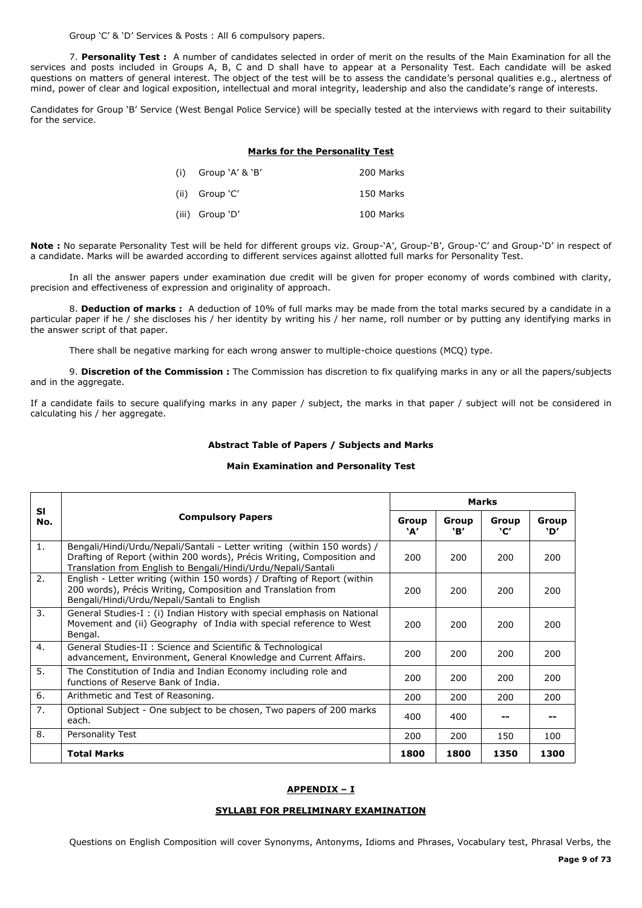Group 'C' & 'D' Services & Posts : All 6 compulsory papers.

7. **Personality Test :** A number of candidates selected in order of merit on the results of the Main Examination for all the services and posts included in Groups A, B, C and D shall have to appear at a Personality Test. Each candidate will be asked questions on matters of general interest. The object of the test will be to assess the candidate's personal qualities e.g., alertness of mind, power of clear and logical exposition, intellectual and moral integrity, leadership and also the candidate's range of interests.

Candidates for Group 'B' Service (West Bengal Police Service) will be specially tested at the interviews with regard to their suitability for the service.

**Marks for the Personality Test**

| | | |
|---|---|---|
| (i) | Group 'A' & 'B' | 200 Marks |
| (ii) | Group 'C' | 150 Marks |
| (iii) | Group 'D' | 100 Marks |

**Note :** No separate Personality Test will be held for different groups viz. Group-'A', Group-'B', Group-'C' and Group-'D' in respect of a candidate. Marks will be awarded according to different services against allotted full marks for Personality Test.

In all the answer papers under examination due credit will be given for proper economy of words combined with clarity, precision and effectiveness of expression and originality of approach.

8. **Deduction of marks :** A deduction of 10% of full marks may be made from the total marks secured by a candidate in a particular paper if he / she discloses his / her identity by writing his / her name, roll number or by putting any identifying marks in the answer script of that paper.

There shall be negative marking for each wrong answer to multiple-choice questions (MCQ) type.

9. **Discretion of the Commission :** The Commission has discretion to fix qualifying marks in any or all the papers/subjects and in the aggregate.

If a candidate fails to secure qualifying marks in any paper / subject, the marks in that paper / subject will not be considered in calculating his / her aggregate.

**Abstract Table of Papers / Subjects and Marks**

**Main Examination and Personality Test**

| Sl No. | Compulsory Papers | Marks | | | |
|---|---|---|---|---|---|
| | | Group 'A' | Group 'B' | Group 'C' | Group 'D' |
| 1. | Bengali/Hindi/Urdu/Nepali/Santali - Letter writing (within 150 words) / Drafting of Report (within 200 words), Précis Writing, Composition and Translation from English to Bengali/Hindi/Urdu/Nepali/Santali | 200 | 200 | 200 | 200 |
| 2. | English - Letter writing (within 150 words) / Drafting of Report (within 200 words), Précis Writing, Composition and Translation from Bengali/Hindi/Urdu/Nepali/Santali to English | 200 | 200 | 200 | 200 |
| 3. | General Studies-I : (i) Indian History with special emphasis on National Movement and (ii) Geography of India with special reference to West Bengal. | 200 | 200 | 200 | 200 |
| 4. | General Studies-II : Science and Scientific & Technological advancement, Environment, General Knowledge and Current Affairs. | 200 | 200 | 200 | 200 |
| 5. | The Constitution of India and Indian Economy including role and functions of Reserve Bank of India. | 200 | 200 | 200 | 200 |
| 6. | Arithmetic and Test of Reasoning. | 200 | 200 | 200 | 200 |
| 7. | Optional Subject - One subject to be chosen, Two papers of 200 marks each. | 400 | 400 | -- | -- |
| 8. | Personality Test | 200 | 200 | 150 | 100 |
| | **Total Marks** | **1800** | **1800** | **1350** | **1300** |

## APPENDIX – I

### SYLLABI FOR PRELIMINARY EXAMINATION

Questions on English Composition will cover Synonyms, Antonyms, Idioms and Phrases, Vocabulary test, Phrasal Verbs, the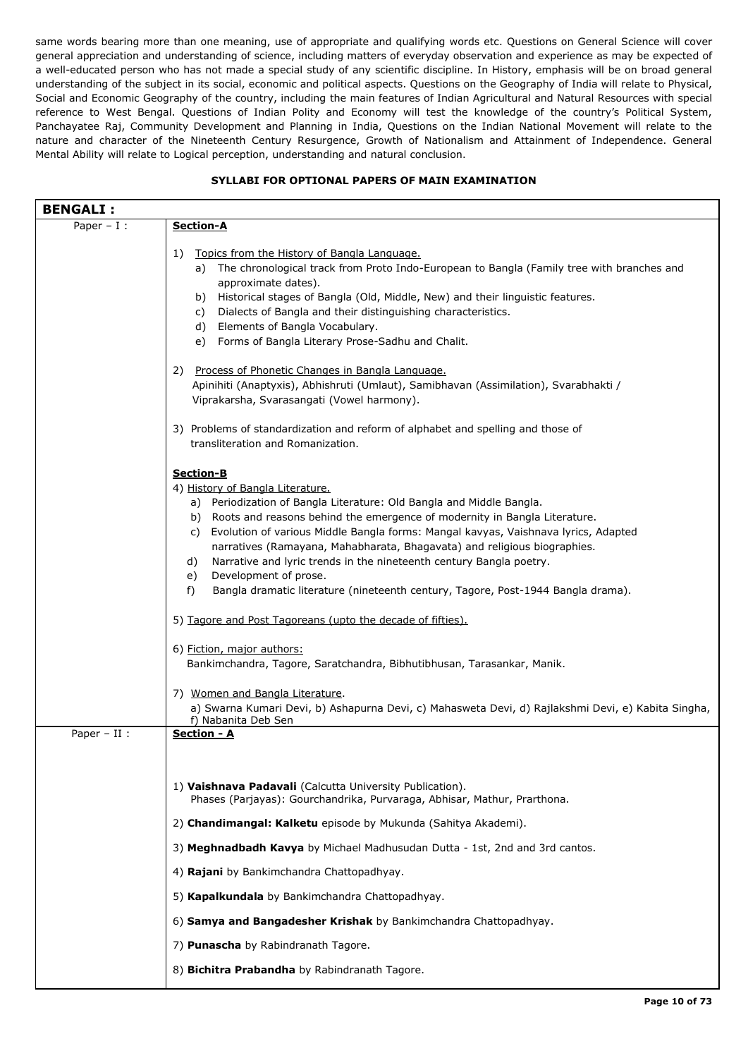same words bearing more than one meaning, use of appropriate and qualifying words etc. Questions on General Science will cover general appreciation and understanding of science, including matters of everyday observation and experience as may be expected of a well-educated person who has not made a special study of any scientific discipline. In History, emphasis will be on broad general understanding of the subject in its social, economic and political aspects. Questions on the Geography of India will relate to Physical, Social and Economic Geography of the country, including the main features of Indian Agricultural and Natural Resources with special reference to West Bengal. Questions of Indian Polity and Economy will test the knowledge of the country's Political System, Panchayatee Raj, Community Development and Planning in India, Questions on the Indian National Movement will relate to the nature and character of the Nineteenth Century Resurgence, Growth of Nationalism and Attainment of Independence. General Mental Ability will relate to Logical perception, understanding and natural conclusion.

## SYLLABI FOR OPTIONAL PAPERS OF MAIN EXAMINATION

| **BENGALI :** | |
|---|---|
| Paper – I : | **Section-A**<br><br>1) Topics from the History of Bangla Language.<br>a) The chronological track from Proto Indo-European to Bangla (Family tree with branches and approximate dates).<br>b) Historical stages of Bangla (Old, Middle, New) and their linguistic features.<br>c) Dialects of Bangla and their distinguishing characteristics.<br>d) Elements of Bangla Vocabulary.<br>e) Forms of Bangla Literary Prose-Sadhu and Chalit.<br><br>2) Process of Phonetic Changes in Bangla Language.<br>Apinihiti (Anaptyxis), Abhishruti (Umlaut), Samibhavan (Assimilation), Svarabhakti / Viprakarsha, Svarasangati (Vowel harmony).<br><br>3) Problems of standardization and reform of alphabet and spelling and those of transliteration and Romanization.<br><br>**Section-B**<br>4) History of Bangla Literature.<br>a) Periodization of Bangla Literature: Old Bangla and Middle Bangla.<br>b) Roots and reasons behind the emergence of modernity in Bangla Literature.<br>c) Evolution of various Middle Bangla forms: Mangal kavyas, Vaishnava lyrics, Adapted narratives (Ramayana, Mahabharata, Bhagavata) and religious biographies.<br>d) Narrative and lyric trends in the nineteenth century Bangla poetry.<br>e) Development of prose.<br>f) Bangla dramatic literature (nineteenth century, Tagore, Post-1944 Bangla drama).<br><br>5) Tagore and Post Tagoreans (upto the decade of fifties).<br><br>6) Fiction, major authors:<br>Bankimchandra, Tagore, Saratchandra, Bibhutibhusan, Tarasankar, Manik.<br><br>7) Women and Bangla Literature.<br>a) Swarna Kumari Devi, b) Ashapurna Devi, c) Mahasweta Devi, d) Rajlakshmi Devi, e) Kabita Singha, f) Nabanita Deb Sen |
| Paper – II : | **Section - A**<br><br>1) **Vaishnava Padavali** (Calcutta University Publication).<br>Phases (Parjayas): Gourchandrika, Purvaraga, Abhisar, Mathur, Prarthona.<br><br>2) **Chandimangal: Kalketu** episode by Mukunda (Sahitya Akademi).<br><br>3) **Meghnadbadh Kavya** by Michael Madhusudan Dutta - 1st, 2nd and 3rd cantos.<br><br>4) **Rajani** by Bankimchandra Chattopadhyay.<br><br>5) **Kapalkundala** by Bankimchandra Chattopadhyay.<br><br>6) **Samya and Bangadesher Krishak** by Bankimchandra Chattopadhyay.<br><br>7) **Punascha** by Rabindranath Tagore.<br><br>8) **Bichitra Prabandha** by Rabindranath Tagore. |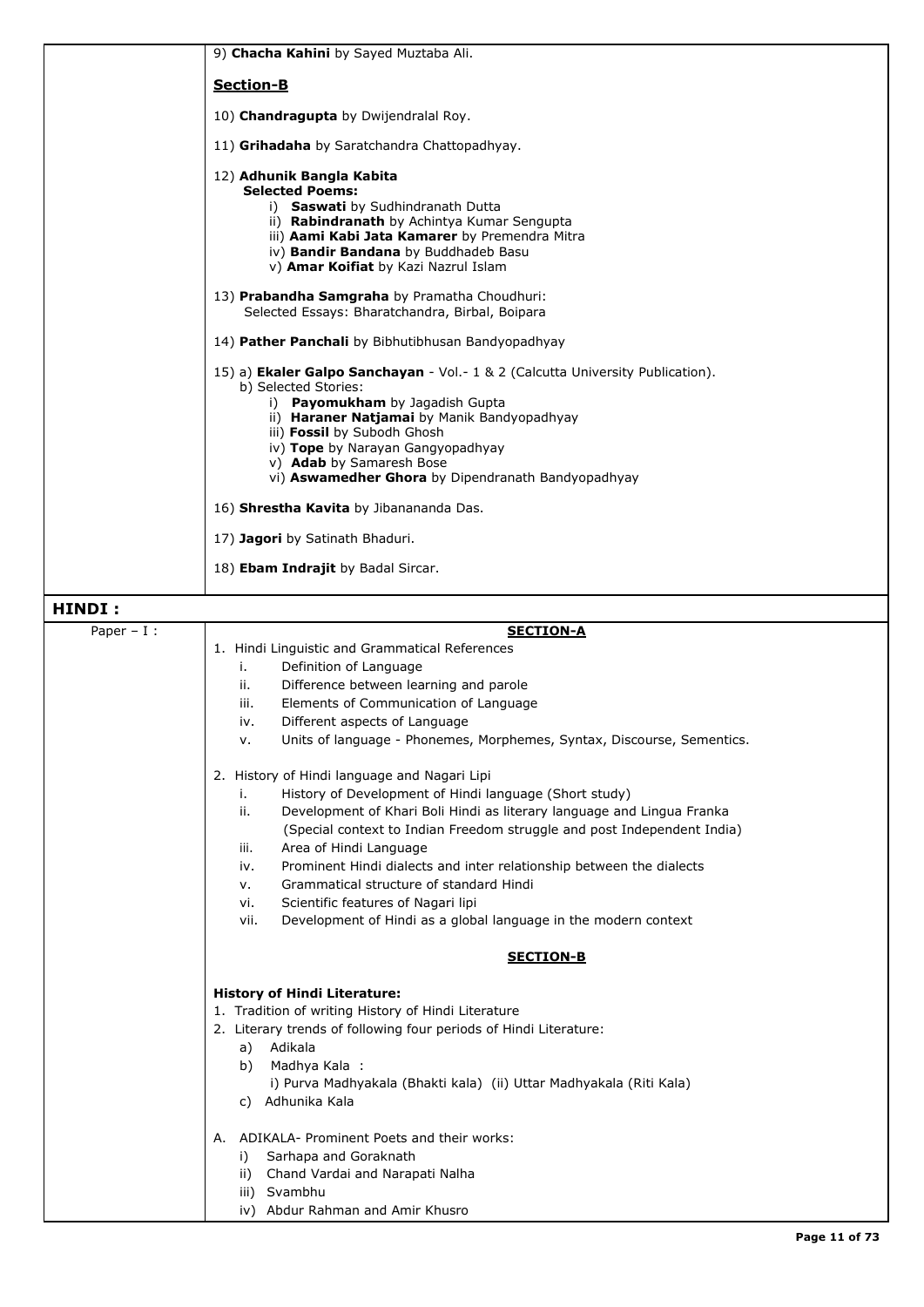9) **Chacha Kahini** by Sayed Muztaba Ali.

**Section-B**

10) **Chandragupta** by Dwijendralal Roy.

11) **Grihadaha** by Saratchandra Chattopadhyay.

12) **Adhunik Bangla Kabita**
**Selected Poems:**
   i) **Saswati** by Sudhindranath Dutta
   ii) **Rabindranath** by Achintya Kumar Sengupta
   iii) **Aami Kabi Jata Kamarer** by Premendra Mitra
   iv) **Bandir Bandana** by Buddhadeb Basu
   v) **Amar Koifiat** by Kazi Nazrul Islam

13) **Prabandha Samgraha** by Pramatha Choudhuri:
Selected Essays: Bharatchandra, Birbal, Boipara

14) **Pather Panchali** by Bibhutibhusan Bandyopadhyay

15) a) **Ekaler Galpo Sanchayan** - Vol.- 1 & 2 (Calcutta University Publication).
b) Selected Stories:
   i) **Payomukham** by Jagadish Gupta
   ii) **Haraner Natjamai** by Manik Bandyopadhyay
   iii) **Fossil** by Subodh Ghosh
   iv) **Tope** by Narayan Gangyopadhyay
   v) **Adab** by Samaresh Bose
   vi) **Aswamedher Ghora** by Dipendranath Bandyopadhyay

16) **Shrestha Kavita** by Jibanananda Das.

17) **Jagori** by Satinath Bhaduri.

18) **Ebam Indrajit** by Badal Sircar.

## HINDI :

**Paper – I :**

**SECTION-A**

1. Hindi Linguistic and Grammatical References
   i. Definition of Language
   ii. Difference between learning and parole
   iii. Elements of Communication of Language
   iv. Different aspects of Language
   v. Units of language - Phonemes, Morphemes, Syntax, Discourse, Sementics.

2. History of Hindi language and Nagari Lipi
   i. History of Development of Hindi language (Short study)
   ii. Development of Khari Boli Hindi as literary language and Lingua Franka (Special context to Indian Freedom struggle and post Independent India)
   iii. Area of Hindi Language
   iv. Prominent Hindi dialects and inter relationship between the dialects
   v. Grammatical structure of standard Hindi
   vi. Scientific features of Nagari lipi
   vii. Development of Hindi as a global language in the modern context

**SECTION-B**

**History of Hindi Literature:**

1. Tradition of writing History of Hindi Literature
2. Literary trends of following four periods of Hindi Literature:
   a) Adikala
   b) Madhya Kala :
      i) Purva Madhyakala (Bhakti kala) (ii) Uttar Madhyakala (Riti Kala)
   c) Adhunika Kala

A. ADIKALA- Prominent Poets and their works:
   i) Sarhapa and Goraknath
   ii) Chand Vardai and Narapati Nalha
   iii) Svambhu
   iv) Abdur Rahman and Amir Khusro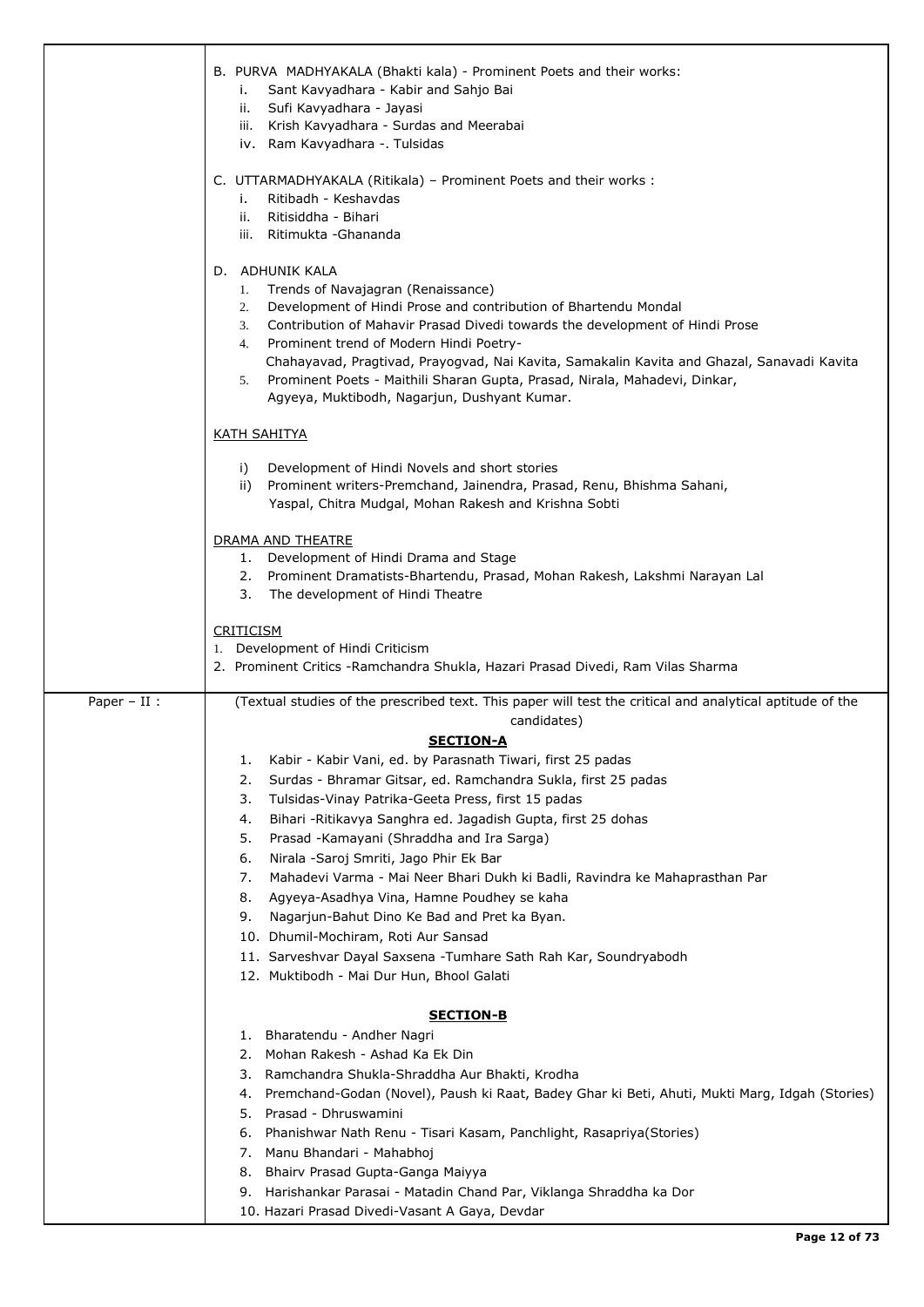| | |
|---|---|
| | B. PURVA MADHYAKALA (Bhakti kala) - Prominent Poets and their works:<br>i. Sant Kavyadhara - Kabir and Sahjo Bai<br>ii. Sufi Kavyadhara - Jayasi<br>iii. Krish Kavyadhara - Surdas and Meerabai<br>iv. Ram Kavyadhara -. Tulsidas<br><br>C. UTTARMADHYAKALA (Ritikala) – Prominent Poets and their works :<br>i. Ritibadh - Keshavdas<br>ii. Ritisiddha - Bihari<br>iii. Ritimukta -Ghananda<br><br>D. ADHUNIK KALA<br>1. Trends of Navajagran (Renaissance)<br>2. Development of Hindi Prose and contribution of Bhartendu Mondal<br>3. Contribution of Mahavir Prasad Divedi towards the development of Hindi Prose<br>4. Prominent trend of Modern Hindi Poetry- Chahayavad, Pragtivad, Prayogvad, Nai Kavita, Samakalin Kavita and Ghazal, Sanavadi Kavita<br>5. Prominent Poets - Maithili Sharan Gupta, Prasad, Nirala, Mahadevi, Dinkar, Agyeya, Muktibodh, Nagarjun, Dushyant Kumar.<br><br>KATH SAHITYA<br><br>i) Development of Hindi Novels and short stories<br>ii) Prominent writers-Premchand, Jainendra, Prasad, Renu, Bhishma Sahani, Yaspal, Chitra Mudgal, Mohan Rakesh and Krishna Sobti<br><br>DRAMA AND THEATRE<br>1. Development of Hindi Drama and Stage<br>2. Prominent Dramatists-Bhartendu, Prasad, Mohan Rakesh, Lakshmi Narayan Lal<br>3. The development of Hindi Theatre<br><br>CRITICISM<br>1. Development of Hindi Criticism<br>2. Prominent Critics -Ramchandra Shukla, Hazari Prasad Divedi, Ram Vilas Sharma |
| Paper – II : | (Textual studies of the prescribed text. This paper will test the critical and analytical aptitude of the candidates)<br><br>**SECTION-A**<br>1. Kabir - Kabir Vani, ed. by Parasnath Tiwari, first 25 padas<br>2. Surdas - Bhramar Gitsar, ed. Ramchandra Sukla, first 25 padas<br>3. Tulsidas-Vinay Patrika-Geeta Press, first 15 padas<br>4. Bihari -Ritikavya Sanghra ed. Jagadish Gupta, first 25 dohas<br>5. Prasad -Kamayani (Shraddha and Ira Sarga)<br>6. Nirala -Saroj Smriti, Jago Phir Ek Bar<br>7. Mahadevi Varma - Mai Neer Bhari Dukh ki Badli, Ravindra ke Mahaprasthan Par<br>8. Agyeya-Asadhya Vina, Hamne Poudhey se kaha<br>9. Nagarjun-Bahut Dino Ke Bad and Pret ka Byan.<br>10. Dhumil-Mochiram, Roti Aur Sansad<br>11. Sarveshvar Dayal Saxsena -Tumhare Sath Rah Kar, Soundryabodh<br>12. Muktibodh - Mai Dur Hun, Bhool Galati<br><br>**SECTION-B**<br>1. Bharatendu - Andher Nagri<br>2. Mohan Rakesh - Ashad Ka Ek Din<br>3. Ramchandra Shukla-Shraddha Aur Bhakti, Krodha<br>4. Premchand-Godan (Novel), Paush ki Raat, Badey Ghar ki Beti, Ahuti, Mukti Marg, Idgah (Stories)<br>5. Prasad - Dhruswamini<br>6. Phanishwar Nath Renu - Tisari Kasam, Panchlight, Rasapriya(Stories)<br>7. Manu Bhandari - Mahabhoj<br>8. Bhairv Prasad Gupta-Ganga Maiyya<br>9. Harishankar Parasai - Matadin Chand Par, Viklanga Shraddha ka Dor<br>10. Hazari Prasad Divedi-Vasant A Gaya, Devdar |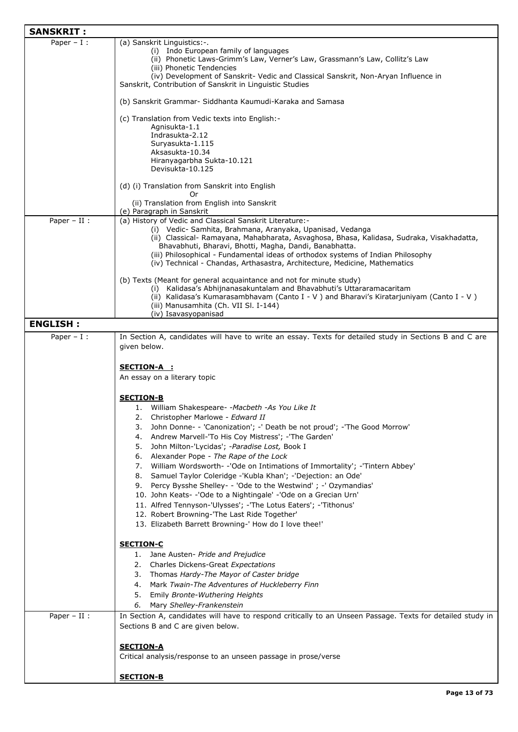| **SANSKRIT :** | |
|---|---|
| Paper – I : | (a) Sanskrit Linguistics:-.<br>(i) Indo European family of languages<br>(ii) Phonetic Laws-Grimm's Law, Verner's Law, Grassmann's Law, Collitz's Law<br>(iii) Phonetic Tendencies<br>(iv) Development of Sanskrit- Vedic and Classical Sanskrit, Non-Aryan Influence in Sanskrit, Contribution of Sanskrit in Linguistic Studies<br><br>(b) Sanskrit Grammar- Siddhanta Kaumudi-Karaka and Samasa<br><br>(c) Translation from Vedic texts into English:-<br>Agnisukta-1.1<br>Indrasukta-2.12<br>Suryasukta-1.115<br>Aksasukta-10.34<br>Hiranyagarbha Sukta-10.121<br>Devisukta-10.125<br><br>(d) (i) Translation from Sanskrit into English<br>Or<br>(ii) Translation from English into Sanskrit<br>(e) Paragraph in Sanskrit |
| Paper – II : | (a) History of Vedic and Classical Sanskrit Literature:-<br>(i) Vedic- Samhita, Brahmana, Aranyaka, Upanisad, Vedanga<br>(ii) Classical- Ramayana, Mahabharata, Asvaghosa, Bhasa, Kalidasa, Sudraka, Visakhadatta, Bhavabhuti, Bharavi, Bhotti, Magha, Dandi, Banabhatta.<br>(iii) Philosophical - Fundamental ideas of orthodox systems of Indian Philosophy<br>(iv) Technical - Chandas, Arthasastra, Architecture, Medicine, Mathematics<br><br>(b) Texts (Meant for general acquaintance and not for minute study)<br>(i) Kalidasa's Abhijnanasakuntalam and Bhavabhuti's Uttararamacaritam<br>(ii) Kalidasa's Kumarasambhavam (Canto I - V ) and Bharavi's Kiratarjuniyam (Canto I - V )<br>(iii) Manusamhita (Ch. VII Sl. I-144)<br>(iv) Isavasyopanisad |
| **ENGLISH :** | |
| Paper – I : | In Section A, candidates will have to write an essay. Texts for detailed study in Sections B and C are given below.<br><br>**SECTION-A :**<br>An essay on a literary topic<br><br>**SECTION-B**<br>1. William Shakespeare- -*Macbeth -As You Like It*<br>2. Christopher Marlowe - *Edward II*<br>3. John Donne- - 'Canonization'; -' Death be not proud'; -'The Good Morrow'<br>4. Andrew Marvell-'To His Coy Mistress'; -'The Garden'<br>5. John Milton-'Lycidas'; -*Paradise Lost,* Book I<br>6. Alexander Pope - *The Rape of the Lock*<br>7. William Wordsworth- -'Ode on Intimations of Immortality'; -'Tintern Abbey'<br>8. Samuel Taylor Coleridge -'Kubla Khan'; -'Dejection: an Ode'<br>9. Percy Bysshe Shelley- - 'Ode to the Westwind' ; -' Ozymandias'<br>10. John Keats- -'Ode to a Nightingale' -'Ode on a Grecian Urn'<br>11. Alfred Tennyson-'Ulysses'; -'The Lotus Eaters'; -'Tithonus'<br>12. Robert Browning-'The Last Ride Together'<br>13. Elizabeth Barrett Browning-' How do I love thee!'<br><br>**SECTION-C**<br>1. Jane Austen- *Pride and Prejudice*<br>2. Charles Dickens-Great *Expectations*<br>3. Thomas *Hardy-The Mayor of Caster bridge*<br>4. Mark *Twain-The Adventures of Huckleberry Finn*<br>5. Emily *Bronte-Wuthering Heights*<br>6. Mary *Shelley-Frankenstein* |
| Paper – II : | In Section A, candidates will have to respond critically to an Unseen Passage. Texts for detailed study in Sections B and C are given below.<br><br>**SECTION-A**<br>Critical analysis/response to an unseen passage in prose/verse<br><br>**SECTION-B** |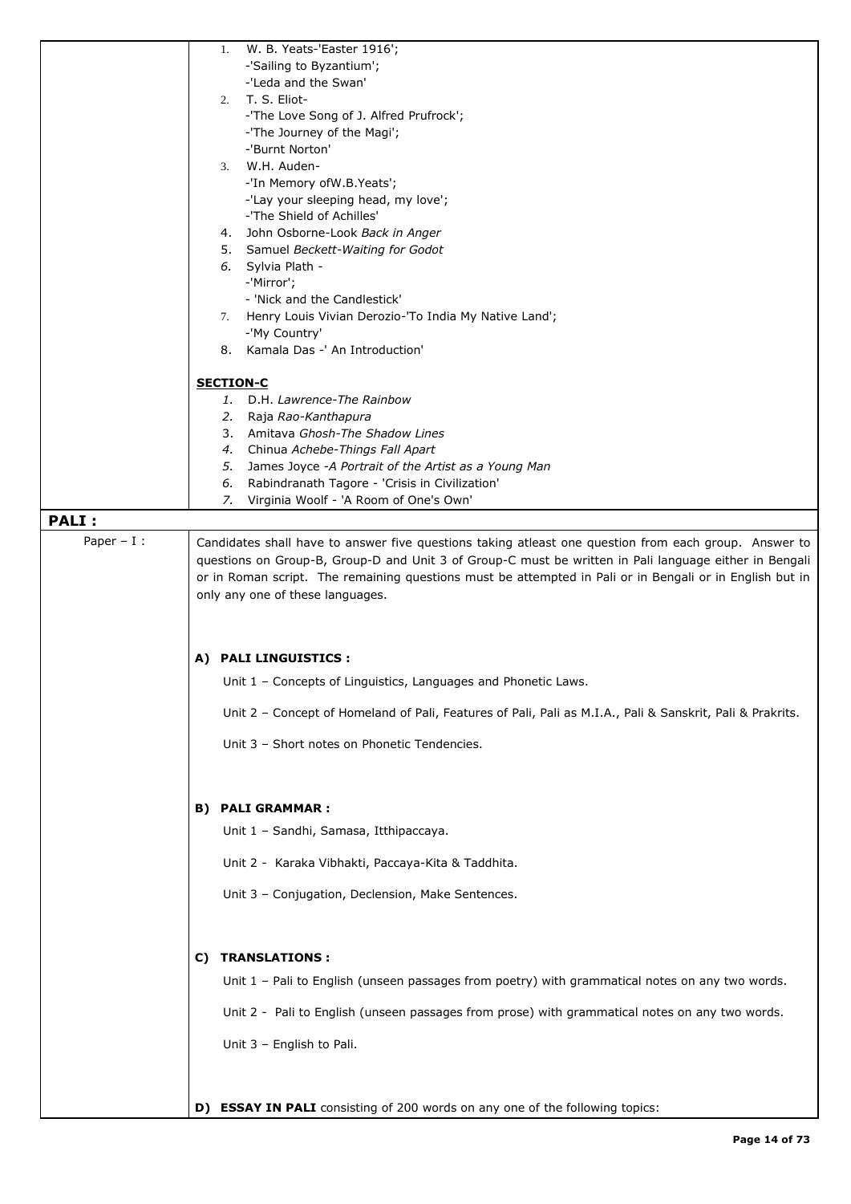1. W. B. Yeats-'Easter 1916';
   -'Sailing to Byzantium';
   -'Leda and the Swan'
2. T. S. Eliot-
   -'The Love Song of J. Alfred Prufrock';
   -'The Journey of the Magi';
   -'Burnt Norton'
3. W.H. Auden-
   -'In Memory ofW.B.Yeats';
   -'Lay your sleeping head, my love';
   -'The Shield of Achilles'
4. John Osborne-Look *Back in Anger*
5. Samuel *Beckett-Waiting for Godot*
6. Sylvia Plath -
   -'Mirror';
   - 'Nick and the Candlestick'
7. Henry Louis Vivian Derozio-'To India My Native Land';
   -'My Country'
8. Kamala Das -' An Introduction'

**SECTION-C**

1. D.H. *Lawrence-The Rainbow*
2. Raja *Rao-Kanthapura*
3. Amitava *Ghosh-The Shadow Lines*
4. Chinua *Achebe-Things Fall Apart*
5. James Joyce -*A Portrait of the Artist as a Young Man*
6. Rabindranath Tagore - 'Crisis in Civilization'
7. Virginia Woolf - 'A Room of One's Own'

## PALI :

**Paper – I :**

Candidates shall have to answer five questions taking atleast one question from each group. Answer to questions on Group-B, Group-D and Unit 3 of Group-C must be written in Pali language either in Bengali or in Roman script. The remaining questions must be attempted in Pali or in Bengali or in English but in only any one of these languages.

**A) PALI LINGUISTICS :**

Unit 1 – Concepts of Linguistics, Languages and Phonetic Laws.

Unit 2 – Concept of Homeland of Pali, Features of Pali, Pali as M.I.A., Pali & Sanskrit, Pali & Prakrits.

Unit 3 – Short notes on Phonetic Tendencies.

**B) PALI GRAMMAR :**

Unit 1 – Sandhi, Samasa, Itthipaccaya.

Unit 2 - Karaka Vibhakti, Paccaya-Kita & Taddhita.

Unit 3 – Conjugation, Declension, Make Sentences.

**C) TRANSLATIONS :**

Unit 1 – Pali to English (unseen passages from poetry) with grammatical notes on any two words.

Unit 2 - Pali to English (unseen passages from prose) with grammatical notes on any two words.

Unit 3 – English to Pali.

**D) ESSAY IN PALI** consisting of 200 words on any one of the following topics: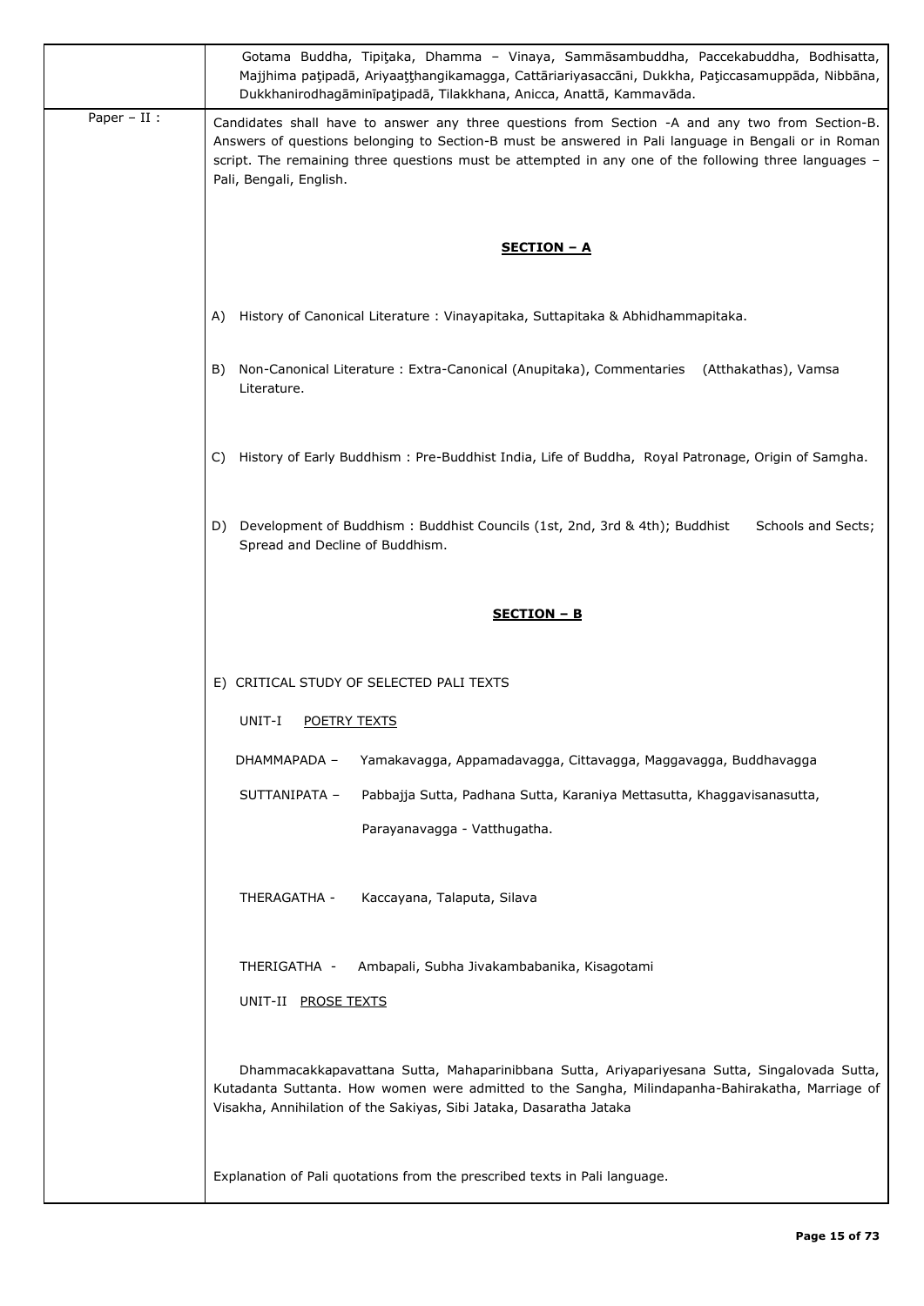| | |
|---|---|
| | Gotama Buddha, Tipiţaka, Dhamma – Vinaya, Sammāsambuddha, Paccekabuddha, Bodhisatta, Majjhima paţipadā, Ariyaaţţhangikamagga, Cattāriariyasaccāni, Dukkha, Paţiccasamuppāda, Nibbāna, Dukkhanirodhagāminīpaţipadā, Tilakkhana, Anicca, Anattā, Kammavāda. |
| Paper – II : | Candidates shall have to answer any three questions from Section -A and any two from Section-B. Answers of questions belonging to Section-B must be answered in Pali language in Bengali or in Roman script. The remaining three questions must be attempted in any one of the following three languages – Pali, Bengali, English. |

**SECTION – A**

A) History of Canonical Literature : Vinayapitaka, Suttapitaka & Abhidhammapitaka.

B) Non-Canonical Literature : Extra-Canonical (Anupitaka), Commentaries (Atthakathas), Vamsa Literature.

C) History of Early Buddhism : Pre-Buddhist India, Life of Buddha, Royal Patronage, Origin of Samgha.

D) Development of Buddhism : Buddhist Councils (1st, 2nd, 3rd & 4th); Buddhist Schools and Sects; Spread and Decline of Buddhism.

**SECTION – B**

E) CRITICAL STUDY OF SELECTED PALI TEXTS

UNIT-I POETRY TEXTS

DHAMMAPADA – Yamakavagga, Appamadavagga, Cittavagga, Maggavagga, Buddhavagga

SUTTANIPATA – Pabbajja Sutta, Padhana Sutta, Karaniya Mettasutta, Khaggavisanasutta, Parayanavagga - Vatthugatha.

THERAGATHA - Kaccayana, Talaputa, Silava

THERIGATHA - Ambapali, Subha Jivakambabanika, Kisagotami

UNIT-II PROSE TEXTS

Dhammacakkapavattana Sutta, Mahaparinibbana Sutta, Ariyapariyesana Sutta, Singalovada Sutta, Kutadanta Suttanta. How women were admitted to the Sangha, Milindapanha-Bahirakatha, Marriage of Visakha, Annihilation of the Sakiyas, Sibi Jataka, Dasaratha Jataka

Explanation of Pali quotations from the prescribed texts in Pali language.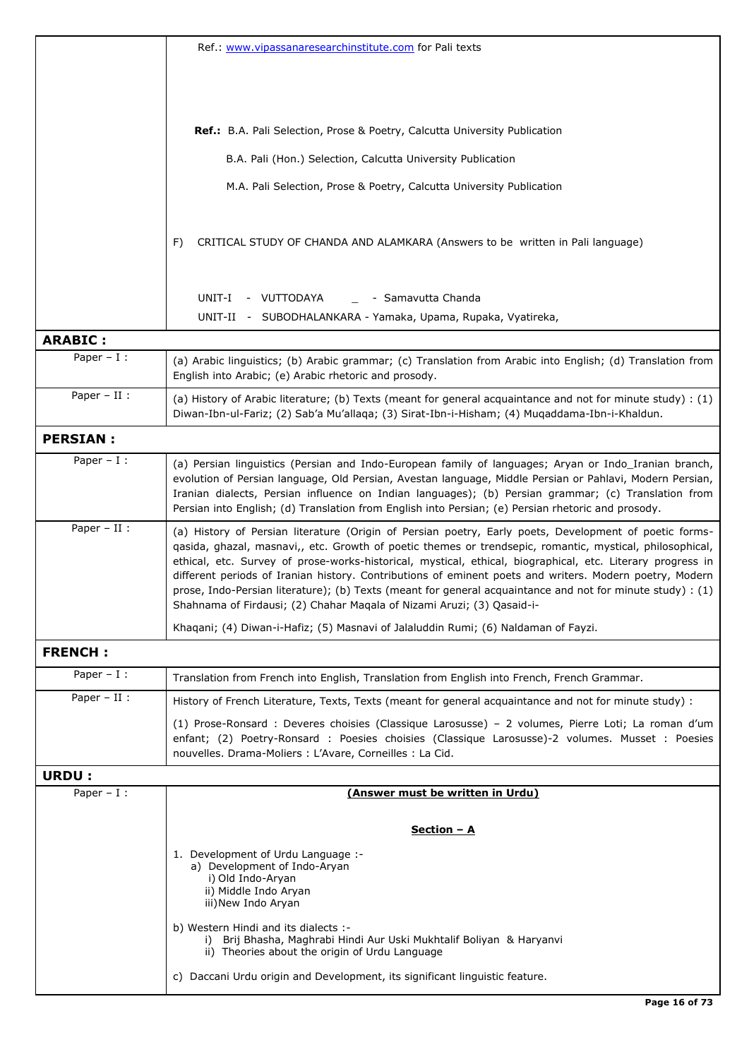| | |
|---|---|
| | Ref.: www.vipassanaresearchinstitute.com for Pali texts<br><br>**Ref.:** B.A. Pali Selection, Prose & Poetry, Calcutta University Publication<br><br>B.A. Pali (Hon.) Selection, Calcutta University Publication<br><br>M.A. Pali Selection, Prose & Poetry, Calcutta University Publication<br><br>F) CRITICAL STUDY OF CHANDA AND ALAMKARA (Answers to be written in Pali language)<br><br>UNIT-I - VUTTODAYA _ - Samavutta Chanda<br>UNIT-II - SUBODHALANKARA - Yamaka, Upama, Rupaka, Vyatireka, |
| **ARABIC :** | |
| Paper – I : | (a) Arabic linguistics; (b) Arabic grammar; (c) Translation from Arabic into English; (d) Translation from English into Arabic; (e) Arabic rhetoric and prosody. |
| Paper – II : | (a) History of Arabic literature; (b) Texts (meant for general acquaintance and not for minute study) : (1) Diwan-Ibn-ul-Fariz; (2) Sab'a Mu'allaqa; (3) Sirat-Ibn-i-Hisham; (4) Muqaddama-Ibn-i-Khaldun. |
| **PERSIAN :** | |
| Paper – I : | (a) Persian linguistics (Persian and Indo-European family of languages; Aryan or Indo_Iranian branch, evolution of Persian language, Old Persian, Avestan language, Middle Persian or Pahlavi, Modern Persian, Iranian dialects, Persian influence on Indian languages); (b) Persian grammar; (c) Translation from Persian into English; (d) Translation from English into Persian; (e) Persian rhetoric and prosody. |
| Paper – II : | (a) History of Persian literature (Origin of Persian poetry, Early poets, Development of poetic forms-qasida, ghazal, masnavi,, etc. Growth of poetic themes or trendsepic, romantic, mystical, philosophical, ethical, etc. Survey of prose-works-historical, mystical, ethical, biographical, etc. Literary progress in different periods of Iranian history. Contributions of eminent poets and writers. Modern poetry, Modern prose, Indo-Persian literature); (b) Texts (meant for general acquaintance and not for minute study) : (1) Shahnama of Firdausi; (2) Chahar Maqala of Nizami Aruzi; (3) Qasaid-i-<br><br>Khaqani; (4) Diwan-i-Hafiz; (5) Masnavi of Jalaluddin Rumi; (6) Naldaman of Fayzi. |
| **FRENCH :** | |
| Paper – I : | Translation from French into English, Translation from English into French, French Grammar. |
| Paper – II : | History of French Literature, Texts, Texts (meant for general acquaintance and not for minute study) :<br><br>(1) Prose-Ronsard : Deveres choisies (Classique Larosusse) – 2 volumes, Pierre Loti; La roman d'um enfant; (2) Poetry-Ronsard : Poesies choisies (Classique Larosusse)-2 volumes. Musset : Poesies nouvelles. Drama-Moliers : L'Avare, Corneilles : La Cid. |
| **URDU :** | |
| Paper – I : | **(Answer must be written in Urdu)**<br><br>**Section – A**<br><br>1. Development of Urdu Language :-<br>a) Development of Indo-Aryan<br>i) Old Indo-Aryan<br>ii) Middle Indo Aryan<br>iii) New Indo Aryan<br><br>b) Western Hindi and its dialects :-<br>i) Brij Bhasha, Maghrabi Hindi Aur Uski Mukhtalif Boliyan & Haryanvi<br>ii) Theories about the origin of Urdu Language<br><br>c) Daccani Urdu origin and Development, its significant linguistic feature. |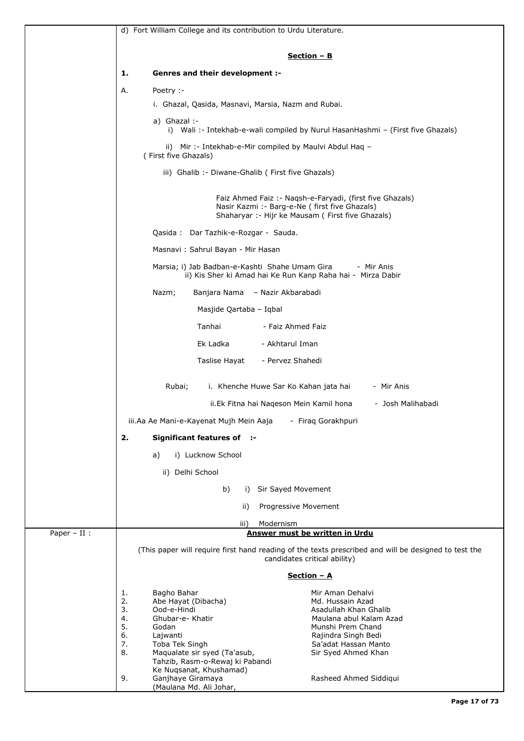d) Fort William College and its contribution to Urdu Literature.

**Section – B**

**1. Genres and their development :-**

A. Poetry :-

i. Ghazal, Qasida, Masnavi, Marsia, Nazm and Rubai.

a) Ghazal :-

i) Wali :- Intekhab-e-wali compiled by Nurul HasanHashmi – (First five Ghazals)

ii) Mir :- Intekhab-e-Mir compiled by Maulvi Abdul Haq – ( First five Ghazals)

iii) Ghalib :- Diwane-Ghalib ( First five Ghazals)

Faiz Ahmed Faiz :- Naqsh-e-Faryadi, (first five Ghazals)
Nasir Kazmi :- Barg-e-Ne ( first five Ghazals)
Shaharyar :- Hijr ke Mausam ( First five Ghazals)

Qasida : Dar Tazhik-e-Rozgar - Sauda.

Masnavi : Sahrul Bayan - Mir Hasan

Marsia; i) Jab Badban-e-Kashti Shahe Umam Gira - Mir Anis
ii) Kis Sher ki Amad hai Ke Run Kanp Raha hai - Mirza Dabir

Nazm; Banjara Nama – Nazir Akbarabadi

Masjide Qartaba – Iqbal

Tanhai - Faiz Ahmed Faiz

Ek Ladka - Akhtarul Iman

Taslise Hayat - Pervez Shahedi

Rubai; i. Khenche Huwe Sar Ko Kahan jata hai - Mir Anis

ii.Ek Fitna hai Naqeson Mein Kamil hona - Josh Malihabadi

iii.Aa Ae Mani-e-Kayenat Mujh Mein Aaja - Firaq Gorakhpuri

**2. Significant features of :-**

a) i) Lucknow School

ii) Delhi School

b) i) Sir Sayed Movement

ii) Progressive Movement

iii) Modernism

Paper – II :

**Answer must be written in Urdu**

(This paper will require first hand reading of the texts prescribed and will be designed to test the candidates critical ability)

**Section – A**

| No. | Text | Author |
|---|---|---|
| 1. | Bagho Bahar | Mir Aman Dehalvi |
| 2. | Abe Hayat (Dibacha) | Md. Hussain Azad |
| 3. | Ood-e-Hindi | Asadullah Khan Ghalib |
| 4. | Ghubar-e- Khatir | Maulana abul Kalam Azad |
| 5. | Godan | Munshi Prem Chand |
| 6. | Lajwanti | Rajindra Singh Bedi |
| 7. | Toba Tek Singh | Sa'adat Hassan Manto |
| 8. | Maqualate sir syed (Ta'asub, Tahzib, Rasm-o-Rewaj ki Pabandi Ke Nuqsanat, Khushamad) | Sir Syed Ahmed Khan |
| 9. | Ganjhaye Giramaya (Maulana Md. Ali Johar, | Rasheed Ahmed Siddiqui |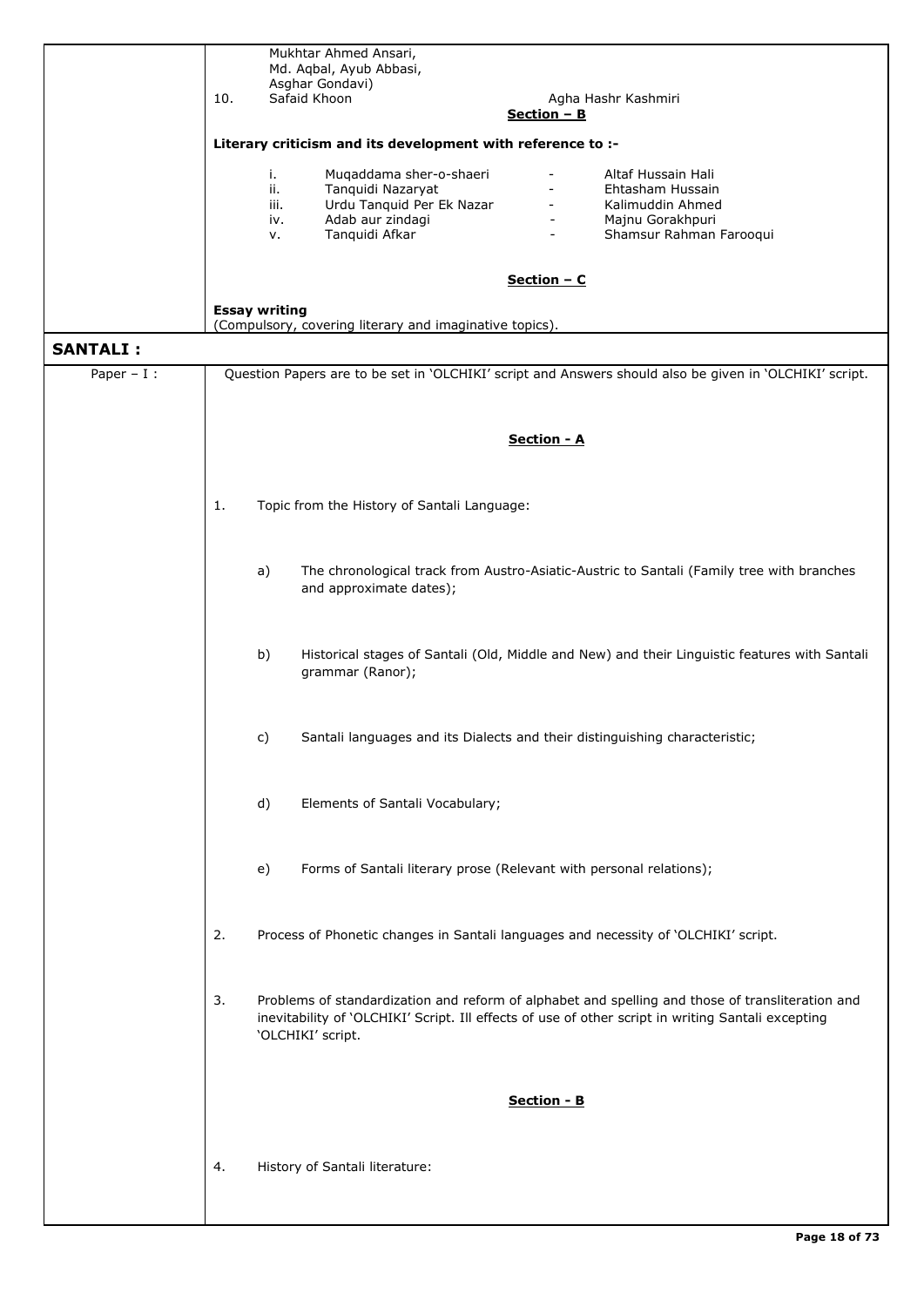Mukhtar Ahmed Ansari,
Md. Aqbal, Ayub Abbasi,
Asghar Gondavi)

10. Safaid Khoon - Agha Hashr Kashmiri

**Section – B**

**Literary criticism and its development with reference to :-**

i. Muqaddama sher-o-shaeri - Altaf Hussain Hali
ii. Tanquidi Nazaryat - Ehtasham Hussain
iii. Urdu Tanquid Per Ek Nazar - Kalimuddin Ahmed
iv. Adab aur zindagi - Majnu Gorakhpuri
v. Tanquidi Afkar - Shamsur Rahman Farooqui

**Section – C**

**Essay writing**
(Compulsory, covering literary and imaginative topics).

## SANTALI :

**Paper – I :**

Question Papers are to be set in 'OLCHIKI' script and Answers should also be given in 'OLCHIKI' script.

**Section - A**

1. Topic from the History of Santali Language:

   a) The chronological track from Austro-Asiatic-Austric to Santali (Family tree with branches and approximate dates);

   b) Historical stages of Santali (Old, Middle and New) and their Linguistic features with Santali grammar (Ranor);

   c) Santali languages and its Dialects and their distinguishing characteristic;

   d) Elements of Santali Vocabulary;

   e) Forms of Santali literary prose (Relevant with personal relations);

2. Process of Phonetic changes in Santali languages and necessity of 'OLCHIKI' script.

3. Problems of standardization and reform of alphabet and spelling and those of transliteration and inevitability of 'OLCHIKI' Script. Ill effects of use of other script in writing Santali excepting 'OLCHIKI' script.

**Section - B**

4. History of Santali literature: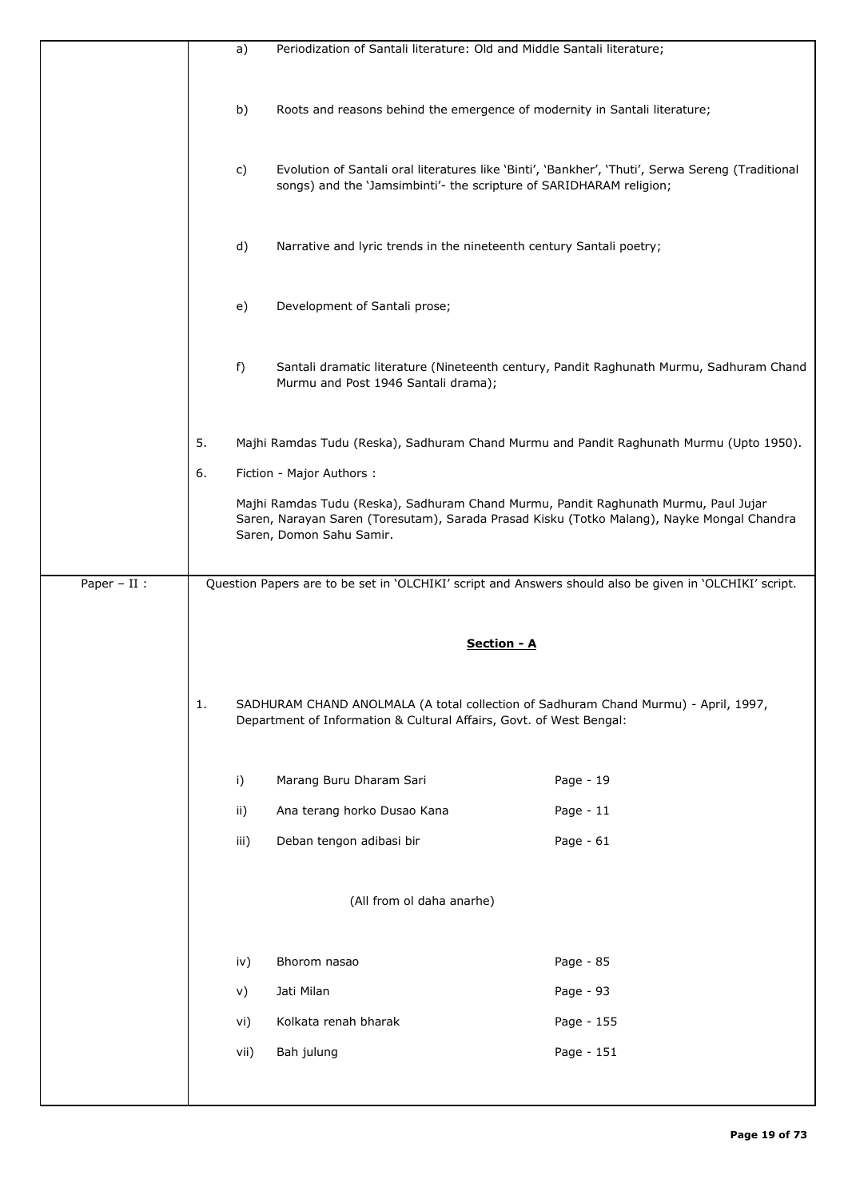a) Periodization of Santali literature: Old and Middle Santali literature;

b) Roots and reasons behind the emergence of modernity in Santali literature;

c) Evolution of Santali oral literatures like 'Binti', 'Bankher', 'Thuti', Serwa Sereng (Traditional songs) and the 'Jamsimbinti'- the scripture of SARIDHARAM religion;

d) Narrative and lyric trends in the nineteenth century Santali poetry;

e) Development of Santali prose;

f) Santali dramatic literature (Nineteenth century, Pandit Raghunath Murmu, Sadhuram Chand Murmu and Post 1946 Santali drama);

5. Majhi Ramdas Tudu (Reska), Sadhuram Chand Murmu and Pandit Raghunath Murmu (Upto 1950).

6. Fiction - Major Authors :

   Majhi Ramdas Tudu (Reska), Sadhuram Chand Murmu, Pandit Raghunath Murmu, Paul Jujar Saren, Narayan Saren (Toresutam), Sarada Prasad Kisku (Totko Malang), Nayke Mongal Chandra Saren, Domon Sahu Samir.

**Paper – II :**

Question Papers are to be set in 'OLCHIKI' script and Answers should also be given in 'OLCHIKI' script.

**Section - A**

1. SADHURAM CHAND ANOLMALA (A total collection of Sadhuram Chand Murmu) - April, 1997, Department of Information & Cultural Affairs, Govt. of West Bengal:

| | | |
|---|---|---|
| i) | Marang Buru Dharam Sari | Page - 19 |
| ii) | Ana terang horko Dusao Kana | Page - 11 |
| iii) | Deban tengon adibasi bir | Page - 61 |

(All from ol daha anarhe)

| | | |
|---|---|---|
| iv) | Bhorom nasao | Page - 85 |
| v) | Jati Milan | Page - 93 |
| vi) | Kolkata renah bharak | Page - 155 |
| vii) | Bah julung | Page - 151 |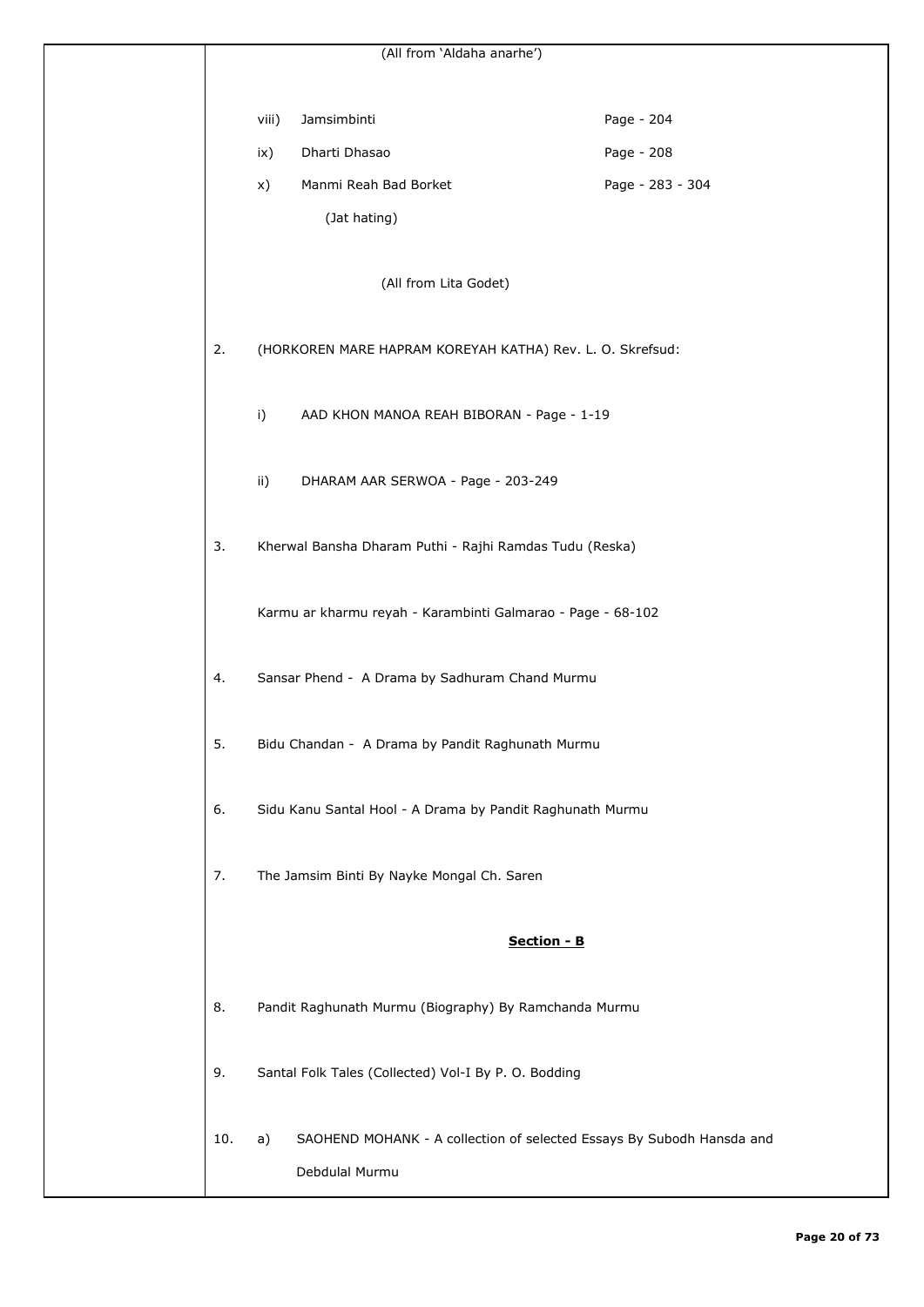(All from 'Aldaha anarhe')

viii) Jamsimbinti Page - 204

ix) Dharti Dhasao Page - 208

x) Manmi Reah Bad Borket Page - 283 - 304

(Jat hating)

(All from Lita Godet)

2. (HORKOREN MARE HAPRAM KOREYAH KATHA) Rev. L. O. Skrefsud:

   i) AAD KHON MANOA REAH BIBORAN - Page - 1-19

   ii) DHARAM AAR SERWOA - Page - 203-249

3. Kherwal Bansha Dharam Puthi - Rajhi Ramdas Tudu (Reska)

   Karmu ar kharmu reyah - Karambinti Galmarao - Page - 68-102

4. Sansar Phend - A Drama by Sadhuram Chand Murmu

5. Bidu Chandan - A Drama by Pandit Raghunath Murmu

6. Sidu Kanu Santal Hool - A Drama by Pandit Raghunath Murmu

7. The Jamsim Binti By Nayke Mongal Ch. Saren

**Section - B**

8. Pandit Raghunath Murmu (Biography) By Ramchanda Murmu

9. Santal Folk Tales (Collected) Vol-I By P. O. Bodding

10. a) SAOHEND MOHANK - A collection of selected Essays By Subodh Hansda and Debdulal Murmu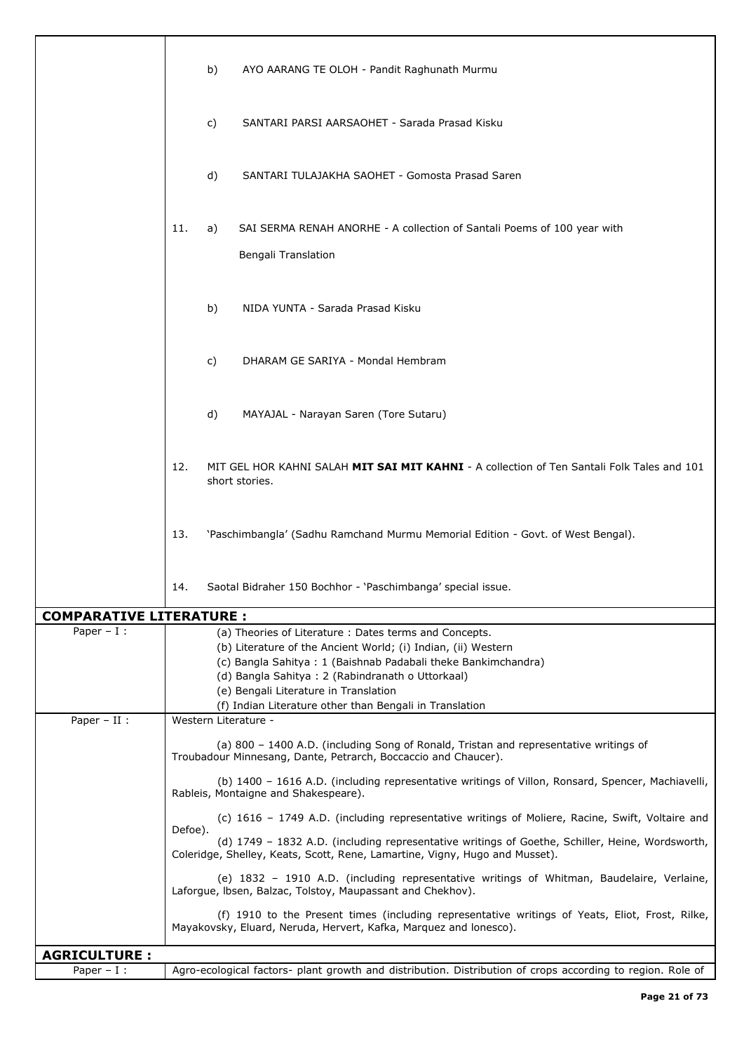| | |
|---|---|
| | b) AYO AARANG TE OLOH - Pandit Raghunath Murmu |
| | c) SANTARI PARSI AARSAOHET - Sarada Prasad Kisku |
| | d) SANTARI TULAJAKHA SAOHET - Gomosta Prasad Saren |
| | 11. a) SAI SERMA RENAH ANORHE - A collection of Santali Poems of 100 year with Bengali Translation |
| | b) NIDA YUNTA - Sarada Prasad Kisku |
| | c) DHARAM GE SARIYA - Mondal Hembram |
| | d) MAYAJAL - Narayan Saren (Tore Sutaru) |
| | 12. MIT GEL HOR KAHNI SALAH **MIT SAI MIT KAHNI** - A collection of Ten Santali Folk Tales and 101 short stories. |
| | 13. 'Paschimbangla' (Sadhu Ramchand Murmu Memorial Edition - Govt. of West Bengal). |
| | 14. Saotal Bidraher 150 Bochhor - 'Paschimbanga' special issue. |
| **COMPARATIVE LITERATURE :** | |
| Paper – I : | (a) Theories of Literature : Dates terms and Concepts.<br>(b) Literature of the Ancient World; (i) Indian, (ii) Western<br>(c) Bangla Sahitya : 1 (Baishnab Padabali theke Bankimchandra)<br>(d) Bangla Sahitya : 2 (Rabindranath o Uttorkaal)<br>(e) Bengali Literature in Translation<br>(f) Indian Literature other than Bengali in Translation |
| Paper – II : | Western Literature -<br>(a) 800 – 1400 A.D. (including Song of Ronald, Tristan and representative writings of Troubadour Minnesang, Dante, Petrarch, Boccaccio and Chaucer).<br>(b) 1400 – 1616 A.D. (including representative writings of Villon, Ronsard, Spencer, Machiavelli, Rableis, Montaigne and Shakespeare).<br>(c) 1616 – 1749 A.D. (including representative writings of Moliere, Racine, Swift, Voltaire and Defoe).<br>(d) 1749 – 1832 A.D. (including representative writings of Goethe, Schiller, Heine, Wordsworth, Coleridge, Shelley, Keats, Scott, Rene, Lamartine, Vigny, Hugo and Musset).<br>(e) 1832 – 1910 A.D. (including representative writings of Whitman, Baudelaire, Verlaine, Laforgue, Ibsen, Balzac, Tolstoy, Maupassant and Chekhov).<br>(f) 1910 to the Present times (including representative writings of Yeats, Eliot, Frost, Rilke, Mayakovsky, Eluard, Neruda, Hervert, Kafka, Marquez and Ionesco). |
| **AGRICULTURE :** | |
| Paper – I : | Agro-ecological factors- plant growth and distribution. Distribution of crops according to region. Role of |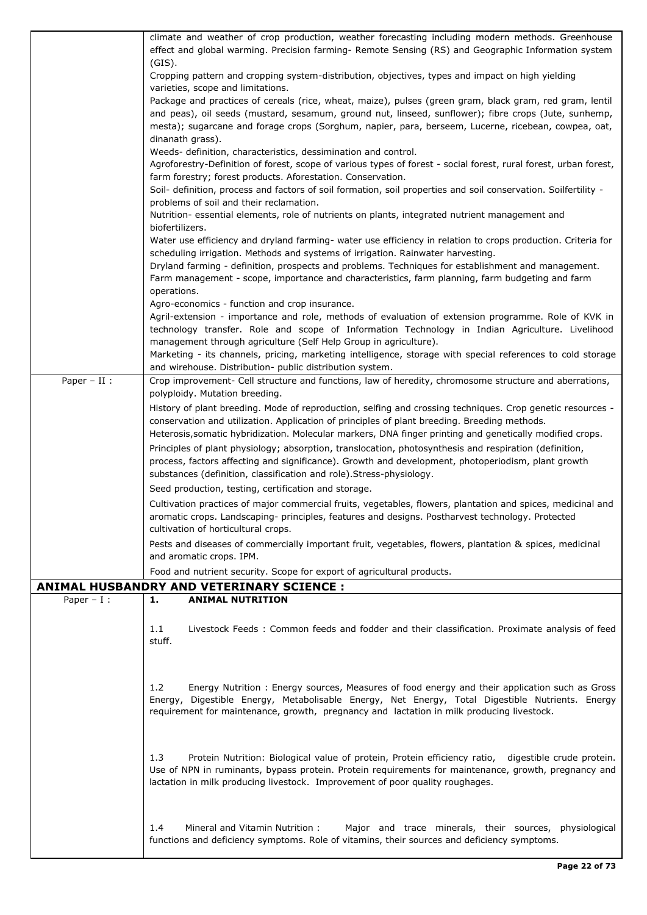| | |
|---|---|
| | climate and weather of crop production, weather forecasting including modern methods. Greenhouse effect and global warming. Precision farming- Remote Sensing (RS) and Geographic Information system (GIS).<br>Cropping pattern and cropping system-distribution, objectives, types and impact on high yielding varieties, scope and limitations.<br>Package and practices of cereals (rice, wheat, maize), pulses (green gram, black gram, red gram, lentil and peas), oil seeds (mustard, sesamum, ground nut, linseed, sunflower); fibre crops (Jute, sunhemp, mesta); sugarcane and forage crops (Sorghum, napier, para, berseem, Lucerne, ricebean, cowpea, oat, dinanath grass).<br>Weeds- definition, characteristics, dessimination and control.<br>Agroforestry-Definition of forest, scope of various types of forest - social forest, rural forest, urban forest, farm forestry; forest products. Aforestation. Conservation.<br>Soil- definition, process and factors of soil formation, soil properties and soil conservation. Soilfertility - problems of soil and their reclamation.<br>Nutrition- essential elements, role of nutrients on plants, integrated nutrient management and biofertilizers.<br>Water use efficiency and dryland farming- water use efficiency in relation to crops production. Criteria for scheduling irrigation. Methods and systems of irrigation. Rainwater harvesting.<br>Dryland farming - definition, prospects and problems. Techniques for establishment and management.<br>Farm management - scope, importance and characteristics, farm planning, farm budgeting and farm operations.<br>Agro-economics - function and crop insurance.<br>Agril-extension - importance and role, methods of evaluation of extension programme. Role of KVK in technology transfer. Role and scope of Information Technology in Indian Agriculture. Livelihood management through agriculture (Self Help Group in agriculture).<br>Marketing - its channels, pricing, marketing intelligence, storage with special references to cold storage and wirehouse. Distribution- public distribution system. |
| Paper – II : | Crop improvement- Cell structure and functions, law of heredity, chromosome structure and aberrations, polyploidy. Mutation breeding.<br>History of plant breeding. Mode of reproduction, selfing and crossing techniques. Crop genetic resources - conservation and utilization. Application of principles of plant breeding. Breeding methods. Heterosis,somatic hybridization. Molecular markers, DNA finger printing and genetically modified crops.<br>Principles of plant physiology; absorption, translocation, photosynthesis and respiration (definition, process, factors affecting and significance). Growth and development, photoperiodism, plant growth substances (definition, classification and role).Stress-physiology.<br>Seed production, testing, certification and storage.<br>Cultivation practices of major commercial fruits, vegetables, flowers, plantation and spices, medicinal and aromatic crops. Landscaping- principles, features and designs. Postharvest technology. Protected cultivation of horticultural crops.<br>Pests and diseases of commercially important fruit, vegetables, flowers, plantation & spices, medicinal and aromatic crops. IPM.<br>Food and nutrient security. Scope for export of agricultural products. |

## ANIMAL HUSBANDRY AND VETERINARY SCIENCE :

| | |
|---|---|
| Paper – I : | **1. ANIMAL NUTRITION**<br><br>1.1 Livestock Feeds : Common feeds and fodder and their classification. Proximate analysis of feed stuff.<br><br>1.2 Energy Nutrition : Energy sources, Measures of food energy and their application such as Gross Energy, Digestible Energy, Metabolisable Energy, Net Energy, Total Digestible Nutrients. Energy requirement for maintenance, growth, pregnancy and lactation in milk producing livestock.<br><br>1.3 Protein Nutrition: Biological value of protein, Protein efficiency ratio, digestible crude protein. Use of NPN in ruminants, bypass protein. Protein requirements for maintenance, growth, pregnancy and lactation in milk producing livestock. Improvement of poor quality roughages.<br><br>1.4 Mineral and Vitamin Nutrition : Major and trace minerals, their sources, physiological functions and deficiency symptoms. Role of vitamins, their sources and deficiency symptoms. |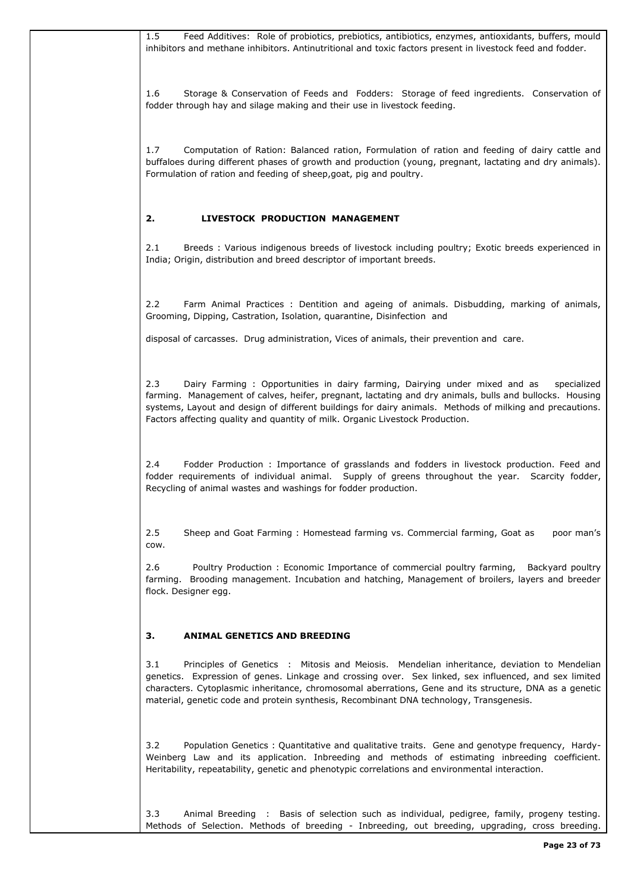1.5 Feed Additives: Role of probiotics, prebiotics, antibiotics, enzymes, antioxidants, buffers, mould inhibitors and methane inhibitors. Antinutritional and toxic factors present in livestock feed and fodder.

1.6 Storage & Conservation of Feeds and Fodders: Storage of feed ingredients. Conservation of fodder through hay and silage making and their use in livestock feeding.

1.7 Computation of Ration: Balanced ration, Formulation of ration and feeding of dairy cattle and buffaloes during different phases of growth and production (young, pregnant, lactating and dry animals). Formulation of ration and feeding of sheep,goat, pig and poultry.

## 2. LIVESTOCK PRODUCTION MANAGEMENT

2.1 Breeds : Various indigenous breeds of livestock including poultry; Exotic breeds experienced in India; Origin, distribution and breed descriptor of important breeds.

2.2 Farm Animal Practices : Dentition and ageing of animals. Disbudding, marking of animals, Grooming, Dipping, Castration, Isolation, quarantine, Disinfection and

disposal of carcasses. Drug administration, Vices of animals, their prevention and care.

2.3 Dairy Farming : Opportunities in dairy farming, Dairying under mixed and as specialized farming. Management of calves, heifer, pregnant, lactating and dry animals, bulls and bullocks. Housing systems, Layout and design of different buildings for dairy animals. Methods of milking and precautions. Factors affecting quality and quantity of milk. Organic Livestock Production.

2.4 Fodder Production : Importance of grasslands and fodders in livestock production. Feed and fodder requirements of individual animal. Supply of greens throughout the year. Scarcity fodder, Recycling of animal wastes and washings for fodder production.

2.5 Sheep and Goat Farming : Homestead farming vs. Commercial farming, Goat as poor man's cow.

2.6 Poultry Production : Economic Importance of commercial poultry farming, Backyard poultry farming. Brooding management. Incubation and hatching, Management of broilers, layers and breeder flock. Designer egg.

## 3. ANIMAL GENETICS AND BREEDING

3.1 Principles of Genetics : Mitosis and Meiosis. Mendelian inheritance, deviation to Mendelian genetics. Expression of genes. Linkage and crossing over. Sex linked, sex influenced, and sex limited characters. Cytoplasmic inheritance, chromosomal aberrations, Gene and its structure, DNA as a genetic material, genetic code and protein synthesis, Recombinant DNA technology, Transgenesis.

3.2 Population Genetics : Quantitative and qualitative traits. Gene and genotype frequency, Hardy-Weinberg Law and its application. Inbreeding and methods of estimating inbreeding coefficient. Heritability, repeatability, genetic and phenotypic correlations and environmental interaction.

3.3 Animal Breeding : Basis of selection such as individual, pedigree, family, progeny testing. Methods of Selection. Methods of breeding - Inbreeding, out breeding, upgrading, cross breeding.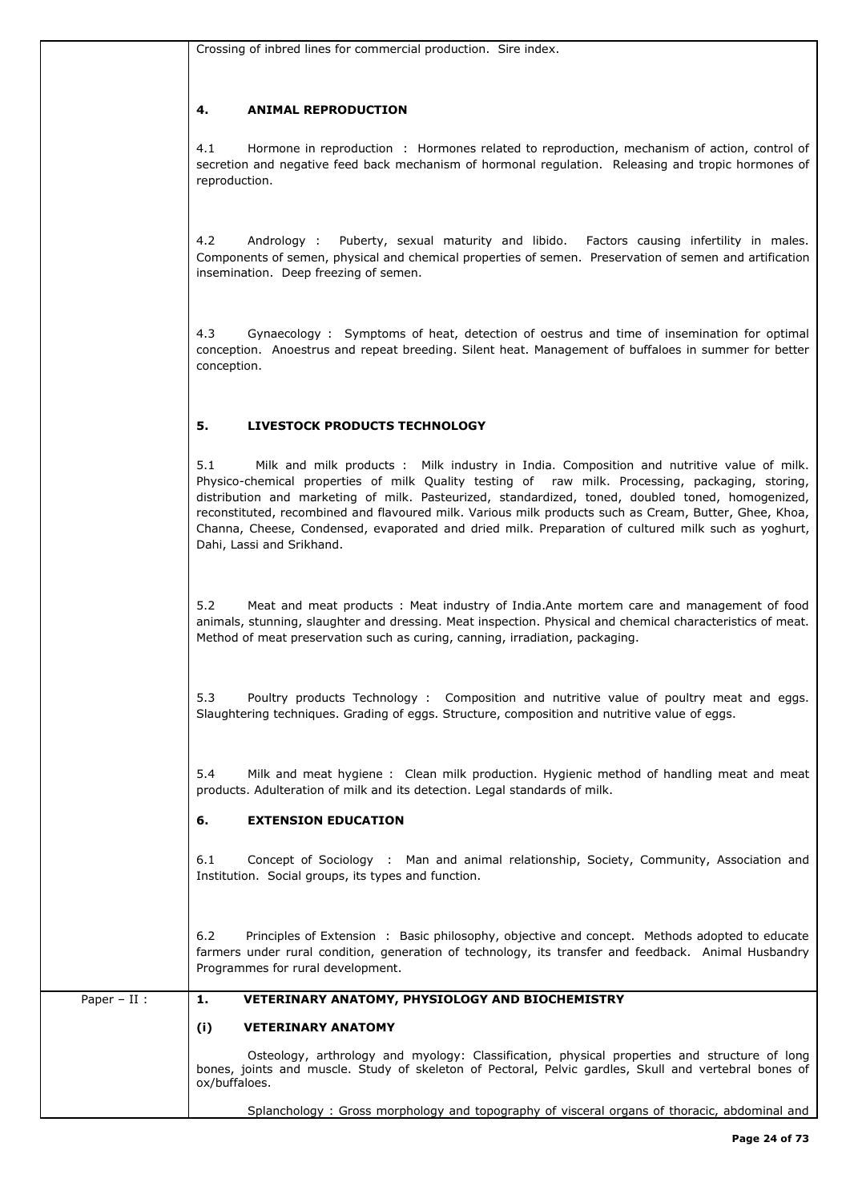Crossing of inbred lines for commercial production. Sire index.

#### 4. ANIMAL REPRODUCTION

4.1 Hormone in reproduction : Hormones related to reproduction, mechanism of action, control of secretion and negative feed back mechanism of hormonal regulation. Releasing and tropic hormones of reproduction.

4.2 Andrology : Puberty, sexual maturity and libido. Factors causing infertility in males. Components of semen, physical and chemical properties of semen. Preservation of semen and artification insemination. Deep freezing of semen.

4.3 Gynaecology : Symptoms of heat, detection of oestrus and time of insemination for optimal conception. Anoestrus and repeat breeding. Silent heat. Management of buffaloes in summer for better conception.

#### 5. LIVESTOCK PRODUCTS TECHNOLOGY

5.1 Milk and milk products : Milk industry in India. Composition and nutritive value of milk. Physico-chemical properties of milk Quality testing of raw milk. Processing, packaging, storing, distribution and marketing of milk. Pasteurized, standardized, toned, doubled toned, homogenized, reconstituted, recombined and flavoured milk. Various milk products such as Cream, Butter, Ghee, Khoa, Channa, Cheese, Condensed, evaporated and dried milk. Preparation of cultured milk such as yoghurt, Dahi, Lassi and Srikhand.

5.2 Meat and meat products : Meat industry of India.Ante mortem care and management of food animals, stunning, slaughter and dressing. Meat inspection. Physical and chemical characteristics of meat. Method of meat preservation such as curing, canning, irradiation, packaging.

5.3 Poultry products Technology : Composition and nutritive value of poultry meat and eggs. Slaughtering techniques. Grading of eggs. Structure, composition and nutritive value of eggs.

5.4 Milk and meat hygiene : Clean milk production. Hygienic method of handling meat and meat products. Adulteration of milk and its detection. Legal standards of milk.

#### 6. EXTENSION EDUCATION

6.1 Concept of Sociology : Man and animal relationship, Society, Community, Association and Institution. Social groups, its types and function.

6.2 Principles of Extension : Basic philosophy, objective and concept. Methods adopted to educate farmers under rural condition, generation of technology, its transfer and feedback. Animal Husbandry Programmes for rural development.

## Paper – II :

### 1. VETERINARY ANATOMY, PHYSIOLOGY AND BIOCHEMISTRY

#### (i) VETERINARY ANATOMY

Osteology, arthrology and myology: Classification, physical properties and structure of long bones, joints and muscle. Study of skeleton of Pectoral, Pelvic gardles, Skull and vertebral bones of ox/buffaloes.

Splanchology : Gross morphology and topography of visceral organs of thoracic, abdominal and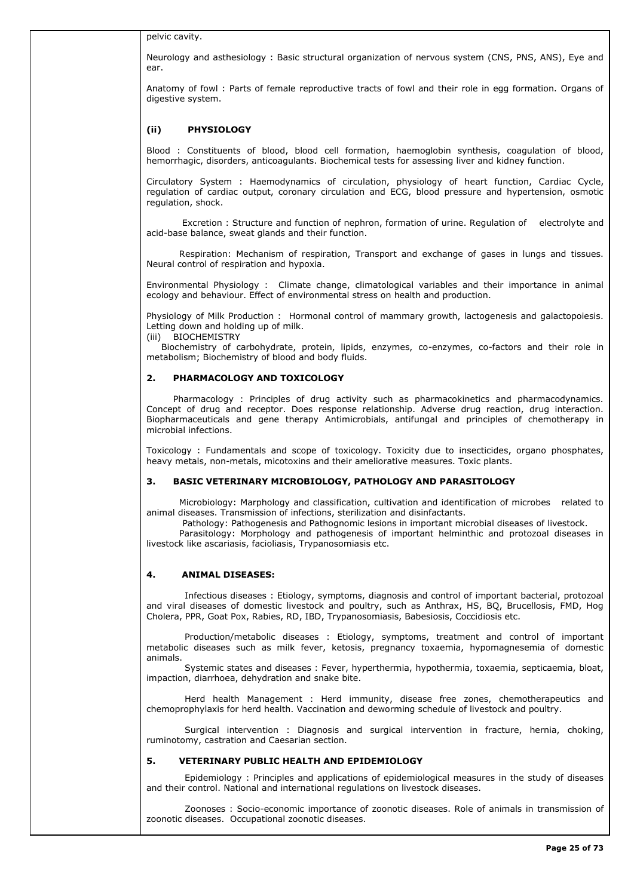pelvic cavity.

Neurology and asthesiology : Basic structural organization of nervous system (CNS, PNS, ANS), Eye and ear.

Anatomy of fowl : Parts of female reproductive tracts of fowl and their role in egg formation. Organs of digestive system.

**(ii) PHYSIOLOGY**

Blood : Constituents of blood, blood cell formation, haemoglobin synthesis, coagulation of blood, hemorrhagic, disorders, anticoagulants. Biochemical tests for assessing liver and kidney function.

Circulatory System : Haemodynamics of circulation, physiology of heart function, Cardiac Cycle, regulation of cardiac output, coronary circulation and ECG, blood pressure and hypertension, osmotic regulation, shock.

Excretion : Structure and function of nephron, formation of urine. Regulation of electrolyte and acid-base balance, sweat glands and their function.

Respiration: Mechanism of respiration, Transport and exchange of gases in lungs and tissues. Neural control of respiration and hypoxia.

Environmental Physiology : Climate change, climatological variables and their importance in animal ecology and behaviour. Effect of environmental stress on health and production.

Physiology of Milk Production : Hormonal control of mammary growth, lactogenesis and galactopoiesis. Letting down and holding up of milk.

(iii) BIOCHEMISTRY

Biochemistry of carbohydrate, protein, lipids, enzymes, co-enzymes, co-factors and their role in metabolism; Biochemistry of blood and body fluids.

**2. PHARMACOLOGY AND TOXICOLOGY**

Pharmacology : Principles of drug activity such as pharmacokinetics and pharmacodynamics. Concept of drug and receptor. Does response relationship. Adverse drug reaction, drug interaction. Biopharmaceuticals and gene therapy Antimicrobials, antifungal and principles of chemotherapy in microbial infections.

Toxicology : Fundamentals and scope of toxicology. Toxicity due to insecticides, organo phosphates, heavy metals, non-metals, micotoxins and their ameliorative measures. Toxic plants.

**3. BASIC VETERINARY MICROBIOLOGY, PATHOLOGY AND PARASITOLOGY**

Microbiology: Marphology and classification, cultivation and identification of microbes related to animal diseases. Transmission of infections, sterilization and disinfactants.

Pathology: Pathogenesis and Pathognomic lesions in important microbial diseases of livestock.

Parasitology: Morphology and pathogenesis of important helminthic and protozoal diseases in livestock like ascariasis, facioliasis, Trypanosomiasis etc.

**4. ANIMAL DISEASES:**

Infectious diseases : Etiology, symptoms, diagnosis and control of important bacterial, protozoal and viral diseases of domestic livestock and poultry, such as Anthrax, HS, BQ, Brucellosis, FMD, Hog Cholera, PPR, Goat Pox, Rabies, RD, IBD, Trypanosomiasis, Babesiosis, Coccidiosis etc.

Production/metabolic diseases : Etiology, symptoms, treatment and control of important metabolic diseases such as milk fever, ketosis, pregnancy toxaemia, hypomagnesemia of domestic animals.

Systemic states and diseases : Fever, hyperthermia, hypothermia, toxaemia, septicaemia, bloat, impaction, diarrhoea, dehydration and snake bite.

Herd health Management : Herd immunity, disease free zones, chemotherapeutics and chemoprophylaxis for herd health. Vaccination and deworming schedule of livestock and poultry.

Surgical intervention : Diagnosis and surgical intervention in fracture, hernia, choking, ruminotomy, castration and Caesarian section.

**5. VETERINARY PUBLIC HEALTH AND EPIDEMIOLOGY**

Epidemiology : Principles and applications of epidemiological measures in the study of diseases and their control. National and international regulations on livestock diseases.

Zoonoses : Socio-economic importance of zoonotic diseases. Role of animals in transmission of zoonotic diseases. Occupational zoonotic diseases.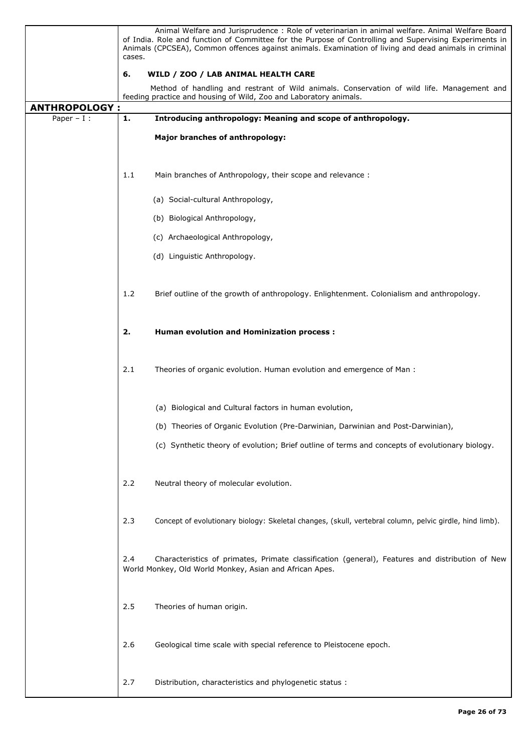Animal Welfare and Jurisprudence : Role of veterinarian in animal welfare. Animal Welfare Board of India. Role and function of Committee for the Purpose of Controlling and Supervising Experiments in Animals (CPCSEA), Common offences against animals. Examination of living and dead animals in criminal cases.

**6. WILD / ZOO / LAB ANIMAL HEALTH CARE**

Method of handling and restrant of Wild animals. Conservation of wild life. Management and feeding practice and housing of Wild, Zoo and Laboratory animals.

## ANTHROPOLOGY :

### Paper – I :

**1. Introducing anthropology: Meaning and scope of anthropology.**

**Major branches of anthropology:**

1.1 Main branches of Anthropology, their scope and relevance :

(a) Social-cultural Anthropology,

(b) Biological Anthropology,

(c) Archaeological Anthropology,

(d) Linguistic Anthropology.

1.2 Brief outline of the growth of anthropology. Enlightenment. Colonialism and anthropology.

**2. Human evolution and Hominization process :**

2.1 Theories of organic evolution. Human evolution and emergence of Man :

(a) Biological and Cultural factors in human evolution,

(b) Theories of Organic Evolution (Pre-Darwinian, Darwinian and Post-Darwinian),

(c) Synthetic theory of evolution; Brief outline of terms and concepts of evolutionary biology.

2.2 Neutral theory of molecular evolution.

2.3 Concept of evolutionary biology: Skeletal changes, (skull, vertebral column, pelvic girdle, hind limb).

2.4 Characteristics of primates, Primate classification (general), Features and distribution of New World Monkey, Old World Monkey, Asian and African Apes.

2.5 Theories of human origin.

2.6 Geological time scale with special reference to Pleistocene epoch.

2.7 Distribution, characteristics and phylogenetic status :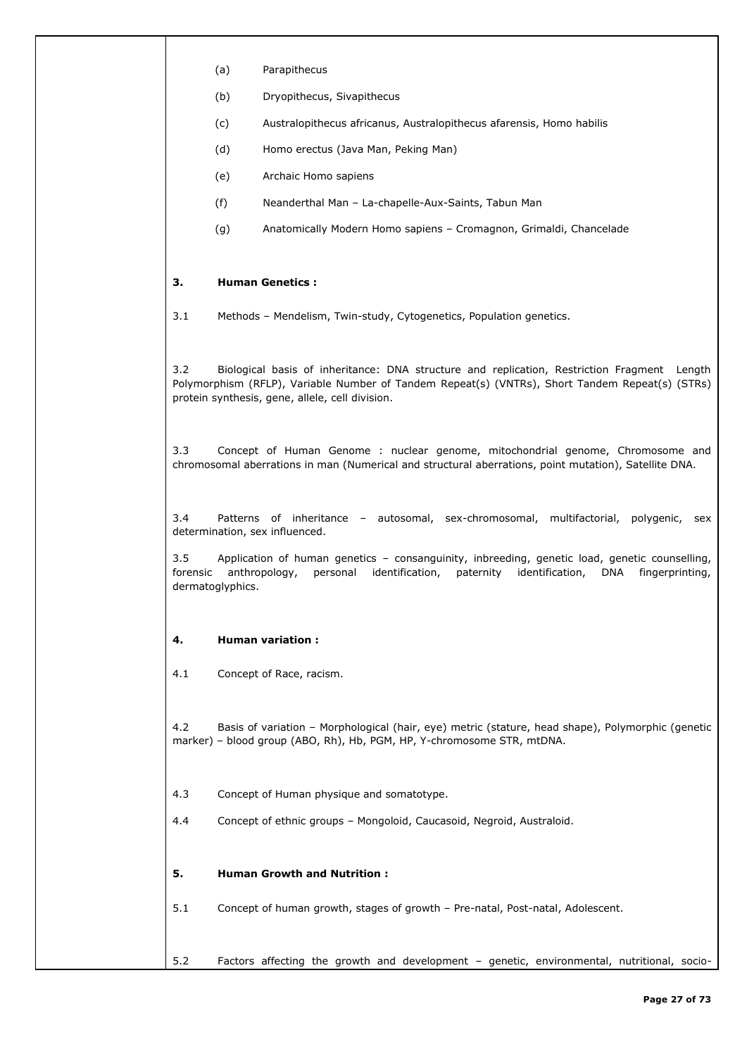(a) Parapithecus

(b) Dryopithecus, Sivapithecus

(c) Australopithecus africanus, Australopithecus afarensis, Homo habilis

(d) Homo erectus (Java Man, Peking Man)

(e) Archaic Homo sapiens

(f) Neanderthal Man – La-chapelle-Aux-Saints, Tabun Man

(g) Anatomically Modern Homo sapiens – Cromagnon, Grimaldi, Chancelade

**3. Human Genetics :**

3.1 Methods – Mendelism, Twin-study, Cytogenetics, Population genetics.

3.2 Biological basis of inheritance: DNA structure and replication, Restriction Fragment Length Polymorphism (RFLP), Variable Number of Tandem Repeat(s) (VNTRs), Short Tandem Repeat(s) (STRs) protein synthesis, gene, allele, cell division.

3.3 Concept of Human Genome : nuclear genome, mitochondrial genome, Chromosome and chromosomal aberrations in man (Numerical and structural aberrations, point mutation), Satellite DNA.

3.4 Patterns of inheritance – autosomal, sex-chromosomal, multifactorial, polygenic, sex determination, sex influenced.

3.5 Application of human genetics – consanguinity, inbreeding, genetic load, genetic counselling, forensic anthropology, personal identification, paternity identification, DNA fingerprinting, dermatoglyphics.

**4. Human variation :**

4.1 Concept of Race, racism.

4.2 Basis of variation – Morphological (hair, eye) metric (stature, head shape), Polymorphic (genetic marker) – blood group (ABO, Rh), Hb, PGM, HP, Y-chromosome STR, mtDNA.

4.3 Concept of Human physique and somatotype.

4.4 Concept of ethnic groups – Mongoloid, Caucasoid, Negroid, Australoid.

**5. Human Growth and Nutrition :**

5.1 Concept of human growth, stages of growth – Pre-natal, Post-natal, Adolescent.

5.2 Factors affecting the growth and development – genetic, environmental, nutritional, socio-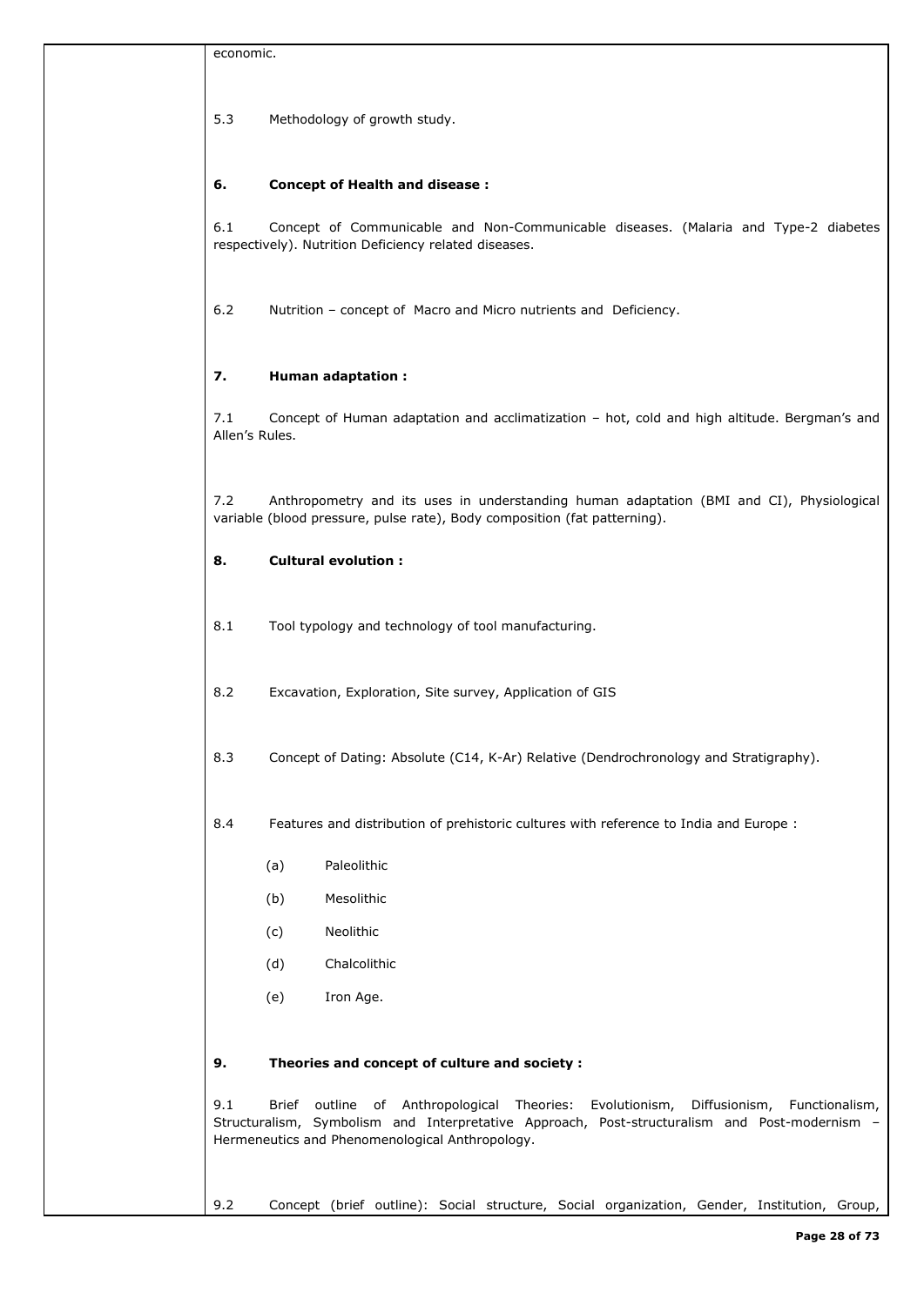economic.

5.3 Methodology of growth study.

**6. Concept of Health and disease :**

6.1 Concept of Communicable and Non-Communicable diseases. (Malaria and Type-2 diabetes respectively). Nutrition Deficiency related diseases.

6.2 Nutrition – concept of Macro and Micro nutrients and Deficiency.

**7. Human adaptation :**

7.1 Concept of Human adaptation and acclimatization – hot, cold and high altitude. Bergman's and Allen's Rules.

7.2 Anthropometry and its uses in understanding human adaptation (BMI and CI), Physiological variable (blood pressure, pulse rate), Body composition (fat patterning).

**8. Cultural evolution :**

8.1 Tool typology and technology of tool manufacturing.

8.2 Excavation, Exploration, Site survey, Application of GIS

8.3 Concept of Dating: Absolute (C14, K-Ar) Relative (Dendrochronology and Stratigraphy).

8.4 Features and distribution of prehistoric cultures with reference to India and Europe :

(a) Paleolithic

(b) Mesolithic

(c) Neolithic

(d) Chalcolithic

(e) Iron Age.

**9. Theories and concept of culture and society :**

9.1 Brief outline of Anthropological Theories: Evolutionism, Diffusionism, Functionalism, Structuralism, Symbolism and Interpretative Approach, Post-structuralism and Post-modernism – Hermeneutics and Phenomenological Anthropology.

9.2 Concept (brief outline): Social structure, Social organization, Gender, Institution, Group,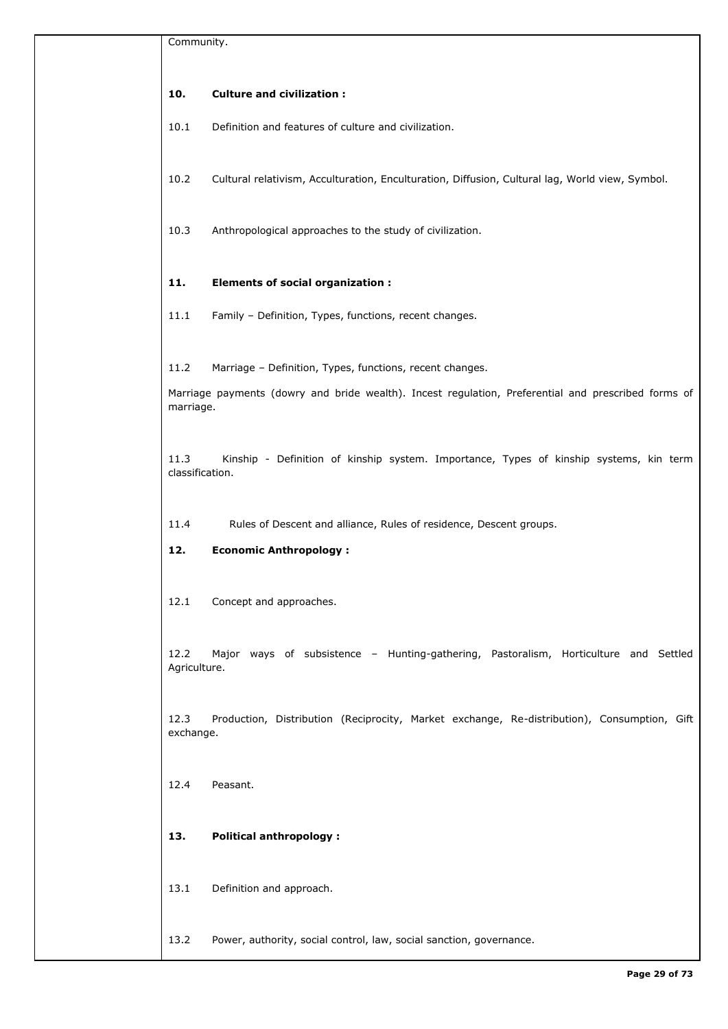Community.

**10. Culture and civilization :**

10.1 Definition and features of culture and civilization.

10.2 Cultural relativism, Acculturation, Enculturation, Diffusion, Cultural lag, World view, Symbol.

10.3 Anthropological approaches to the study of civilization.

**11. Elements of social organization :**

11.1 Family – Definition, Types, functions, recent changes.

11.2 Marriage – Definition, Types, functions, recent changes.

Marriage payments (dowry and bride wealth). Incest regulation, Preferential and prescribed forms of marriage.

11.3 Kinship - Definition of kinship system. Importance, Types of kinship systems, kin term classification.

11.4 Rules of Descent and alliance, Rules of residence, Descent groups.

**12. Economic Anthropology :**

12.1 Concept and approaches.

12.2 Major ways of subsistence – Hunting-gathering, Pastoralism, Horticulture and Settled Agriculture.

12.3 Production, Distribution (Reciprocity, Market exchange, Re-distribution), Consumption, Gift exchange.

12.4 Peasant.

**13. Political anthropology :**

13.1 Definition and approach.

13.2 Power, authority, social control, law, social sanction, governance.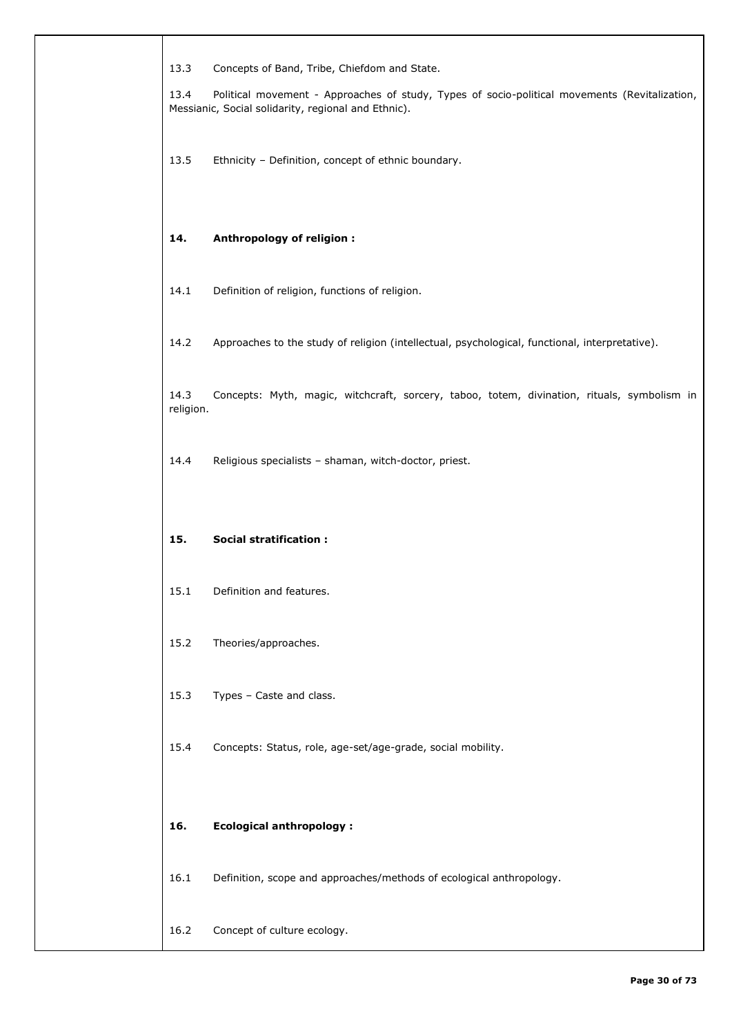13.3 Concepts of Band, Tribe, Chiefdom and State.

13.4 Political movement - Approaches of study, Types of socio-political movements (Revitalization, Messianic, Social solidarity, regional and Ethnic).

13.5 Ethnicity – Definition, concept of ethnic boundary.

**14. Anthropology of religion :**

14.1 Definition of religion, functions of religion.

14.2 Approaches to the study of religion (intellectual, psychological, functional, interpretative).

14.3 Concepts: Myth, magic, witchcraft, sorcery, taboo, totem, divination, rituals, symbolism in religion.

14.4 Religious specialists – shaman, witch-doctor, priest.

**15. Social stratification :**

15.1 Definition and features.

15.2 Theories/approaches.

15.3 Types – Caste and class.

15.4 Concepts: Status, role, age-set/age-grade, social mobility.

**16. Ecological anthropology :**

16.1 Definition, scope and approaches/methods of ecological anthropology.

16.2 Concept of culture ecology.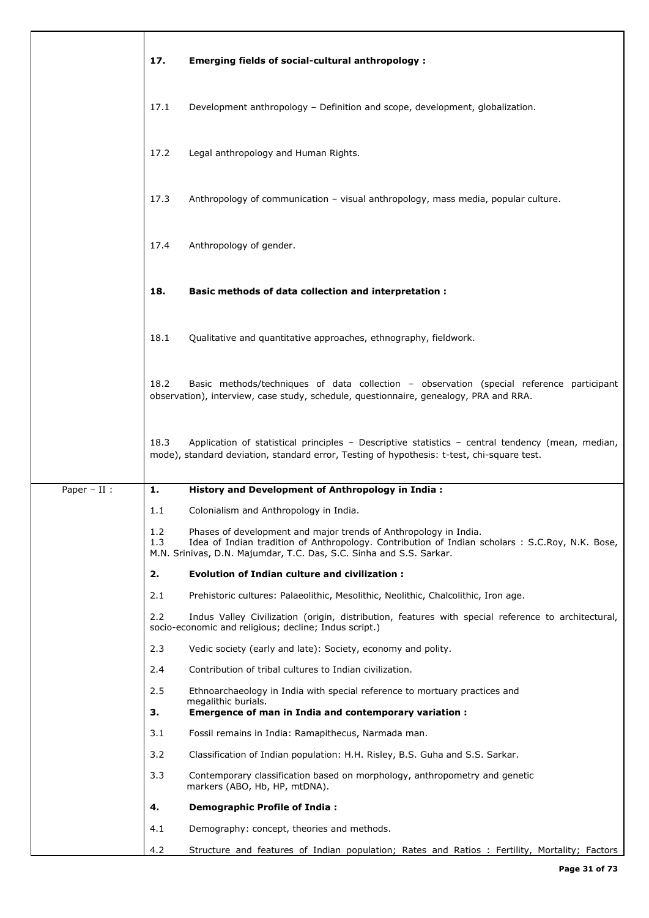**17. Emerging fields of social-cultural anthropology :**

17.1 Development anthropology – Definition and scope, development, globalization.

17.2 Legal anthropology and Human Rights.

17.3 Anthropology of communication – visual anthropology, mass media, popular culture.

17.4 Anthropology of gender.

**18. Basic methods of data collection and interpretation :**

18.1 Qualitative and quantitative approaches, ethnography, fieldwork.

18.2 Basic methods/techniques of data collection – observation (special reference participant observation), interview, case study, schedule, questionnaire, genealogy, PRA and RRA.

18.3 Application of statistical principles – Descriptive statistics – central tendency (mean, median, mode), standard deviation, standard error, Testing of hypothesis: t-test, chi-square test.

## Paper – II :

**1. History and Development of Anthropology in India :**

1.1 Colonialism and Anthropology in India.

1.2 Phases of development and major trends of Anthropology in India.

1.3 Idea of Indian tradition of Anthropology. Contribution of Indian scholars : S.C.Roy, N.K. Bose, M.N. Srinivas, D.N. Majumdar, T.C. Das, S.C. Sinha and S.S. Sarkar.

**2. Evolution of Indian culture and civilization :**

2.1 Prehistoric cultures: Palaeolithic, Mesolithic, Neolithic, Chalcolithic, Iron age.

2.2 Indus Valley Civilization (origin, distribution, features with special reference to architectural, socio-economic and religious; decline; Indus script.)

2.3 Vedic society (early and late): Society, economy and polity.

2.4 Contribution of tribal cultures to Indian civilization.

2.5 Ethnoarchaeology in India with special reference to mortuary practices and megalithic burials.

**3. Emergence of man in India and contemporary variation :**

3.1 Fossil remains in India: Ramapithecus, Narmada man.

3.2 Classification of Indian population: H.H. Risley, B.S. Guha and S.S. Sarkar.

3.3 Contemporary classification based on morphology, anthropometry and genetic markers (ABO, Hb, HP, mtDNA).

**4. Demographic Profile of India :**

4.1 Demography: concept, theories and methods.

4.2 Structure and features of Indian population; Rates and Ratios : Fertility, Mortality; Factors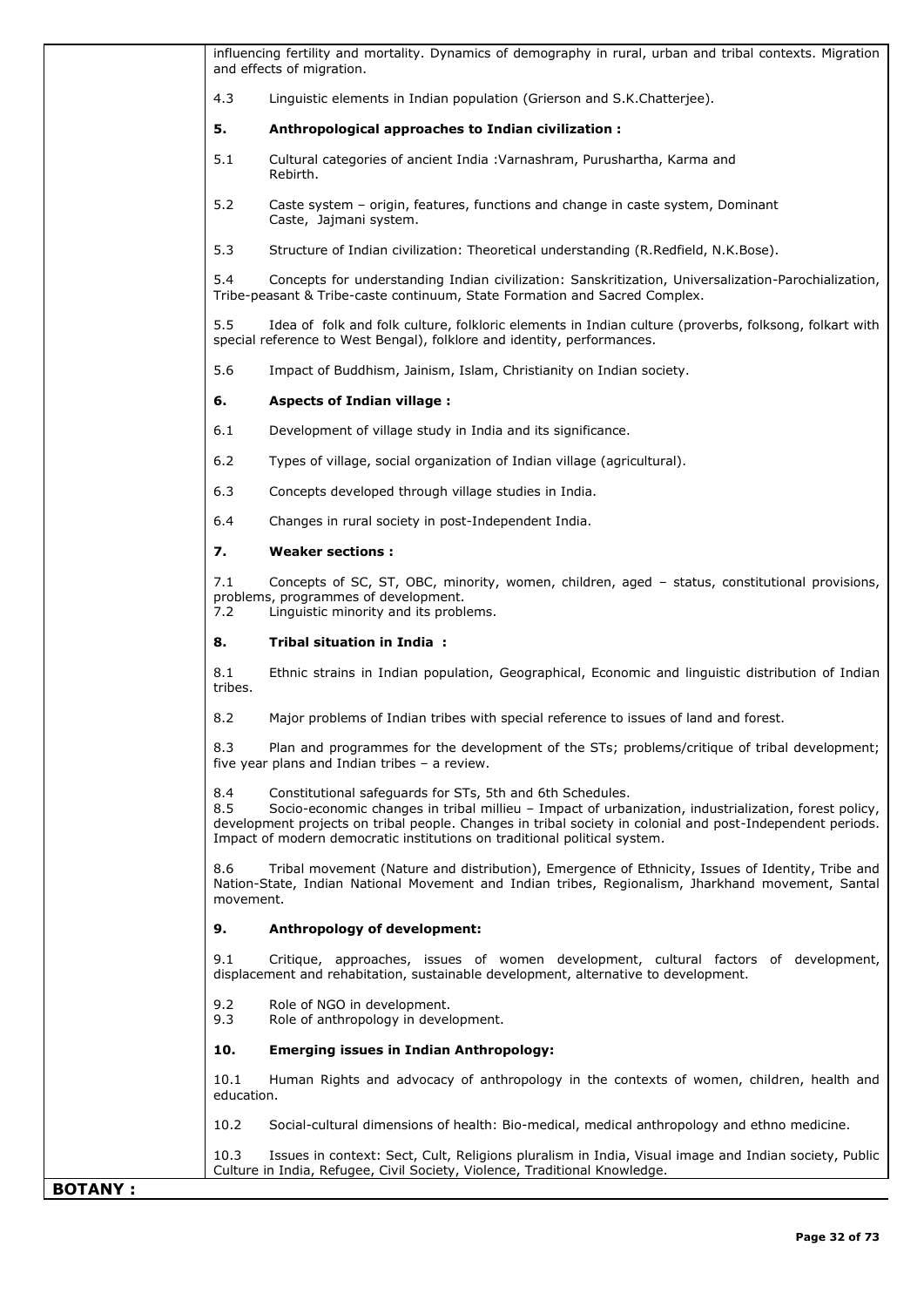influencing fertility and mortality. Dynamics of demography in rural, urban and tribal contexts. Migration and effects of migration.

4.3 Linguistic elements in Indian population (Grierson and S.K.Chatterjee).

**5. Anthropological approaches to Indian civilization :**

5.1 Cultural categories of ancient India :Varnashram, Purushartha, Karma and Rebirth.

5.2 Caste system – origin, features, functions and change in caste system, Dominant Caste, Jajmani system.

5.3 Structure of Indian civilization: Theoretical understanding (R.Redfield, N.K.Bose).

5.4 Concepts for understanding Indian civilization: Sanskritization, Universalization-Parochialization, Tribe-peasant & Tribe-caste continuum, State Formation and Sacred Complex.

5.5 Idea of folk and folk culture, folkloric elements in Indian culture (proverbs, folksong, folkart with special reference to West Bengal), folklore and identity, performances.

5.6 Impact of Buddhism, Jainism, Islam, Christianity on Indian society.

**6. Aspects of Indian village :**

6.1 Development of village study in India and its significance.

6.2 Types of village, social organization of Indian village (agricultural).

6.3 Concepts developed through village studies in India.

6.4 Changes in rural society in post-Independent India.

**7. Weaker sections :**

7.1 Concepts of SC, ST, OBC, minority, women, children, aged – status, constitutional provisions, problems, programmes of development.
7.2 Linguistic minority and its problems.

**8. Tribal situation in India :**

8.1 Ethnic strains in Indian population, Geographical, Economic and linguistic distribution of Indian tribes.

8.2 Major problems of Indian tribes with special reference to issues of land and forest.

8.3 Plan and programmes for the development of the STs; problems/critique of tribal development; five year plans and Indian tribes – a review.

8.4 Constitutional safeguards for STs, 5th and 6th Schedules.
8.5 Socio-economic changes in tribal millieu – Impact of urbanization, industrialization, forest policy, development projects on tribal people. Changes in tribal society in colonial and post-Independent periods. Impact of modern democratic institutions on traditional political system.

8.6 Tribal movement (Nature and distribution), Emergence of Ethnicity, Issues of Identity, Tribe and Nation-State, Indian National Movement and Indian tribes, Regionalism, Jharkhand movement, Santal movement.

**9. Anthropology of development:**

9.1 Critique, approaches, issues of women development, cultural factors of development, displacement and rehabitation, sustainable development, alternative to development.

9.2 Role of NGO in development.
9.3 Role of anthropology in development.

**10. Emerging issues in Indian Anthropology:**

10.1 Human Rights and advocacy of anthropology in the contexts of women, children, health and education.

10.2 Social-cultural dimensions of health: Bio-medical, medical anthropology and ethno medicine.

10.3 Issues in context: Sect, Cult, Religions pluralism in India, Visual image and Indian society, Public Culture in India, Refugee, Civil Society, Violence, Traditional Knowledge.

**BOTANY :**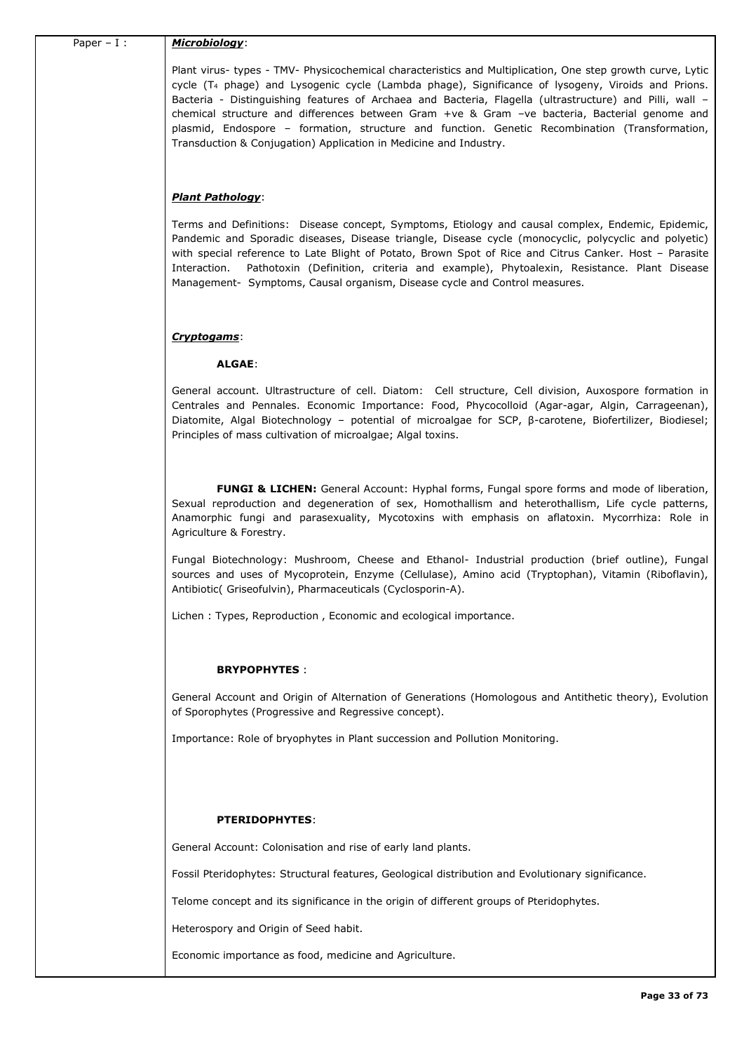Paper – I :

***Microbiology***:

Plant virus- types - TMV- Physicochemical characteristics and Multiplication, One step growth curve, Lytic cycle ($T_4$ phage) and Lysogenic cycle (Lambda phage), Significance of lysogeny, Viroids and Prions. Bacteria - Distinguishing features of Archaea and Bacteria, Flagella (ultrastructure) and Pilli, wall – chemical structure and differences between Gram +ve & Gram –ve bacteria, Bacterial genome and plasmid, Endospore – formation, structure and function. Genetic Recombination (Transformation, Transduction & Conjugation) Application in Medicine and Industry.

***Plant Pathology***:

Terms and Definitions: Disease concept, Symptoms, Etiology and causal complex, Endemic, Epidemic, Pandemic and Sporadic diseases, Disease triangle, Disease cycle (monocyclic, polycyclic and polyetic) with special reference to Late Blight of Potato, Brown Spot of Rice and Citrus Canker. Host – Parasite Interaction. Pathotoxin (Definition, criteria and example), Phytoalexin, Resistance. Plant Disease Management- Symptoms, Causal organism, Disease cycle and Control measures.

***Cryptogams***:

**ALGAE**:

General account. Ultrastructure of cell. Diatom: Cell structure, Cell division, Auxospore formation in Centrales and Pennales. Economic Importance: Food, Phycocolloid (Agar-agar, Algin, Carrageenan), Diatomite, Algal Biotechnology – potential of microalgae for SCP, β-carotene, Biofertilizer, Biodiesel; Principles of mass cultivation of microalgae; Algal toxins.

**FUNGI & LICHEN:** General Account: Hyphal forms, Fungal spore forms and mode of liberation, Sexual reproduction and degeneration of sex, Homothallism and heterothallism, Life cycle patterns, Anamorphic fungi and parasexuality, Mycotoxins with emphasis on aflatoxin. Mycorrhiza: Role in Agriculture & Forestry.

Fungal Biotechnology: Mushroom, Cheese and Ethanol- Industrial production (brief outline), Fungal sources and uses of Mycoprotein, Enzyme (Cellulase), Amino acid (Tryptophan), Vitamin (Riboflavin), Antibiotic( Griseofulvin), Pharmaceuticals (Cyclosporin-A).

Lichen : Types, Reproduction , Economic and ecological importance.

**BRYPOPHYTES** :

General Account and Origin of Alternation of Generations (Homologous and Antithetic theory), Evolution of Sporophytes (Progressive and Regressive concept).

Importance: Role of bryophytes in Plant succession and Pollution Monitoring.

**PTERIDOPHYTES**:

General Account: Colonisation and rise of early land plants.

Fossil Pteridophytes: Structural features, Geological distribution and Evolutionary significance.

Telome concept and its significance in the origin of different groups of Pteridophytes.

Heterospory and Origin of Seed habit.

Economic importance as food, medicine and Agriculture.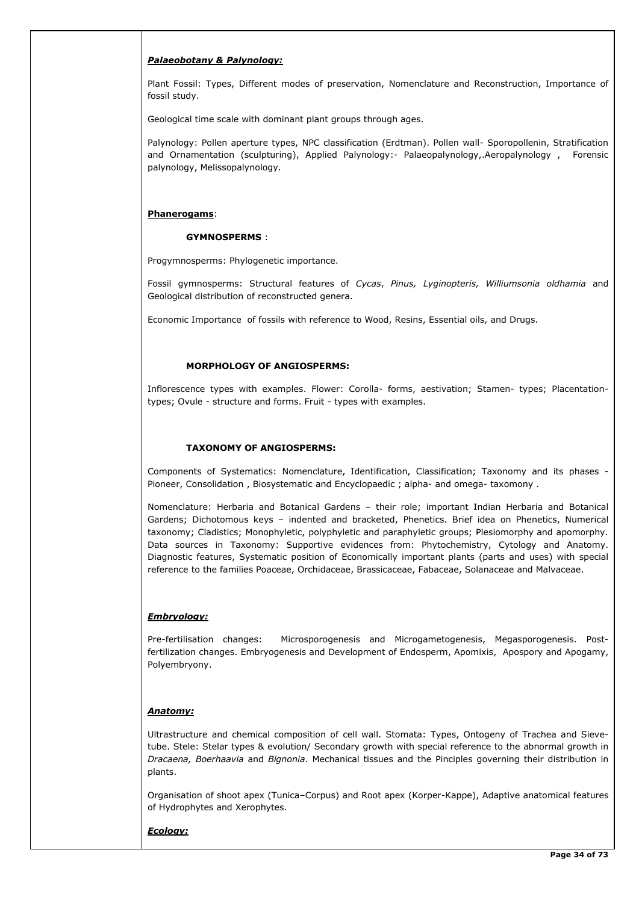***Palaeobotany & Palynology:***

Plant Fossil: Types, Different modes of preservation, Nomenclature and Reconstruction, Importance of fossil study.

Geological time scale with dominant plant groups through ages.

Palynology: Pollen aperture types, NPC classification (Erdtman). Pollen wall- Sporopollenin, Stratification and Ornamentation (sculpturing), Applied Palynology:- Palaeopalynology,.Aeropalynology , Forensic palynology, Melissopalynology.

**Phanerogams**:

**GYMNOSPERMS** :

Progymnosperms: Phylogenetic importance.

Fossil gymnosperms: Structural features of *Cycas*, *Pinus, Lyginopteris, Williumsonia oldhamia* and Geological distribution of reconstructed genera.

Economic Importance of fossils with reference to Wood, Resins, Essential oils, and Drugs.

**MORPHOLOGY OF ANGIOSPERMS:**

Inflorescence types with examples. Flower: Corolla- forms, aestivation; Stamen- types; Placentation-types; Ovule - structure and forms. Fruit - types with examples.

**TAXONOMY OF ANGIOSPERMS:**

Components of Systematics: Nomenclature, Identification, Classification; Taxonomy and its phases - Pioneer, Consolidation , Biosystematic and Encyclopaedic ; alpha- and omega- taxomony .

Nomenclature: Herbaria and Botanical Gardens – their role; important Indian Herbaria and Botanical Gardens; Dichotomous keys – indented and bracketed, Phenetics. Brief idea on Phenetics, Numerical taxonomy; Cladistics; Monophyletic, polyphyletic and paraphyletic groups; Plesiomorphy and apomorphy. Data sources in Taxonomy: Supportive evidences from: Phytochemistry, Cytology and Anatomy. Diagnostic features, Systematic position of Economically important plants (parts and uses) with special reference to the families Poaceae, Orchidaceae, Brassicaceae, Fabaceae, Solanaceae and Malvaceae.

***Embryology:***

Pre-fertilisation changes: Microsporogenesis and Microgametogenesis, Megasporogenesis. Post-fertilization changes. Embryogenesis and Development of Endosperm, Apomixis, Apospory and Apogamy, Polyembryony.

***Anatomy:***

Ultrastructure and chemical composition of cell wall. Stomata: Types, Ontogeny of Trachea and Sieve-tube. Stele: Stelar types & evolution/ Secondary growth with special reference to the abnormal growth in *Dracaena, Boerhaavia* and *Bignonia*. Mechanical tissues and the Pinciples governing their distribution in plants.

Organisation of shoot apex (Tunica–Corpus) and Root apex (Korper-Kappe), Adaptive anatomical features of Hydrophytes and Xerophytes.

***Ecology:***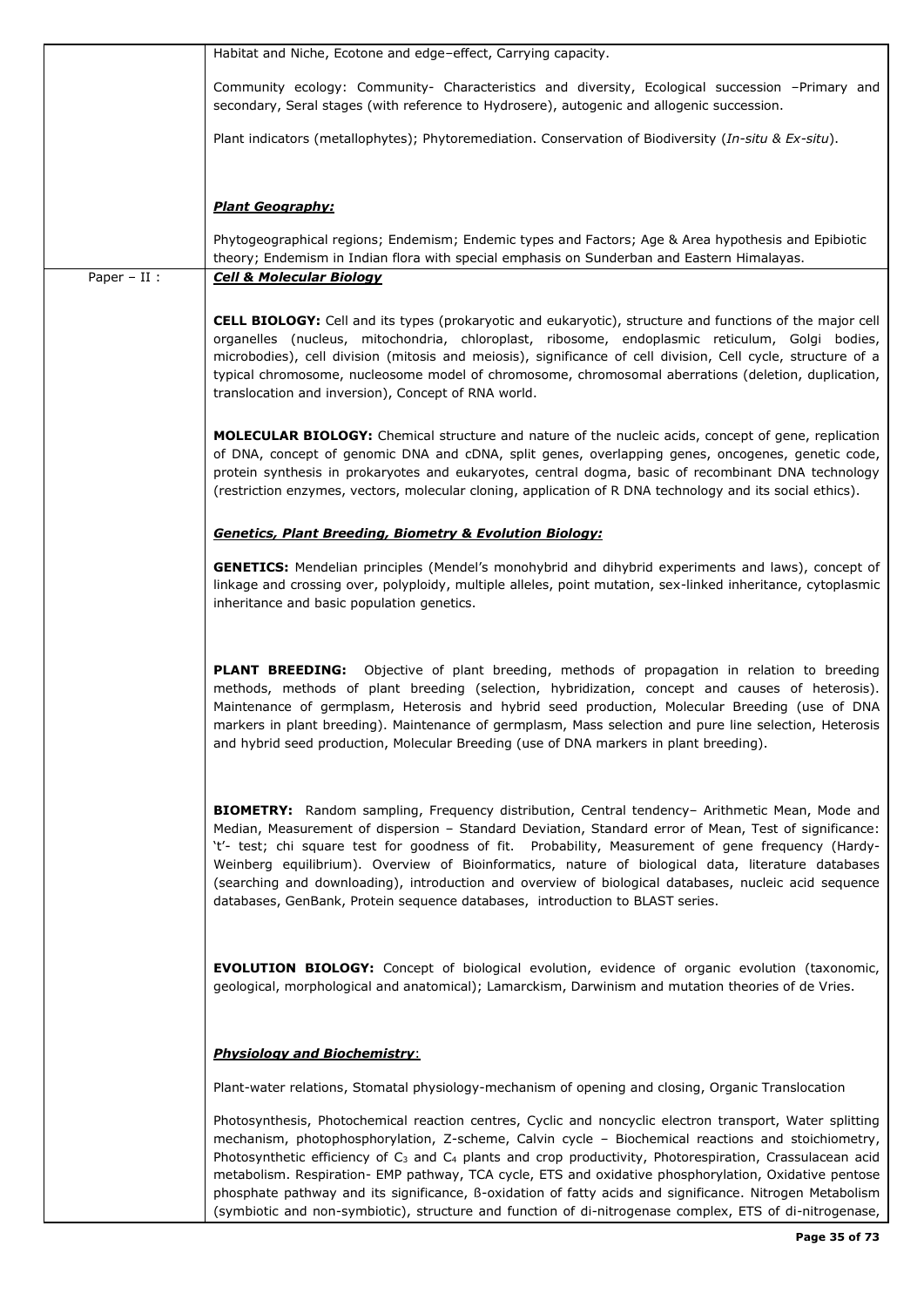Habitat and Niche, Ecotone and edge–effect, Carrying capacity.

Community ecology: Community- Characteristics and diversity, Ecological succession –Primary and secondary, Seral stages (with reference to Hydrosere), autogenic and allogenic succession.

Plant indicators (metallophytes); Phytoremediation. Conservation of Biodiversity (*In-situ* & *Ex-situ*).

***Plant Geography:***

Phytogeographical regions; Endemism; Endemic types and Factors; Age & Area hypothesis and Epibiotic theory; Endemism in Indian flora with special emphasis on Sunderban and Eastern Himalayas.

Paper – II :

***Cell & Molecular Biology***

**CELL BIOLOGY:** Cell and its types (prokaryotic and eukaryotic), structure and functions of the major cell organelles (nucleus, mitochondria, chloroplast, ribosome, endoplasmic reticulum, Golgi bodies, microbodies), cell division (mitosis and meiosis), significance of cell division, Cell cycle, structure of a typical chromosome, nucleosome model of chromosome, chromosomal aberrations (deletion, duplication, translocation and inversion), Concept of RNA world.

**MOLECULAR BIOLOGY:** Chemical structure and nature of the nucleic acids, concept of gene, replication of DNA, concept of genomic DNA and cDNA, split genes, overlapping genes, oncogenes, genetic code, protein synthesis in prokaryotes and eukaryotes, central dogma, basic of recombinant DNA technology (restriction enzymes, vectors, molecular cloning, application of R DNA technology and its social ethics).

***Genetics, Plant Breeding, Biometry & Evolution Biology:***

**GENETICS:** Mendelian principles (Mendel's monohybrid and dihybrid experiments and laws), concept of linkage and crossing over, polyploidy, multiple alleles, point mutation, sex-linked inheritance, cytoplasmic inheritance and basic population genetics.

**PLANT BREEDING:** Objective of plant breeding, methods of propagation in relation to breeding methods, methods of plant breeding (selection, hybridization, concept and causes of heterosis). Maintenance of germplasm, Heterosis and hybrid seed production, Molecular Breeding (use of DNA markers in plant breeding). Maintenance of germplasm, Mass selection and pure line selection, Heterosis and hybrid seed production, Molecular Breeding (use of DNA markers in plant breeding).

**BIOMETRY:** Random sampling, Frequency distribution, Central tendency– Arithmetic Mean, Mode and Median, Measurement of dispersion – Standard Deviation, Standard error of Mean, Test of significance: 't'- test; chi square test for goodness of fit. Probability, Measurement of gene frequency (Hardy-Weinberg equilibrium). Overview of Bioinformatics, nature of biological data, literature databases (searching and downloading), introduction and overview of biological databases, nucleic acid sequence databases, GenBank, Protein sequence databases, introduction to BLAST series.

**EVOLUTION BIOLOGY:** Concept of biological evolution, evidence of organic evolution (taxonomic, geological, morphological and anatomical); Lamarckism, Darwinism and mutation theories of de Vries.

***Physiology and Biochemistry:***

Plant-water relations, Stomatal physiology-mechanism of opening and closing, Organic Translocation

Photosynthesis, Photochemical reaction centres, Cyclic and noncyclic electron transport, Water splitting mechanism, photophosphorylation, Z-scheme, Calvin cycle – Biochemical reactions and stoichiometry, Photosynthetic efficiency of $C_3$ and $C_4$ plants and crop productivity, Photorespiration, Crassulacean acid metabolism. Respiration- EMP pathway, TCA cycle, ETS and oxidative phosphorylation, Oxidative pentose phosphate pathway and its significance, ß-oxidation of fatty acids and significance. Nitrogen Metabolism (symbiotic and non-symbiotic), structure and function of di-nitrogenase complex, ETS of di-nitrogenase,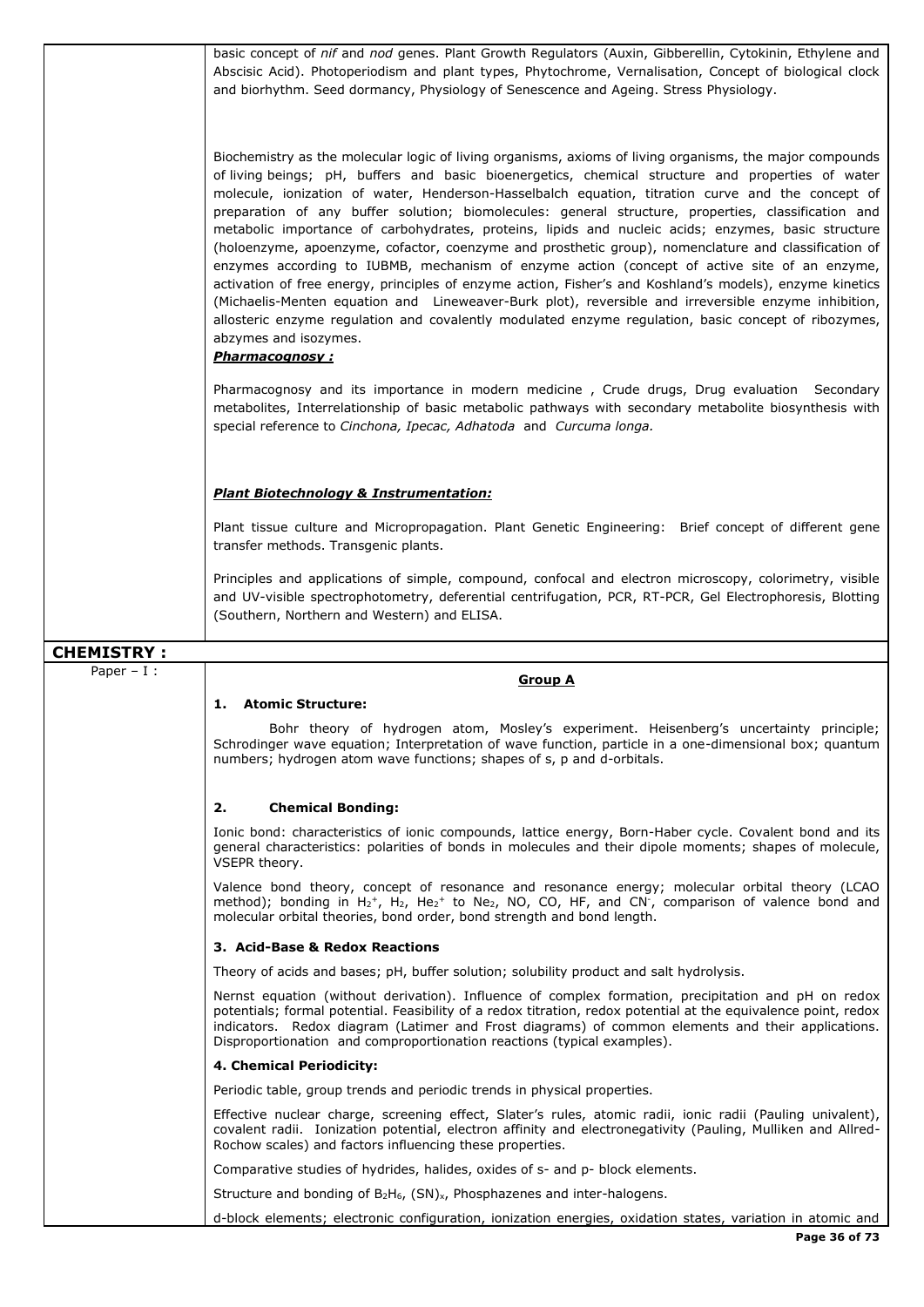basic concept of *nif* and *nod* genes. Plant Growth Regulators (Auxin, Gibberellin, Cytokinin, Ethylene and Abscisic Acid). Photoperiodism and plant types, Phytochrome, Vernalisation, Concept of biological clock and biorhythm. Seed dormancy, Physiology of Senescence and Ageing. Stress Physiology.

Biochemistry as the molecular logic of living organisms, axioms of living organisms, the major compounds of living beings; pH, buffers and basic bioenergetics, chemical structure and properties of water molecule, ionization of water, Henderson-Hasselbalch equation, titration curve and the concept of preparation of any buffer solution; biomolecules: general structure, properties, classification and metabolic importance of carbohydrates, proteins, lipids and nucleic acids; enzymes, basic structure (holoenzyme, apoenzyme, cofactor, coenzyme and prosthetic group), nomenclature and classification of enzymes according to IUBMB, mechanism of enzyme action (concept of active site of an enzyme, activation of free energy, principles of enzyme action, Fisher's and Koshland's models), enzyme kinetics (Michaelis-Menten equation and Lineweaver-Burk plot), reversible and irreversible enzyme inhibition, allosteric enzyme regulation and covalently modulated enzyme regulation, basic concept of ribozymes, abzymes and isozymes.

***Pharmacognosy :***

Pharmacognosy and its importance in modern medicine , Crude drugs, Drug evaluation Secondary metabolites, Interrelationship of basic metabolic pathways with secondary metabolite biosynthesis with special reference to *Cinchona, Ipecac, Adhatoda* and *Curcuma longa.*

***Plant Biotechnology & Instrumentation:***

Plant tissue culture and Micropropagation. Plant Genetic Engineering: Brief concept of different gene transfer methods. Transgenic plants.

Principles and applications of simple, compound, confocal and electron microscopy, colorimetry, visible and UV-visible spectrophotometry, deferential centrifugation, PCR, RT-PCR, Gel Electrophoresis, Blotting (Southern, Northern and Western) and ELISA.

## CHEMISTRY :

Paper – I :

### Group A

**1. Atomic Structure:**

Bohr theory of hydrogen atom, Mosley's experiment. Heisenberg's uncertainty principle; Schrodinger wave equation; Interpretation of wave function, particle in a one-dimensional box; quantum numbers; hydrogen atom wave functions; shapes of s, p and d-orbitals.

**2. Chemical Bonding:**

Ionic bond: characteristics of ionic compounds, lattice energy, Born-Haber cycle. Covalent bond and its general characteristics: polarities of bonds in molecules and their dipole moments; shapes of molecule, VSEPR theory.

Valence bond theory, concept of resonance and resonance energy; molecular orbital theory (LCAO method); bonding in $H_2^+$, $H_2$, $He_2^+$ to $Ne_2$, NO, CO, HF, and $CN^-$, comparison of valence bond and molecular orbital theories, bond order, bond strength and bond length.

**3. Acid-Base & Redox Reactions**

Theory of acids and bases; pH, buffer solution; solubility product and salt hydrolysis.

Nernst equation (without derivation). Influence of complex formation, precipitation and pH on redox potentials; formal potential. Feasibility of a redox titration, redox potential at the equivalence point, redox indicators. Redox diagram (Latimer and Frost diagrams) of common elements and their applications. Disproportionation and comproportionation reactions (typical examples).

**4. Chemical Periodicity:**

Periodic table, group trends and periodic trends in physical properties.

Effective nuclear charge, screening effect, Slater's rules, atomic radii, ionic radii (Pauling univalent), covalent radii. Ionization potential, electron affinity and electronegativity (Pauling, Mulliken and Allred-Rochow scales) and factors influencing these properties.

Comparative studies of hydrides, halides, oxides of s- and p- block elements.

Structure and bonding of $B_2H_6$, $(SN)_x$, Phosphazenes and inter-halogens.

d-block elements; electronic configuration, ionization energies, oxidation states, variation in atomic and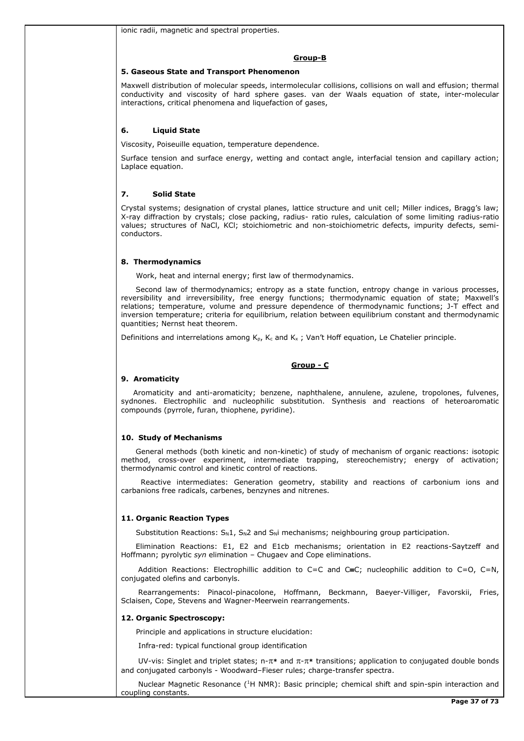ionic radii, magnetic and spectral properties.

## Group-B

### 5. Gaseous State and Transport Phenomenon

Maxwell distribution of molecular speeds, intermolecular collisions, collisions on wall and effusion; thermal conductivity and viscosity of hard sphere gases. van der Waals equation of state, inter-molecular interactions, critical phenomena and liquefaction of gases,

### 6. Liquid State

Viscosity, Poiseuille equation, temperature dependence.

Surface tension and surface energy, wetting and contact angle, interfacial tension and capillary action; Laplace equation.

### 7. Solid State

Crystal systems; designation of crystal planes, lattice structure and unit cell; Miller indices, Bragg's law; X-ray diffraction by crystals; close packing, radius- ratio rules, calculation of some limiting radius-ratio values; structures of NaCl, KCl; stoichiometric and non-stoichiometric defects, impurity defects, semi-conductors.

### 8. Thermodynamics

Work, heat and internal energy; first law of thermodynamics.

Second law of thermodynamics; entropy as a state function, entropy change in various processes, reversibility and irreversibility, free energy functions; thermodynamic equation of state; Maxwell's relations; temperature, volume and pressure dependence of thermodynamic functions; J-T effect and inversion temperature; criteria for equilibrium, relation between equilibrium constant and thermodynamic quantities; Nernst heat theorem.

Definitions and interrelations among $K_p$, $K_c$ and $K_x$ ; Van't Hoff equation, Le Chatelier principle.

## Group - C

### 9. Aromaticity

Aromaticity and anti-aromaticity; benzene, naphthalene, annulene, azulene, tropolones, fulvenes, sydnones. Electrophilic and nucleophilic substitution. Synthesis and reactions of heteroaromatic compounds (pyrrole, furan, thiophene, pyridine).

### 10. Study of Mechanisms

General methods (both kinetic and non-kinetic) of study of mechanism of organic reactions: isotopic method, cross-over experiment, intermediate trapping, stereochemistry; energy of activation; thermodynamic control and kinetic control of reactions.

Reactive intermediates: Generation geometry, stability and reactions of carbonium ions and carbanions free radicals, carbenes, benzynes and nitrenes.

### 11. Organic Reaction Types

Substitution Reactions: $S_N1$, $S_N2$ and $S_Ni$ mechanisms; neighbouring group participation.

Elimination Reactions: E1, E2 and E1cb mechanisms; orientation in E2 reactions-Saytzeff and Hoffmann; pyrolytic *syn* elimination – Chugaev and Cope eliminations.

Addition Reactions: Electrophillic addition to C=C and C≡C; nucleophilic addition to C=O, C=N, conjugated olefins and carbonyls.

Rearrangements: Pinacol-pinacolone, Hoffmann, Beckmann, Baeyer-Villiger, Favorskii, Fries, Sclaisen, Cope, Stevens and Wagner-Meerwein rearrangements.

### 12. Organic Spectroscopy:

Principle and applications in structure elucidation:

Infra-red: typical functional group identification

UV-vis: Singlet and triplet states; n-$\pi$* and $\pi$-$\pi$* transitions; application to conjugated double bonds and conjugated carbonyls - Woodward–Fieser rules; charge-transfer spectra.

Nuclear Magnetic Resonance ($^1$H NMR): Basic principle; chemical shift and spin-spin interaction and coupling constants.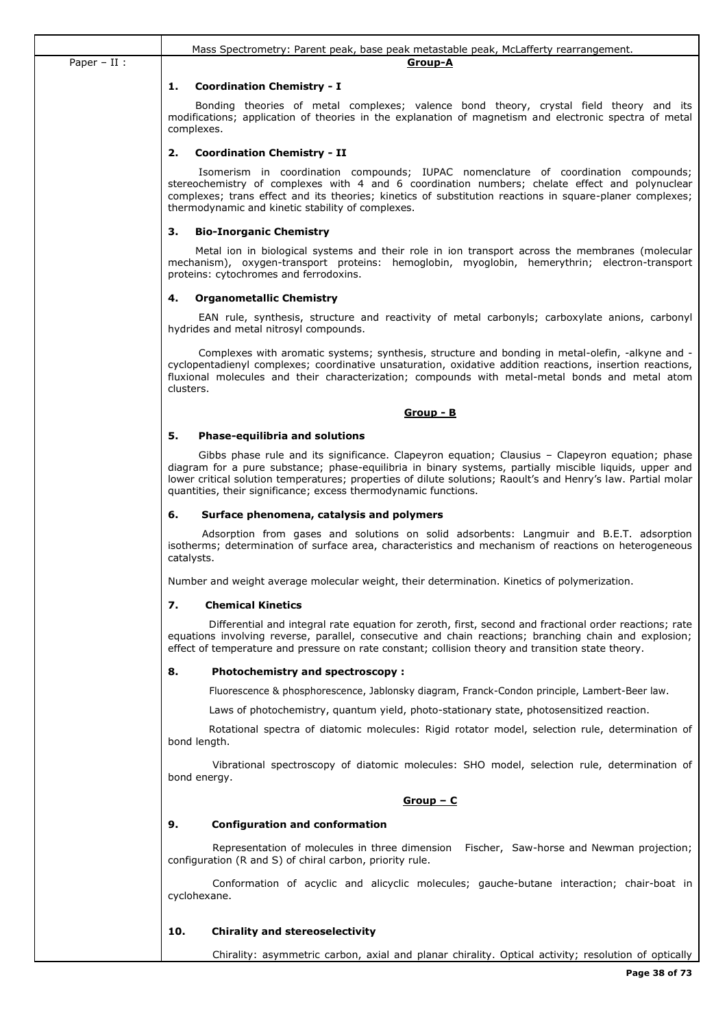Mass Spectrometry: Parent peak, base peak metastable peak, McLafferty rearrangement.

Paper – II :

## Group-A

### 1. Coordination Chemistry - I

Bonding theories of metal complexes; valence bond theory, crystal field theory and its modifications; application of theories in the explanation of magnetism and electronic spectra of metal complexes.

### 2. Coordination Chemistry - II

Isomerism in coordination compounds; IUPAC nomenclature of coordination compounds; stereochemistry of complexes with 4 and 6 coordination numbers; chelate effect and polynuclear complexes; trans effect and its theories; kinetics of substitution reactions in square-planer complexes; thermodynamic and kinetic stability of complexes.

### 3. Bio-Inorganic Chemistry

Metal ion in biological systems and their role in ion transport across the membranes (molecular mechanism), oxygen-transport proteins: hemoglobin, myoglobin, hemerythrin; electron-transport proteins: cytochromes and ferrodoxins.

### 4. Organometallic Chemistry

EAN rule, synthesis, structure and reactivity of metal carbonyls; carboxylate anions, carbonyl hydrides and metal nitrosyl compounds.

Complexes with aromatic systems; synthesis, structure and bonding in metal-olefin, -alkyne and -cyclopentadienyl complexes; coordinative unsaturation, oxidative addition reactions, insertion reactions, fluxional molecules and their characterization; compounds with metal-metal bonds and metal atom clusters.

## Group - B

### 5. Phase-equilibria and solutions

Gibbs phase rule and its significance. Clapeyron equation; Clausius – Clapeyron equation; phase diagram for a pure substance; phase-equilibria in binary systems, partially miscible liquids, upper and lower critical solution temperatures; properties of dilute solutions; Raoult's and Henry's law. Partial molar quantities, their significance; excess thermodynamic functions.

### 6. Surface phenomena, catalysis and polymers

Adsorption from gases and solutions on solid adsorbents: Langmuir and B.E.T. adsorption isotherms; determination of surface area, characteristics and mechanism of reactions on heterogeneous catalysts.

Number and weight average molecular weight, their determination. Kinetics of polymerization.

### 7. Chemical Kinetics

Differential and integral rate equation for zeroth, first, second and fractional order reactions; rate equations involving reverse, parallel, consecutive and chain reactions; branching chain and explosion; effect of temperature and pressure on rate constant; collision theory and transition state theory.

### 8. Photochemistry and spectroscopy :

Fluorescence & phosphorescence, Jablonsky diagram, Franck-Condon principle, Lambert-Beer law.

Laws of photochemistry, quantum yield, photo-stationary state, photosensitized reaction.

Rotational spectra of diatomic molecules: Rigid rotator model, selection rule, determination of bond length.

Vibrational spectroscopy of diatomic molecules: SHO model, selection rule, determination of bond energy.

## Group – C

### 9. Configuration and conformation

Representation of molecules in three dimension Fischer, Saw-horse and Newman projection; configuration (R and S) of chiral carbon, priority rule.

Conformation of acyclic and alicyclic molecules; gauche-butane interaction; chair-boat in cyclohexane.

### 10. Chirality and stereoselectivity

Chirality: asymmetric carbon, axial and planar chirality. Optical activity; resolution of optically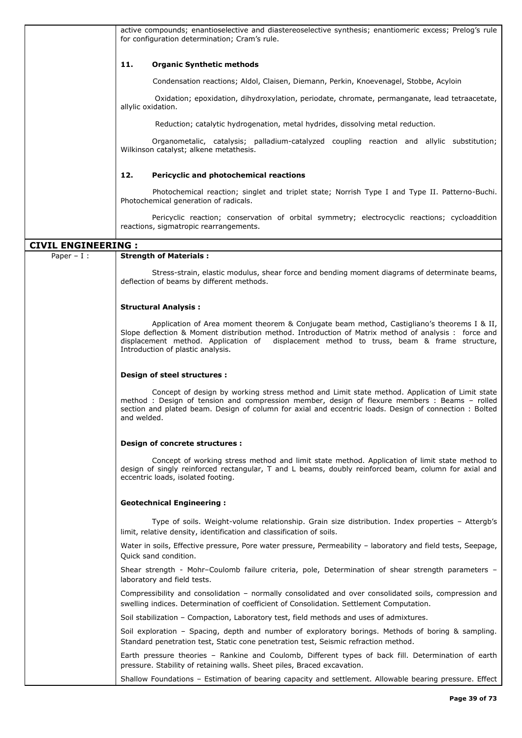active compounds; enantioselective and diastereoselective synthesis; enantiomeric excess; Prelog's rule for configuration determination; Cram's rule.

**11. Organic Synthetic methods**

Condensation reactions; Aldol, Claisen, Diemann, Perkin, Knoevenagel, Stobbe, Acyloin

Oxidation; epoxidation, dihydroxylation, periodate, chromate, permanganate, lead tetraacetate, allylic oxidation.

Reduction; catalytic hydrogenation, metal hydrides, dissolving metal reduction.

Organometalic, catalysis; palladium-catalyzed coupling reaction and allylic substitution; Wilkinson catalyst; alkene metathesis.

**12. Pericyclic and photochemical reactions**

Photochemical reaction; singlet and triplet state; Norrish Type I and Type II. Patterno-Buchi. Photochemical generation of radicals.

Pericyclic reaction; conservation of orbital symmetry; electrocyclic reactions; cycloaddition reactions, sigmatropic rearrangements.

## CIVIL ENGINEERING :

Paper – I :

**Strength of Materials :**

Stress-strain, elastic modulus, shear force and bending moment diagrams of determinate beams, deflection of beams by different methods.

**Structural Analysis :**

Application of Area moment theorem & Conjugate beam method, Castigliano's theorems I & II, Slope deflection & Moment distribution method. Introduction of Matrix method of analysis : force and displacement method. Application of displacement method to truss, beam & frame structure, Introduction of plastic analysis.

**Design of steel structures :**

Concept of design by working stress method and Limit state method. Application of Limit state method : Design of tension and compression member, design of flexure members : Beams – rolled section and plated beam. Design of column for axial and eccentric loads. Design of connection : Bolted and welded.

**Design of concrete structures :**

Concept of working stress method and limit state method. Application of limit state method to design of singly reinforced rectangular, T and L beams, doubly reinforced beam, column for axial and eccentric loads, isolated footing.

**Geotechnical Engineering :**

Type of soils. Weight-volume relationship. Grain size distribution. Index properties – Attergb's limit, relative density, identification and classification of soils.

Water in soils, Effective pressure, Pore water pressure, Permeability – laboratory and field tests, Seepage, Quick sand condition.

Shear strength - Mohr–Coulomb failure criteria, pole, Determination of shear strength parameters – laboratory and field tests.

Compressibility and consolidation – normally consolidated and over consolidated soils, compression and swelling indices. Determination of coefficient of Consolidation. Settlement Computation.

Soil stabilization – Compaction, Laboratory test, field methods and uses of admixtures.

Soil exploration – Spacing, depth and number of exploratory borings. Methods of boring & sampling. Standard penetration test, Static cone penetration test, Seismic refraction method.

Earth pressure theories – Rankine and Coulomb, Different types of back fill. Determination of earth pressure. Stability of retaining walls. Sheet piles, Braced excavation.

Shallow Foundations – Estimation of bearing capacity and settlement. Allowable bearing pressure. Effect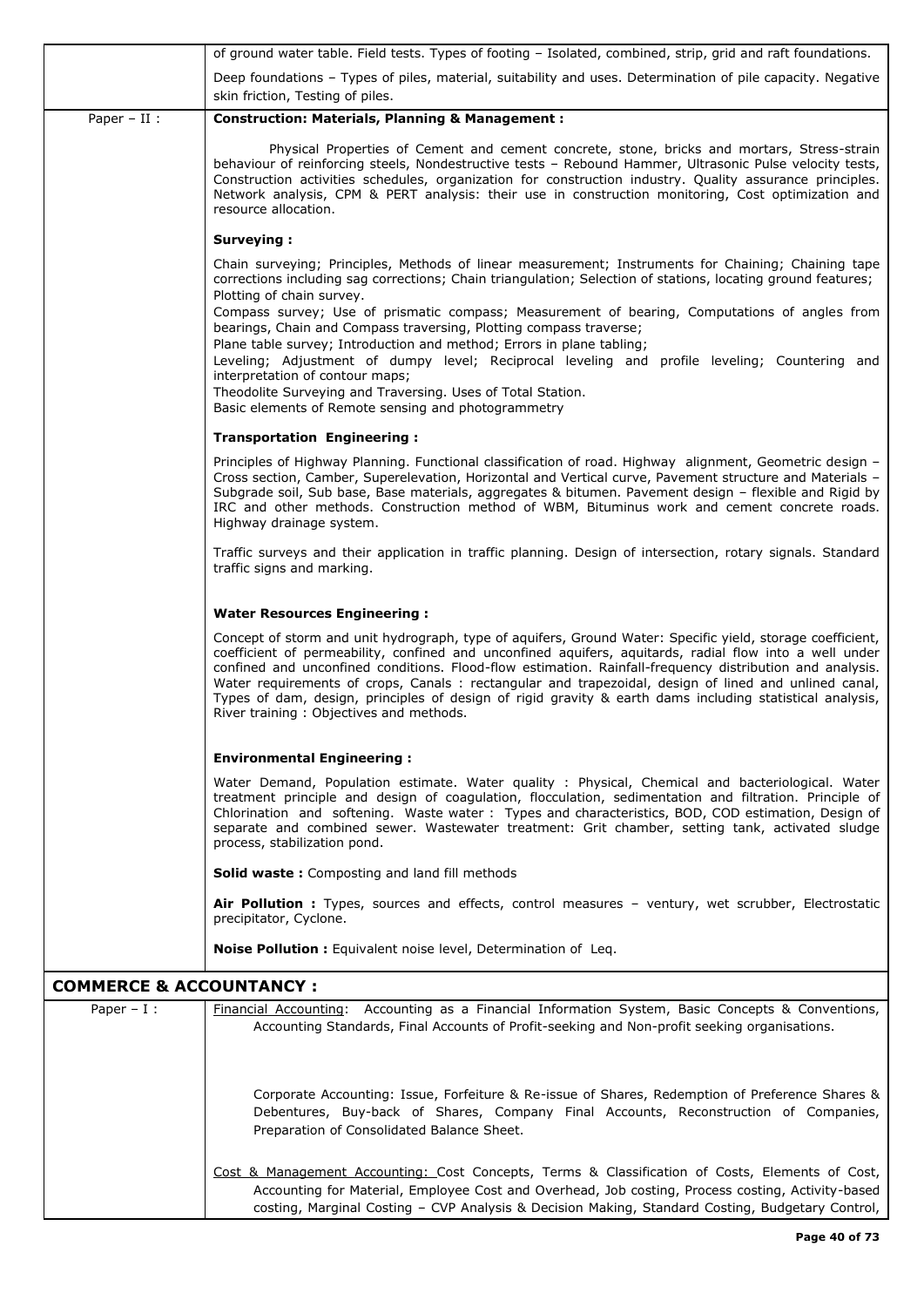|  |  |
|---|---|
|  | of ground water table. Field tests. Types of footing – Isolated, combined, strip, grid and raft foundations.<br><br>Deep foundations – Types of piles, material, suitability and uses. Determination of pile capacity. Negative skin friction, Testing of piles. |
| Paper – II : | **Construction: Materials, Planning & Management :**<br><br>Physical Properties of Cement and cement concrete, stone, bricks and mortars, Stress-strain behaviour of reinforcing steels, Nondestructive tests – Rebound Hammer, Ultrasonic Pulse velocity tests, Construction activities schedules, organization for construction industry. Quality assurance principles. Network analysis, CPM & PERT analysis: their use in construction monitoring, Cost optimization and resource allocation.<br><br>**Surveying :**<br><br>Chain surveying; Principles, Methods of linear measurement; Instruments for Chaining; Chaining tape corrections including sag corrections; Chain triangulation; Selection of stations, locating ground features; Plotting of chain survey.<br>Compass survey; Use of prismatic compass; Measurement of bearing, Computations of angles from bearings, Chain and Compass traversing, Plotting compass traverse;<br>Plane table survey; Introduction and method; Errors in plane tabling;<br>Leveling; Adjustment of dumpy level; Reciprocal leveling and profile leveling; Countering and interpretation of contour maps;<br>Theodolite Surveying and Traversing. Uses of Total Station.<br>Basic elements of Remote sensing and photogrammetry<br><br>**Transportation Engineering :**<br><br>Principles of Highway Planning. Functional classification of road. Highway alignment, Geometric design – Cross section, Camber, Superelevation, Horizontal and Vertical curve, Pavement structure and Materials – Subgrade soil, Sub base, Base materials, aggregates & bitumen. Pavement design – flexible and Rigid by IRC and other methods. Construction method of WBM, Bituminus work and cement concrete roads. Highway drainage system.<br><br>Traffic surveys and their application in traffic planning. Design of intersection, rotary signals. Standard traffic signs and marking.<br><br>**Water Resources Engineering :**<br><br>Concept of storm and unit hydrograph, type of aquifers, Ground Water: Specific yield, storage coefficient, coefficient of permeability, confined and unconfined aquifers, aquitards, radial flow into a well under confined and unconfined conditions. Flood-flow estimation. Rainfall-frequency distribution and analysis. Water requirements of crops, Canals : rectangular and trapezoidal, design of lined and unlined canal, Types of dam, design, principles of design of rigid gravity & earth dams including statistical analysis, River training : Objectives and methods.<br><br>**Environmental Engineering :**<br><br>Water Demand, Population estimate. Water quality : Physical, Chemical and bacteriological. Water treatment principle and design of coagulation, flocculation, sedimentation and filtration. Principle of Chlorination and softening. Waste water : Types and characteristics, BOD, COD estimation, Design of separate and combined sewer. Wastewater treatment: Grit chamber, setting tank, activated sludge process, stabilization pond.<br><br>**Solid waste :** Composting and land fill methods<br><br>**Air Pollution :** Types, sources and effects, control measures – ventury, wet scrubber, Electrostatic precipitator, Cyclone.<br><br>**Noise Pollution :** Equivalent noise level, Determination of Leq. |

## COMMERCE & ACCOUNTANCY :

|  |  |
|---|---|
| Paper – I : | Financial Accounting: Accounting as a Financial Information System, Basic Concepts & Conventions, Accounting Standards, Final Accounts of Profit-seeking and Non-profit seeking organisations.<br><br>Corporate Accounting: Issue, Forfeiture & Re-issue of Shares, Redemption of Preference Shares & Debentures, Buy-back of Shares, Company Final Accounts, Reconstruction of Companies, Preparation of Consolidated Balance Sheet.<br><br>Cost & Management Accounting: Cost Concepts, Terms & Classification of Costs, Elements of Cost, Accounting for Material, Employee Cost and Overhead, Job costing, Process costing, Activity-based costing, Marginal Costing – CVP Analysis & Decision Making, Standard Costing, Budgetary Control, |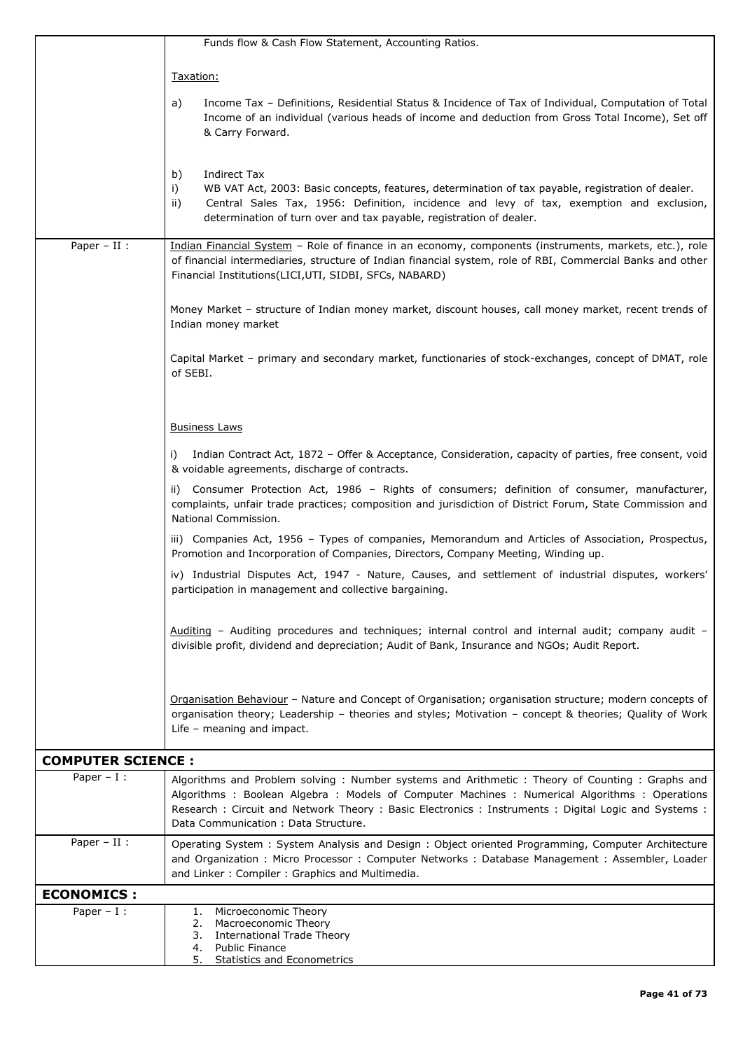| | |
|---|---|
| | Funds flow & Cash Flow Statement, Accounting Ratios.<br><br>Taxation:<br><br>a) Income Tax – Definitions, Residential Status & Incidence of Tax of Individual, Computation of Total Income of an individual (various heads of income and deduction from Gross Total Income), Set off & Carry Forward.<br><br>b) Indirect Tax<br>i) WB VAT Act, 2003: Basic concepts, features, determination of tax payable, registration of dealer.<br>ii) Central Sales Tax, 1956: Definition, incidence and levy of tax, exemption and exclusion, determination of turn over and tax payable, registration of dealer. |
| Paper – II : | Indian Financial System – Role of finance in an economy, components (instruments, markets, etc.), role of financial intermediaries, structure of Indian financial system, role of RBI, Commercial Banks and other Financial Institutions(LICI,UTI, SIDBI, SFCs, NABARD)<br><br>Money Market – structure of Indian money market, discount houses, call money market, recent trends of Indian money market<br><br>Capital Market – primary and secondary market, functionaries of stock-exchanges, concept of DMAT, role of SEBI.<br><br>Business Laws<br><br>i) Indian Contract Act, 1872 – Offer & Acceptance, Consideration, capacity of parties, free consent, void & voidable agreements, discharge of contracts.<br><br>ii) Consumer Protection Act, 1986 – Rights of consumers; definition of consumer, manufacturer, complaints, unfair trade practices; composition and jurisdiction of District Forum, State Commission and National Commission.<br><br>iii) Companies Act, 1956 – Types of companies, Memorandum and Articles of Association, Prospectus, Promotion and Incorporation of Companies, Directors, Company Meeting, Winding up.<br><br>iv) Industrial Disputes Act, 1947 - Nature, Causes, and settlement of industrial disputes, workers' participation in management and collective bargaining.<br><br>Auditing – Auditing procedures and techniques; internal control and internal audit; company audit – divisible profit, dividend and depreciation; Audit of Bank, Insurance and NGOs; Audit Report.<br><br>Organisation Behaviour – Nature and Concept of Organisation; organisation structure; modern concepts of organisation theory; Leadership – theories and styles; Motivation – concept & theories; Quality of Work Life – meaning and impact. |
| **COMPUTER SCIENCE :** | |
| Paper – I : | Algorithms and Problem solving : Number systems and Arithmetic : Theory of Counting : Graphs and Algorithms : Boolean Algebra : Models of Computer Machines : Numerical Algorithms : Operations Research : Circuit and Network Theory : Basic Electronics : Instruments : Digital Logic and Systems : Data Communication : Data Structure. |
| Paper – II : | Operating System : System Analysis and Design : Object oriented Programming, Computer Architecture and Organization : Micro Processor : Computer Networks : Database Management : Assembler, Loader and Linker : Compiler : Graphics and Multimedia. |
| **ECONOMICS :** | |
| Paper – I : | 1. Microeconomic Theory<br>2. Macroeconomic Theory<br>3. International Trade Theory<br>4. Public Finance<br>5. Statistics and Econometrics |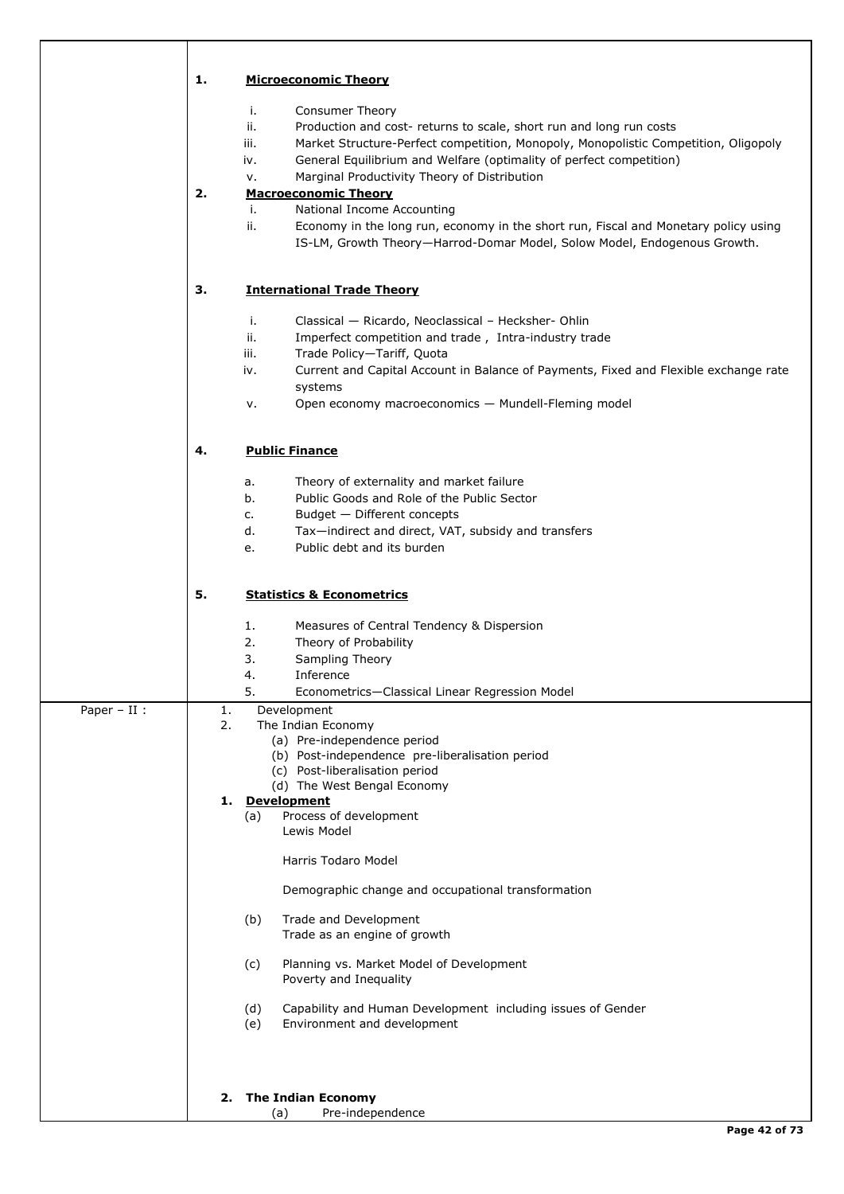| | |
|---|---|
| | **1. Microeconomic Theory**<br><br>i. Consumer Theory<br>ii. Production and cost- returns to scale, short run and long run costs<br>iii. Market Structure-Perfect competition, Monopoly, Monopolistic Competition, Oligopoly<br>iv. General Equilibrium and Welfare (optimality of perfect competition)<br>v. Marginal Productivity Theory of Distribution<br><br>**2. Macroeconomic Theory**<br><br>i. National Income Accounting<br>ii. Economy in the long run, economy in the short run, Fiscal and Monetary policy using IS-LM, Growth Theory—Harrod-Domar Model, Solow Model, Endogenous Growth.<br><br>**3. International Trade Theory**<br><br>i. Classical — Ricardo, Neoclassical – Hecksher- Ohlin<br>ii. Imperfect competition and trade , Intra-industry trade<br>iii. Trade Policy—Tariff, Quota<br>iv. Current and Capital Account in Balance of Payments, Fixed and Flexible exchange rate systems<br>v. Open economy macroeconomics — Mundell-Fleming model<br><br>**4. Public Finance**<br><br>a. Theory of externality and market failure<br>b. Public Goods and Role of the Public Sector<br>c. Budget — Different concepts<br>d. Tax—indirect and direct, VAT, subsidy and transfers<br>e. Public debt and its burden<br><br>**5. Statistics & Econometrics**<br><br>1. Measures of Central Tendency & Dispersion<br>2. Theory of Probability<br>3. Sampling Theory<br>4. Inference<br>5. Econometrics—Classical Linear Regression Model |
| Paper – II : | 1. Development<br>2. The Indian Economy<br>(a) Pre-independence period<br>(b) Post-independence pre-liberalisation period<br>(c) Post-liberalisation period<br>(d) The West Bengal Economy<br><br>**1. Development**<br>(a) Process of development<br>Lewis Model<br><br>Harris Todaro Model<br><br>Demographic change and occupational transformation<br><br>(b) Trade and Development<br>Trade as an engine of growth<br><br>(c) Planning vs. Market Model of Development<br>Poverty and Inequality<br><br>(d) Capability and Human Development including issues of Gender<br>(e) Environment and development<br><br>**2. The Indian Economy**<br>(a) Pre-independence |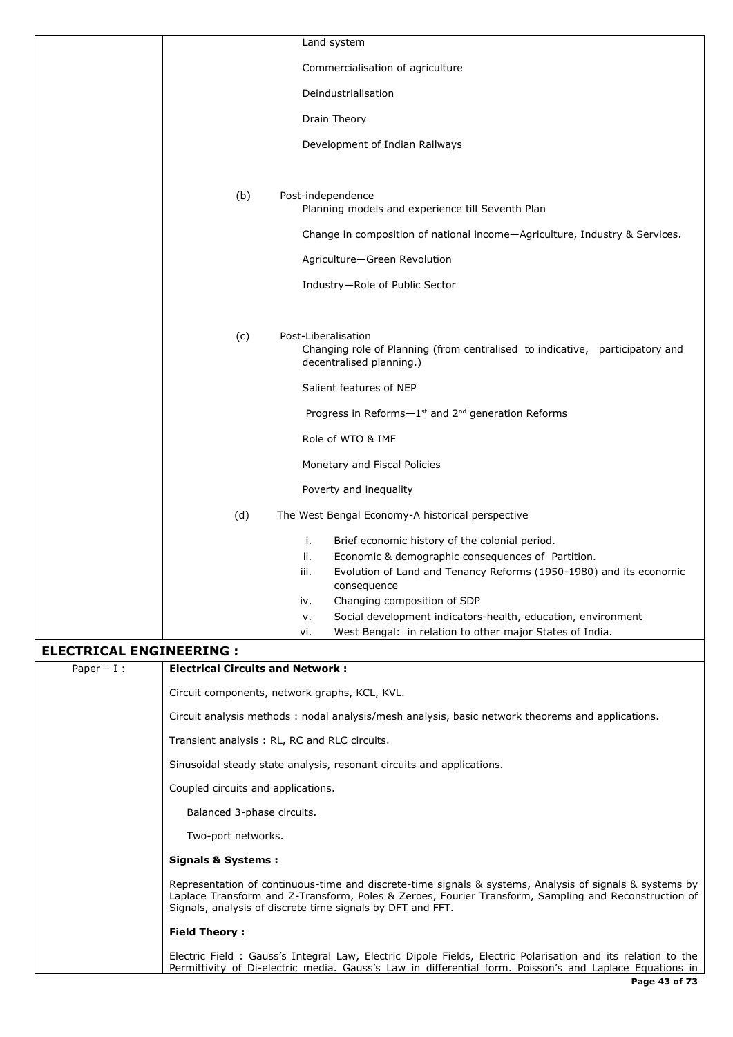Land system

Commercialisation of agriculture

Deindustrialisation

Drain Theory

Development of Indian Railways

(b) Post-independence

Planning models and experience till Seventh Plan

Change in composition of national income—Agriculture, Industry & Services.

Agriculture—Green Revolution

Industry—Role of Public Sector

(c) Post-Liberalisation

Changing role of Planning (from centralised to indicative, participatory and decentralised planning.)

Salient features of NEP

Progress in Reforms—1st and 2nd generation Reforms

Role of WTO & IMF

Monetary and Fiscal Policies

Poverty and inequality

(d) The West Bengal Economy-A historical perspective

i. Brief economic history of the colonial period.
ii. Economic & demographic consequences of Partition.
iii. Evolution of Land and Tenancy Reforms (1950-1980) and its economic consequence
iv. Changing composition of SDP
v. Social development indicators-health, education, environment
vi. West Bengal: in relation to other major States of India.

## ELECTRICAL ENGINEERING :

Paper – I :

**Electrical Circuits and Network :**

Circuit components, network graphs, KCL, KVL.

Circuit analysis methods : nodal analysis/mesh analysis, basic network theorems and applications.

Transient analysis : RL, RC and RLC circuits.

Sinusoidal steady state analysis, resonant circuits and applications.

Coupled circuits and applications.

Balanced 3-phase circuits.

Two-port networks.

**Signals & Systems :**

Representation of continuous-time and discrete-time signals & systems, Analysis of signals & systems by Laplace Transform and Z-Transform, Poles & Zeroes, Fourier Transform, Sampling and Reconstruction of Signals, analysis of discrete time signals by DFT and FFT.

**Field Theory :**

Electric Field : Gauss's Integral Law, Electric Dipole Fields, Electric Polarisation and its relation to the Permittivity of Di-electric media. Gauss's Law in differential form. Poisson's and Laplace Equations in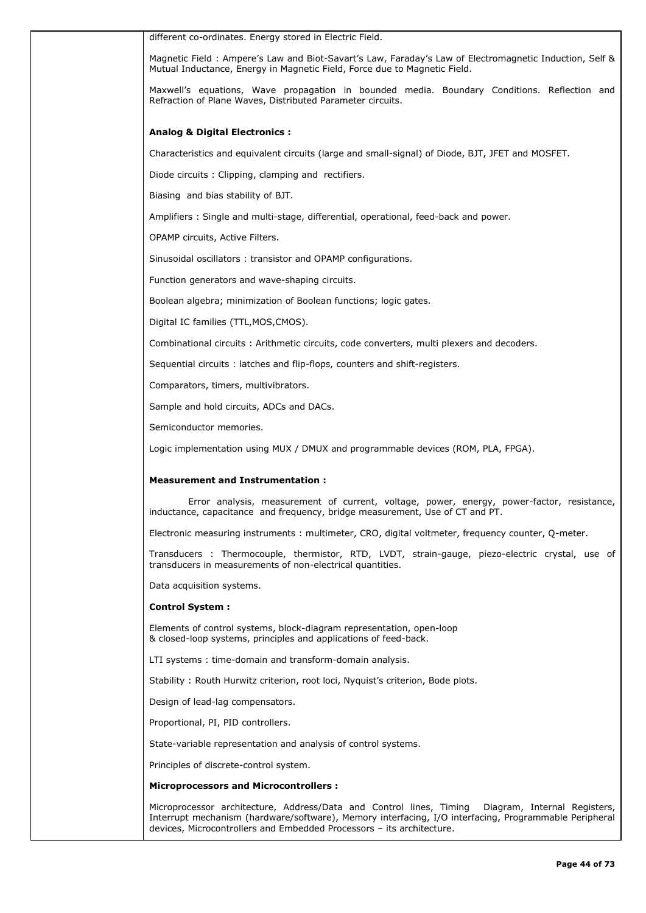different co-ordinates. Energy stored in Electric Field.

Magnetic Field : Ampere's Law and Biot-Savart's Law, Faraday's Law of Electromagnetic Induction, Self & Mutual Inductance, Energy in Magnetic Field, Force due to Magnetic Field.

Maxwell's equations, Wave propagation in bounded media. Boundary Conditions. Reflection and Refraction of Plane Waves, Distributed Parameter circuits.

**Analog & Digital Electronics :**

Characteristics and equivalent circuits (large and small-signal) of Diode, BJT, JFET and MOSFET.

Diode circuits : Clipping, clamping and rectifiers.

Biasing and bias stability of BJT.

Amplifiers : Single and multi-stage, differential, operational, feed-back and power.

OPAMP circuits, Active Filters.

Sinusoidal oscillators : transistor and OPAMP configurations.

Function generators and wave-shaping circuits.

Boolean algebra; minimization of Boolean functions; logic gates.

Digital IC families (TTL,MOS,CMOS).

Combinational circuits : Arithmetic circuits, code converters, multi plexers and decoders.

Sequential circuits : latches and flip-flops, counters and shift-registers.

Comparators, timers, multivibrators.

Sample and hold circuits, ADCs and DACs.

Semiconductor memories.

Logic implementation using MUX / DMUX and programmable devices (ROM, PLA, FPGA).

**Measurement and Instrumentation :**

Error analysis, measurement of current, voltage, power, energy, power-factor, resistance, inductance, capacitance and frequency, bridge measurement, Use of CT and PT.

Electronic measuring instruments : multimeter, CRO, digital voltmeter, frequency counter, Q-meter.

Transducers : Thermocouple, thermistor, RTD, LVDT, strain-gauge, piezo-electric crystal, use of transducers in measurements of non-electrical quantities.

Data acquisition systems.

**Control System :**

Elements of control systems, block-diagram representation, open-loop & closed-loop systems, principles and applications of feed-back.

LTI systems : time-domain and transform-domain analysis.

Stability : Routh Hurwitz criterion, root loci, Nyquist's criterion, Bode plots.

Design of lead-lag compensators.

Proportional, PI, PID controllers.

State-variable representation and analysis of control systems.

Principles of discrete-control system.

**Microprocessors and Microcontrollers :**

Microprocessor architecture, Address/Data and Control lines, Timing Diagram, Internal Registers, Interrupt mechanism (hardware/software), Memory interfacing, I/O interfacing, Programmable Peripheral devices, Microcontrollers and Embedded Processors – its architecture.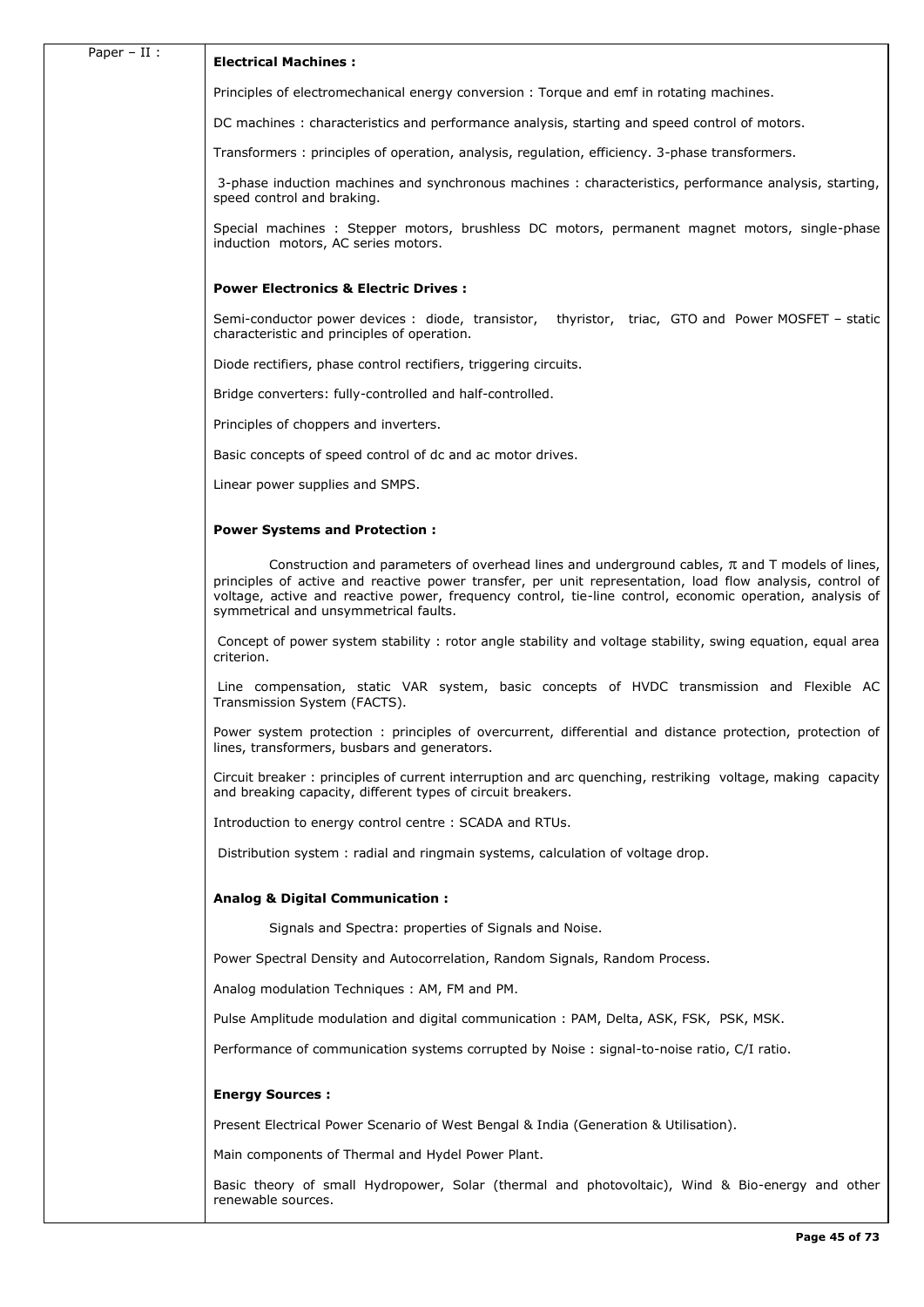Paper – II :

**Electrical Machines :**

Principles of electromechanical energy conversion : Torque and emf in rotating machines.

DC machines : characteristics and performance analysis, starting and speed control of motors.

Transformers : principles of operation, analysis, regulation, efficiency. 3-phase transformers.

3-phase induction machines and synchronous machines : characteristics, performance analysis, starting, speed control and braking.

Special machines : Stepper motors, brushless DC motors, permanent magnet motors, single-phase induction motors, AC series motors.

**Power Electronics & Electric Drives :**

Semi-conductor power devices : diode, transistor, thyristor, triac, GTO and Power MOSFET – static characteristic and principles of operation.

Diode rectifiers, phase control rectifiers, triggering circuits.

Bridge converters: fully-controlled and half-controlled.

Principles of choppers and inverters.

Basic concepts of speed control of dc and ac motor drives.

Linear power supplies and SMPS.

**Power Systems and Protection :**

Construction and parameters of overhead lines and underground cables, $\pi$ and T models of lines, principles of active and reactive power transfer, per unit representation, load flow analysis, control of voltage, active and reactive power, frequency control, tie-line control, economic operation, analysis of symmetrical and unsymmetrical faults.

Concept of power system stability : rotor angle stability and voltage stability, swing equation, equal area criterion.

Line compensation, static VAR system, basic concepts of HVDC transmission and Flexible AC Transmission System (FACTS).

Power system protection : principles of overcurrent, differential and distance protection, protection of lines, transformers, busbars and generators.

Circuit breaker : principles of current interruption and arc quenching, restriking voltage, making capacity and breaking capacity, different types of circuit breakers.

Introduction to energy control centre : SCADA and RTUs.

Distribution system : radial and ringmain systems, calculation of voltage drop.

**Analog & Digital Communication :**

Signals and Spectra: properties of Signals and Noise.

Power Spectral Density and Autocorrelation, Random Signals, Random Process.

Analog modulation Techniques : AM, FM and PM.

Pulse Amplitude modulation and digital communication : PAM, Delta, ASK, FSK, PSK, MSK.

Performance of communication systems corrupted by Noise : signal-to-noise ratio, C/I ratio.

**Energy Sources :**

Present Electrical Power Scenario of West Bengal & India (Generation & Utilisation).

Main components of Thermal and Hydel Power Plant.

Basic theory of small Hydropower, Solar (thermal and photovoltaic), Wind & Bio-energy and other renewable sources.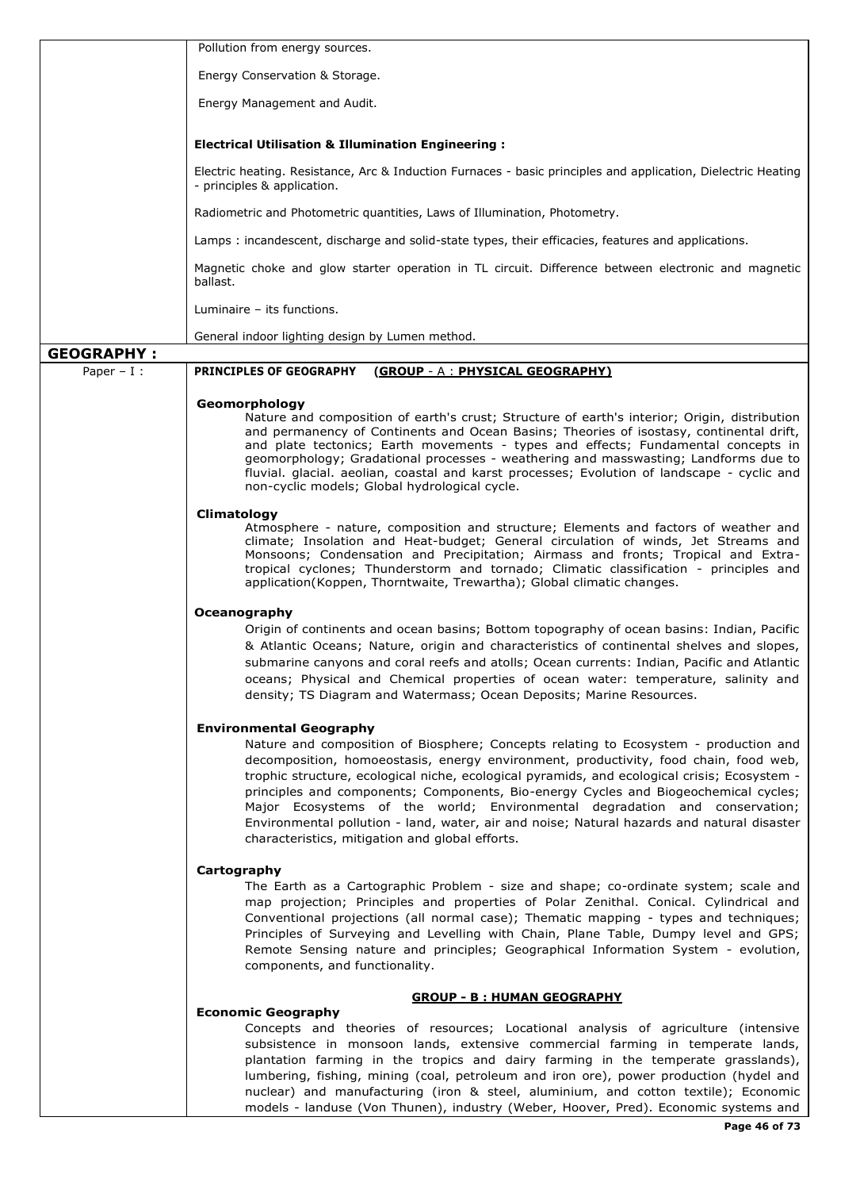Pollution from energy sources.

Energy Conservation & Storage.

Energy Management and Audit.

**Electrical Utilisation & Illumination Engineering :**

Electric heating. Resistance, Arc & Induction Furnaces - basic principles and application, Dielectric Heating - principles & application.

Radiometric and Photometric quantities, Laws of Illumination, Photometry.

Lamps : incandescent, discharge and solid-state types, their efficacies, features and applications.

Magnetic choke and glow starter operation in TL circuit. Difference between electronic and magnetic ballast.

Luminaire – its functions.

General indoor lighting design by Lumen method.

## GEOGRAPHY :

**Paper – I :** **PRINCIPLES OF GEOGRAPHY** **(GROUP - A : PHYSICAL GEOGRAPHY)**

**Geomorphology**

Nature and composition of earth's crust; Structure of earth's interior; Origin, distribution and permanency of Continents and Ocean Basins; Theories of isostasy, continental drift, and plate tectonics; Earth movements - types and effects; Fundamental concepts in geomorphology; Gradational processes - weathering and masswasting; Landforms due to fluvial. glacial. aeolian, coastal and karst processes; Evolution of landscape - cyclic and non-cyclic models; Global hydrological cycle.

**Climatology**

Atmosphere - nature, composition and structure; Elements and factors of weather and climate; Insolation and Heat-budget; General circulation of winds, Jet Streams and Monsoons; Condensation and Precipitation; Airmass and fronts; Tropical and Extra-tropical cyclones; Thunderstorm and tornado; Climatic classification - principles and application(Koppen, Thorntwaite, Trewartha); Global climatic changes.

**Oceanography**

Origin of continents and ocean basins; Bottom topography of ocean basins: Indian, Pacific & Atlantic Oceans; Nature, origin and characteristics of continental shelves and slopes, submarine canyons and coral reefs and atolls; Ocean currents: Indian, Pacific and Atlantic oceans; Physical and Chemical properties of ocean water: temperature, salinity and density; TS Diagram and Watermass; Ocean Deposits; Marine Resources.

**Environmental Geography**

Nature and composition of Biosphere; Concepts relating to Ecosystem - production and decomposition, homoeostasis, energy environment, productivity, food chain, food web, trophic structure, ecological niche, ecological pyramids, and ecological crisis; Ecosystem - principles and components; Components, Bio-energy Cycles and Biogeochemical cycles; Major Ecosystems of the world; Environmental degradation and conservation; Environmental pollution - land, water, air and noise; Natural hazards and natural disaster characteristics, mitigation and global efforts.

**Cartography**

The Earth as a Cartographic Problem - size and shape; co-ordinate system; scale and map projection; Principles and properties of Polar Zenithal. Conical. Cylindrical and Conventional projections (all normal case); Thematic mapping - types and techniques; Principles of Surveying and Levelling with Chain, Plane Table, Dumpy level and GPS; Remote Sensing nature and principles; Geographical Information System - evolution, components, and functionality.

**GROUP - B : HUMAN GEOGRAPHY**

**Economic Geography**

Concepts and theories of resources; Locational analysis of agriculture (intensive subsistence in monsoon lands, extensive commercial farming in temperate lands, plantation farming in the tropics and dairy farming in the temperate grasslands), lumbering, fishing, mining (coal, petroleum and iron ore), power production (hydel and nuclear) and manufacturing (iron & steel, aluminium, and cotton textile); Economic models - landuse (Von Thunen), industry (Weber, Hoover, Pred). Economic systems and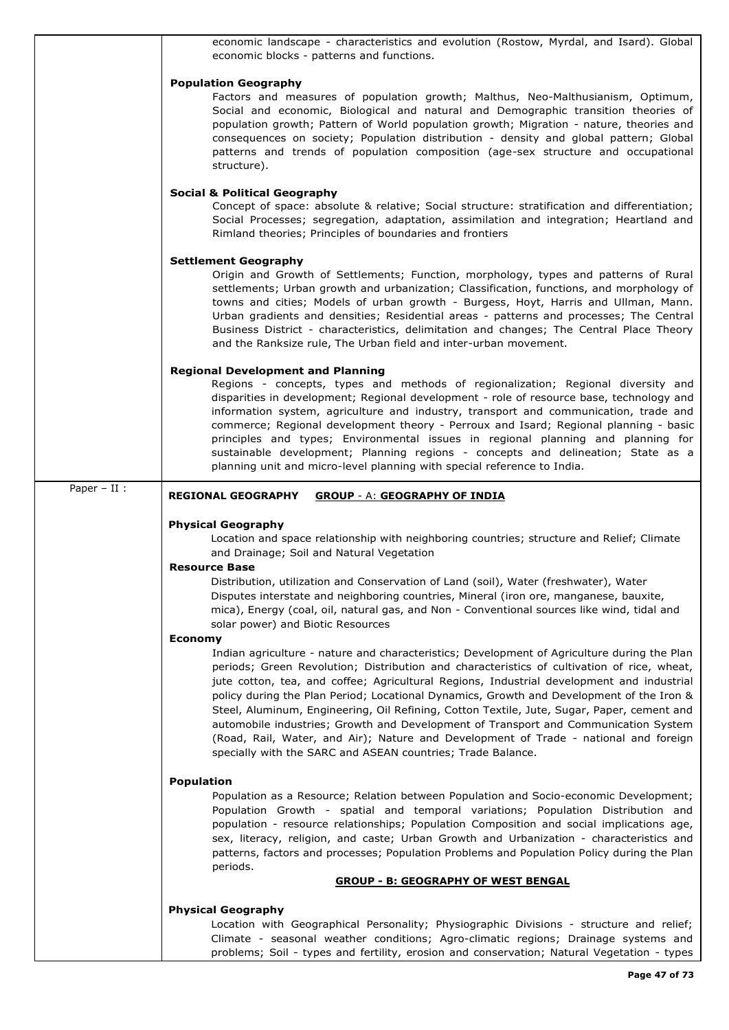economic landscape - characteristics and evolution (Rostow, Myrdal, and Isard). Global economic blocks - patterns and functions.

**Population Geography**

Factors and measures of population growth; Malthus, Neo-Malthusianism, Optimum, Social and economic, Biological and natural and Demographic transition theories of population growth; Pattern of World population growth; Migration - nature, theories and consequences on society; Population distribution - density and global pattern; Global patterns and trends of population composition (age-sex structure and occupational structure).

**Social & Political Geography**

Concept of space: absolute & relative; Social structure: stratification and differentiation; Social Processes; segregation, adaptation, assimilation and integration; Heartland and Rimland theories; Principles of boundaries and frontiers

**Settlement Geography**

Origin and Growth of Settlements; Function, morphology, types and patterns of Rural settlements; Urban growth and urbanization; Classification, functions, and morphology of towns and cities; Models of urban growth - Burgess, Hoyt, Harris and Ullman, Mann. Urban gradients and densities; Residential areas - patterns and processes; The Central Business District - characteristics, delimitation and changes; The Central Place Theory and the Ranksize rule, The Urban field and inter-urban movement.

**Regional Development and Planning**

Regions - concepts, types and methods of regionalization; Regional diversity and disparities in development; Regional development - role of resource base, technology and information system, agriculture and industry, transport and communication, trade and commerce; Regional development theory - Perroux and Isard; Regional planning - basic principles and types; Environmental issues in regional planning and planning for sustainable development; Planning regions - concepts and delineation; State as a planning unit and micro-level planning with special reference to India.

Paper – II :

**REGIONAL GEOGRAPHY** **GROUP - A: GEOGRAPHY OF INDIA**

**Physical Geography**

Location and space relationship with neighboring countries; structure and Relief; Climate and Drainage; Soil and Natural Vegetation

**Resource Base**

Distribution, utilization and Conservation of Land (soil), Water (freshwater), Water Disputes interstate and neighboring countries, Mineral (iron ore, manganese, bauxite, mica), Energy (coal, oil, natural gas, and Non - Conventional sources like wind, tidal and solar power) and Biotic Resources

**Economy**

Indian agriculture - nature and characteristics; Development of Agriculture during the Plan periods; Green Revolution; Distribution and characteristics of cultivation of rice, wheat, jute cotton, tea, and coffee; Agricultural Regions, Industrial development and industrial policy during the Plan Period; Locational Dynamics, Growth and Development of the Iron & Steel, Aluminum, Engineering, Oil Refining, Cotton Textile, Jute, Sugar, Paper, cement and automobile industries; Growth and Development of Transport and Communication System (Road, Rail, Water, and Air); Nature and Development of Trade - national and foreign specially with the SARC and ASEAN countries; Trade Balance.

**Population**

Population as a Resource; Relation between Population and Socio-economic Development; Population Growth - spatial and temporal variations; Population Distribution and population - resource relationships; Population Composition and social implications age, sex, literacy, religion, and caste; Urban Growth and Urbanization - characteristics and patterns, factors and processes; Population Problems and Population Policy during the Plan periods.

**GROUP - B: GEOGRAPHY OF WEST BENGAL**

**Physical Geography**

Location with Geographical Personality; Physiographic Divisions - structure and relief; Climate - seasonal weather conditions; Agro-climatic regions; Drainage systems and problems; Soil - types and fertility, erosion and conservation; Natural Vegetation - types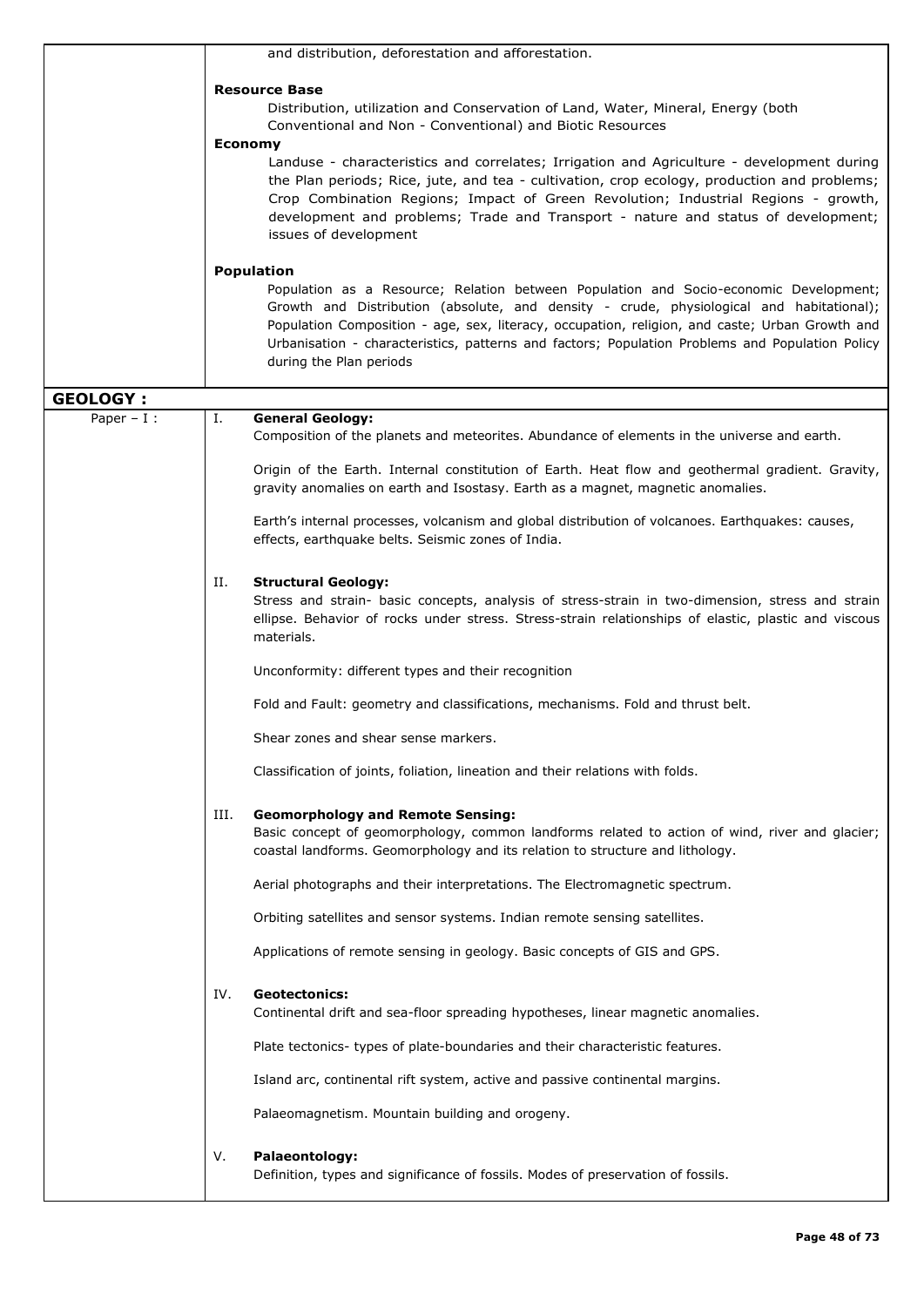and distribution, deforestation and afforestation.

**Resource Base**

Distribution, utilization and Conservation of Land, Water, Mineral, Energy (both Conventional and Non - Conventional) and Biotic Resources

**Economy**

Landuse - characteristics and correlates; Irrigation and Agriculture - development during the Plan periods; Rice, jute, and tea - cultivation, crop ecology, production and problems; Crop Combination Regions; Impact of Green Revolution; Industrial Regions - growth, development and problems; Trade and Transport - nature and status of development; issues of development

**Population**

Population as a Resource; Relation between Population and Socio-economic Development; Growth and Distribution (absolute, and density - crude, physiological and habitational); Population Composition - age, sex, literacy, occupation, religion, and caste; Urban Growth and Urbanisation - characteristics, patterns and factors; Population Problems and Population Policy during the Plan periods

## GEOLOGY :

**Paper – I :**

I. **General Geology:**

Composition of the planets and meteorites. Abundance of elements in the universe and earth.

Origin of the Earth. Internal constitution of Earth. Heat flow and geothermal gradient. Gravity, gravity anomalies on earth and Isostasy. Earth as a magnet, magnetic anomalies.

Earth's internal processes, volcanism and global distribution of volcanoes. Earthquakes: causes, effects, earthquake belts. Seismic zones of India.

II. **Structural Geology:**

Stress and strain- basic concepts, analysis of stress-strain in two-dimension, stress and strain ellipse. Behavior of rocks under stress. Stress-strain relationships of elastic, plastic and viscous materials.

Unconformity: different types and their recognition

Fold and Fault: geometry and classifications, mechanisms. Fold and thrust belt.

Shear zones and shear sense markers.

Classification of joints, foliation, lineation and their relations with folds.

III. **Geomorphology and Remote Sensing:**

Basic concept of geomorphology, common landforms related to action of wind, river and glacier; coastal landforms. Geomorphology and its relation to structure and lithology.

Aerial photographs and their interpretations. The Electromagnetic spectrum.

Orbiting satellites and sensor systems. Indian remote sensing satellites.

Applications of remote sensing in geology. Basic concepts of GIS and GPS.

IV. **Geotectonics:**

Continental drift and sea-floor spreading hypotheses, linear magnetic anomalies.

Plate tectonics- types of plate-boundaries and their characteristic features.

Island arc, continental rift system, active and passive continental margins.

Palaeomagnetism. Mountain building and orogeny.

V. **Palaeontology:**

Definition, types and significance of fossils. Modes of preservation of fossils.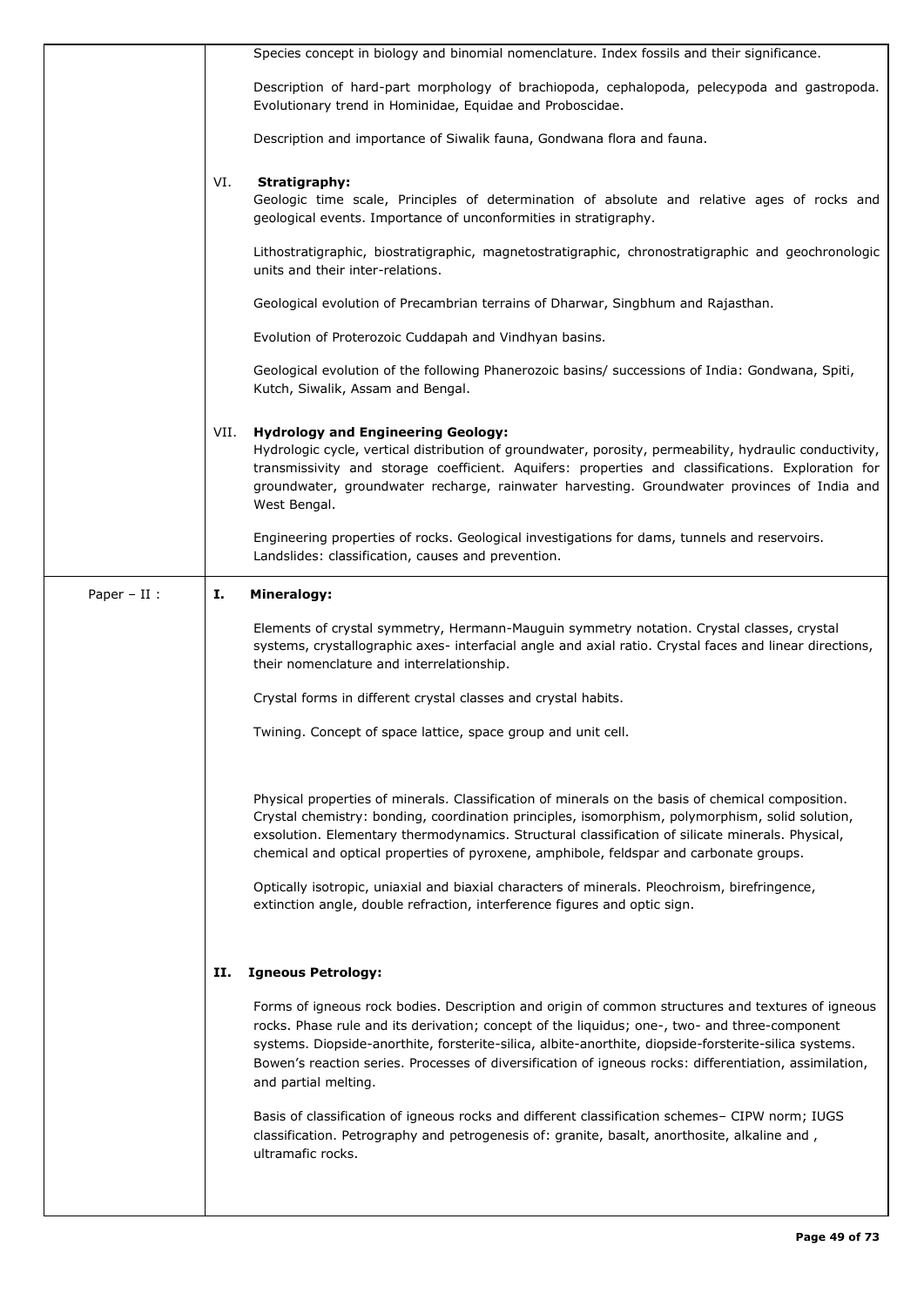| | |
|---|---|
| | Species concept in biology and binomial nomenclature. Index fossils and their significance.<br><br>Description of hard-part morphology of brachiopoda, cephalopoda, pelecypoda and gastropoda. Evolutionary trend in Hominidae, Equidae and Proboscidae.<br><br>Description and importance of Siwalik fauna, Gondwana flora and fauna.<br><br>VI. **Stratigraphy:**<br>Geologic time scale, Principles of determination of absolute and relative ages of rocks and geological events. Importance of unconformities in stratigraphy.<br><br>Lithostratigraphic, biostratigraphic, magnetostratigraphic, chronostratigraphic and geochronologic units and their inter-relations.<br><br>Geological evolution of Precambrian terrains of Dharwar, Singbhum and Rajasthan.<br><br>Evolution of Proterozoic Cuddapah and Vindhyan basins.<br><br>Geological evolution of the following Phanerozoic basins/ successions of India: Gondwana, Spiti, Kutch, Siwalik, Assam and Bengal.<br><br>VII. **Hydrology and Engineering Geology:**<br>Hydrologic cycle, vertical distribution of groundwater, porosity, permeability, hydraulic conductivity, transmissivity and storage coefficient. Aquifers: properties and classifications. Exploration for groundwater, groundwater recharge, rainwater harvesting. Groundwater provinces of India and West Bengal.<br><br>Engineering properties of rocks. Geological investigations for dams, tunnels and reservoirs. Landslides: classification, causes and prevention. |
| Paper – II : | **I. Mineralogy:**<br><br>Elements of crystal symmetry, Hermann-Mauguin symmetry notation. Crystal classes, crystal systems, crystallographic axes- interfacial angle and axial ratio. Crystal faces and linear directions, their nomenclature and interrelationship.<br><br>Crystal forms in different crystal classes and crystal habits.<br><br>Twining. Concept of space lattice, space group and unit cell.<br><br>Physical properties of minerals. Classification of minerals on the basis of chemical composition. Crystal chemistry: bonding, coordination principles, isomorphism, polymorphism, solid solution, exsolution. Elementary thermodynamics. Structural classification of silicate minerals. Physical, chemical and optical properties of pyroxene, amphibole, feldspar and carbonate groups.<br><br>Optically isotropic, uniaxial and biaxial characters of minerals. Pleochroism, birefringence, extinction angle, double refraction, interference figures and optic sign.<br><br>**II. Igneous Petrology:**<br><br>Forms of igneous rock bodies. Description and origin of common structures and textures of igneous rocks. Phase rule and its derivation; concept of the liquidus; one-, two- and three-component systems. Diopside-anorthite, forsterite-silica, albite-anorthite, diopside-forsterite-silica systems. Bowen's reaction series. Processes of diversification of igneous rocks: differentiation, assimilation, and partial melting.<br><br>Basis of classification of igneous rocks and different classification schemes– CIPW norm; IUGS classification. Petrography and petrogenesis of: granite, basalt, anorthosite, alkaline and , ultramafic rocks. |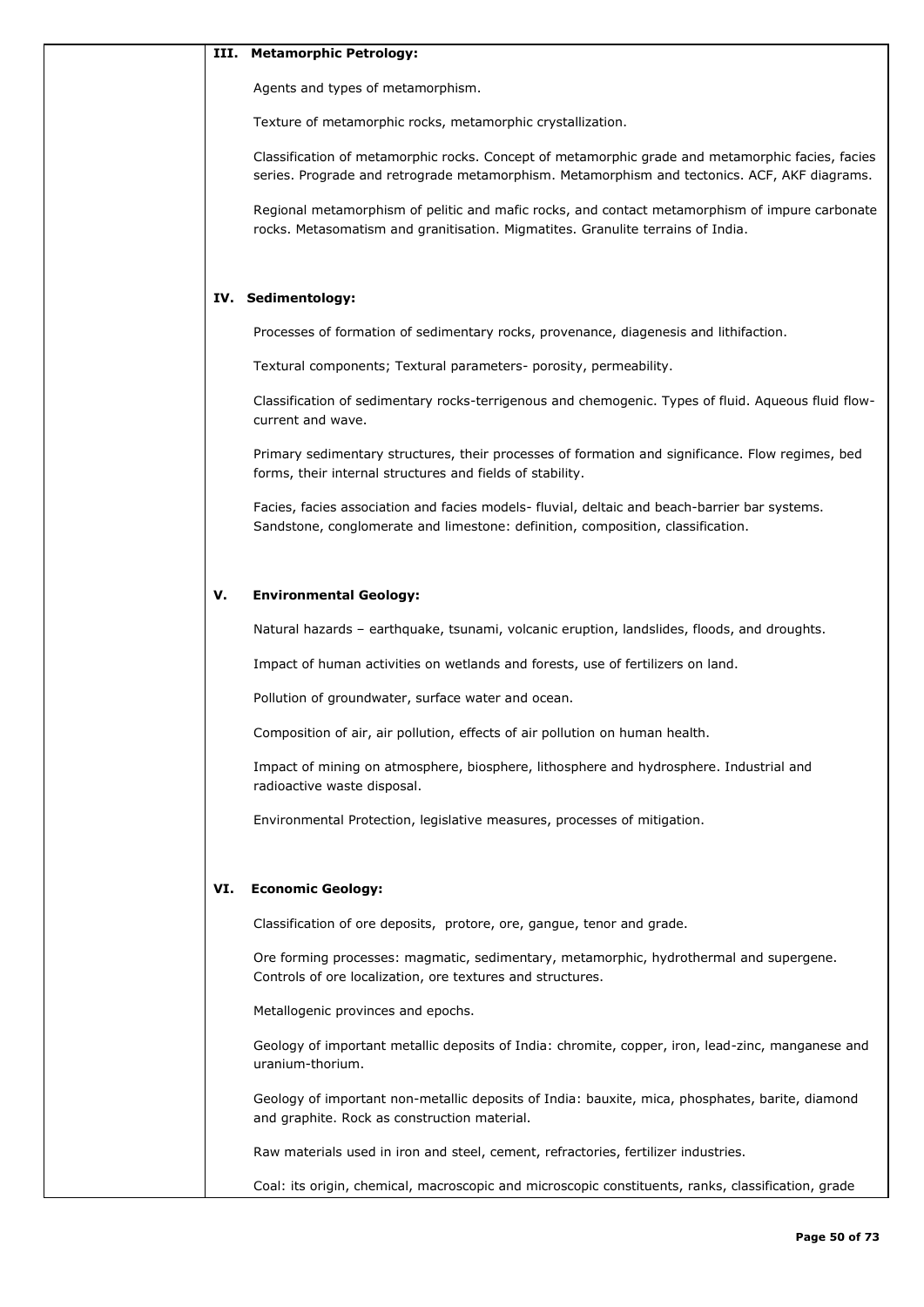### III. Metamorphic Petrology:

Agents and types of metamorphism.

Texture of metamorphic rocks, metamorphic crystallization.

Classification of metamorphic rocks. Concept of metamorphic grade and metamorphic facies, facies series. Prograde and retrograde metamorphism. Metamorphism and tectonics. ACF, AKF diagrams.

Regional metamorphism of pelitic and mafic rocks, and contact metamorphism of impure carbonate rocks. Metasomatism and granitisation. Migmatites. Granulite terrains of India.

### IV. Sedimentology:

Processes of formation of sedimentary rocks, provenance, diagenesis and lithifaction.

Textural components; Textural parameters- porosity, permeability.

Classification of sedimentary rocks-terrigenous and chemogenic. Types of fluid. Aqueous fluid flow-current and wave.

Primary sedimentary structures, their processes of formation and significance. Flow regimes, bed forms, their internal structures and fields of stability.

Facies, facies association and facies models- fluvial, deltaic and beach-barrier bar systems. Sandstone, conglomerate and limestone: definition, composition, classification.

### V. Environmental Geology:

Natural hazards – earthquake, tsunami, volcanic eruption, landslides, floods, and droughts.

Impact of human activities on wetlands and forests, use of fertilizers on land.

Pollution of groundwater, surface water and ocean.

Composition of air, air pollution, effects of air pollution on human health.

Impact of mining on atmosphere, biosphere, lithosphere and hydrosphere. Industrial and radioactive waste disposal.

Environmental Protection, legislative measures, processes of mitigation.

### VI. Economic Geology:

Classification of ore deposits, protore, ore, gangue, tenor and grade.

Ore forming processes: magmatic, sedimentary, metamorphic, hydrothermal and supergene. Controls of ore localization, ore textures and structures.

Metallogenic provinces and epochs.

Geology of important metallic deposits of India: chromite, copper, iron, lead-zinc, manganese and uranium-thorium.

Geology of important non-metallic deposits of India: bauxite, mica, phosphates, barite, diamond and graphite. Rock as construction material.

Raw materials used in iron and steel, cement, refractories, fertilizer industries.

Coal: its origin, chemical, macroscopic and microscopic constituents, ranks, classification, grade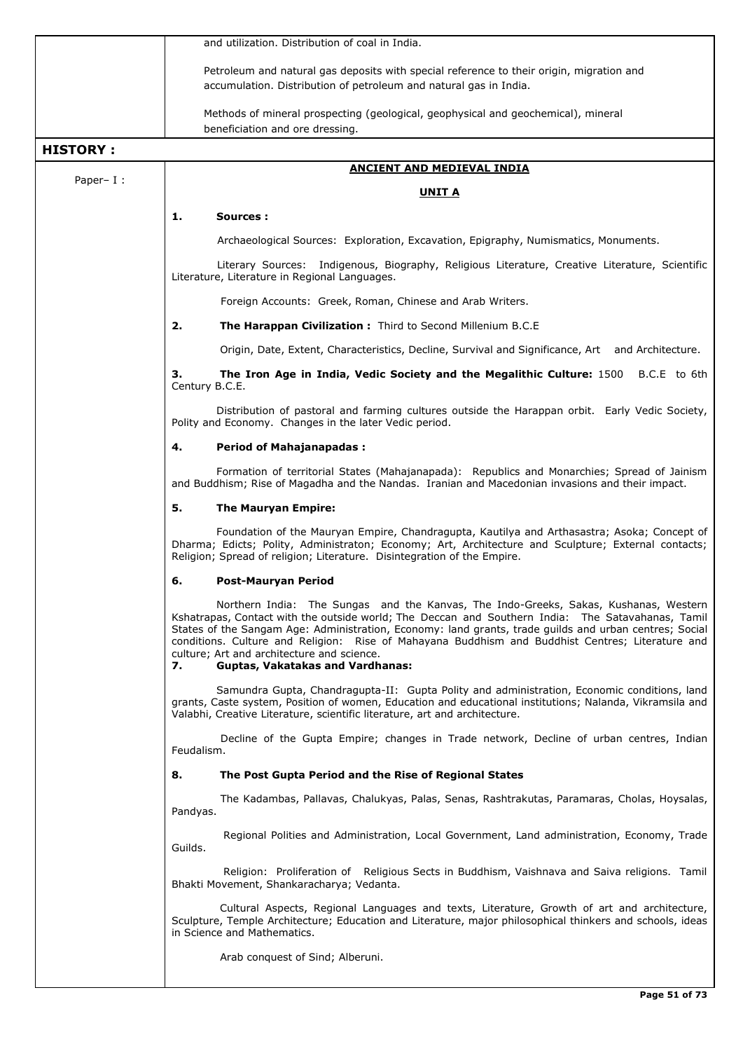and utilization. Distribution of coal in India.

Petroleum and natural gas deposits with special reference to their origin, migration and accumulation. Distribution of petroleum and natural gas in India.

Methods of mineral prospecting (geological, geophysical and geochemical), mineral beneficiation and ore dressing.

## HISTORY :

Paper– I :

### ANCIENT AND MEDIEVAL INDIA

#### UNIT A

**1. Sources :**

Archaeological Sources: Exploration, Excavation, Epigraphy, Numismatics, Monuments.

Literary Sources: Indigenous, Biography, Religious Literature, Creative Literature, Scientific Literature, Literature in Regional Languages.

Foreign Accounts: Greek, Roman, Chinese and Arab Writers.

**2. The Harappan Civilization :** Third to Second Millenium B.C.E

Origin, Date, Extent, Characteristics, Decline, Survival and Significance, Art and Architecture.

**3. The Iron Age in India, Vedic Society and the Megalithic Culture:** 1500 B.C.E to 6th Century B.C.E.

Distribution of pastoral and farming cultures outside the Harappan orbit. Early Vedic Society, Polity and Economy. Changes in the later Vedic period.

**4. Period of Mahajanapadas :**

Formation of territorial States (Mahajanapada): Republics and Monarchies; Spread of Jainism and Buddhism; Rise of Magadha and the Nandas. Iranian and Macedonian invasions and their impact.

**5. The Mauryan Empire:**

Foundation of the Mauryan Empire, Chandragupta, Kautilya and Arthasastra; Asoka; Concept of Dharma; Edicts; Polity, Administraton; Economy; Art, Architecture and Sculpture; External contacts; Religion; Spread of religion; Literature. Disintegration of the Empire.

**6. Post-Mauryan Period**

Northern India: The Sungas and the Kanvas, The Indo-Greeks, Sakas, Kushanas, Western Kshatrapas, Contact with the outside world; The Deccan and Southern India: The Satavahanas, Tamil States of the Sangam Age: Administration, Economy: land grants, trade guilds and urban centres; Social conditions. Culture and Religion: Rise of Mahayana Buddhism and Buddhist Centres; Literature and culture; Art and architecture and science.

**7. Guptas, Vakatakas and Vardhanas:**

Samundra Gupta, Chandragupta-II: Gupta Polity and administration, Economic conditions, land grants, Caste system, Position of women, Education and educational institutions; Nalanda, Vikramsila and Valabhi, Creative Literature, scientific literature, art and architecture.

Decline of the Gupta Empire; changes in Trade network, Decline of urban centres, Indian Feudalism.

**8. The Post Gupta Period and the Rise of Regional States**

The Kadambas, Pallavas, Chalukyas, Palas, Senas, Rashtrakutas, Paramaras, Cholas, Hoysalas, Pandyas.

Regional Polities and Administration, Local Government, Land administration, Economy, Trade Guilds.

Religion: Proliferation of Religious Sects in Buddhism, Vaishnava and Saiva religions. Tamil Bhakti Movement, Shankaracharya; Vedanta.

Cultural Aspects, Regional Languages and texts, Literature, Growth of art and architecture, Sculpture, Temple Architecture; Education and Literature, major philosophical thinkers and schools, ideas in Science and Mathematics.

Arab conquest of Sind; Alberuni.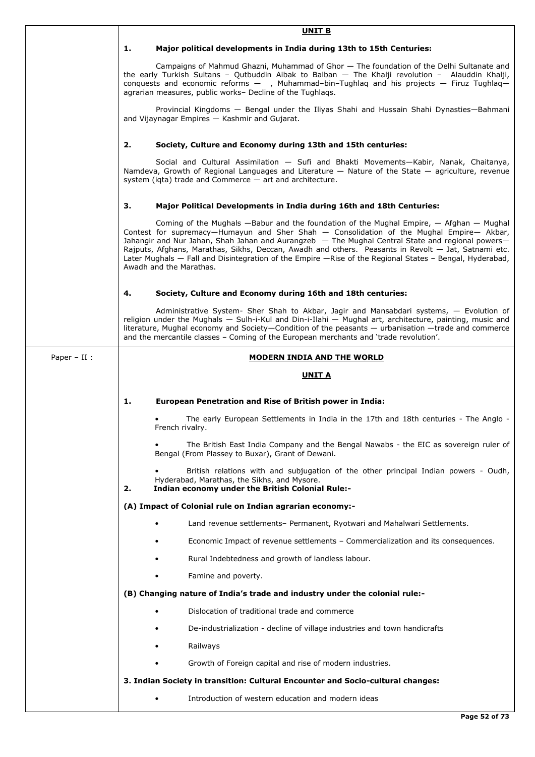**UNIT B**

**1. Major political developments in India during 13th to 15th Centuries:**

Campaigns of Mahmud Ghazni, Muhammad of Ghor — The foundation of the Delhi Sultanate and the early Turkish Sultans – Qutbuddin Aibak to Balban — The Khalji revolution – Alauddin Khalji, conquests and economic reforms — , Muhammad–bin–Tughlaq and his projects — Firuz Tughlaq— agrarian measures, public works– Decline of the Tughlaqs.

Provincial Kingdoms — Bengal under the Iliyas Shahi and Hussain Shahi Dynasties—Bahmani and Vijaynagar Empires — Kashmir and Gujarat.

**2. Society, Culture and Economy during 13th and 15th centuries:**

Social and Cultural Assimilation — Sufi and Bhakti Movements—Kabir, Nanak, Chaitanya, Namdeva, Growth of Regional Languages and Literature — Nature of the State — agriculture, revenue system (iqta) trade and Commerce — art and architecture.

**3. Major Political Developments in India during 16th and 18th Centuries:**

Coming of the Mughals —Babur and the foundation of the Mughal Empire, — Afghan — Mughal Contest for supremacy—Humayun and Sher Shah — Consolidation of the Mughal Empire— Akbar, Jahangir and Nur Jahan, Shah Jahan and Aurangzeb — The Mughal Central State and regional powers—Rajputs, Afghans, Marathas, Sikhs, Deccan, Awadh and others. Peasants in Revolt — Jat, Satnami etc. Later Mughals — Fall and Disintegration of the Empire —Rise of the Regional States – Bengal, Hyderabad, Awadh and the Marathas.

**4. Society, Culture and Economy during 16th and 18th centuries:**

Administrative System- Sher Shah to Akbar, Jagir and Mansabdari systems, — Evolution of religion under the Mughals — Sulh-i-Kul and Din-i-Ilahi — Mughal art, architecture, painting, music and literature, Mughal economy and Society—Condition of the peasants — urbanisation —trade and commerce and the mercantile classes – Coming of the European merchants and 'trade revolution'.

Paper – II :

**MODERN INDIA AND THE WORLD**

**UNIT A**

**1. European Penetration and Rise of British power in India:**

- The early European Settlements in India in the 17th and 18th centuries - The Anglo - French rivalry.
- The British East India Company and the Bengal Nawabs - the EIC as sovereign ruler of Bengal (From Plassey to Buxar), Grant of Dewani.
- British relations with and subjugation of the other principal Indian powers - Oudh, Hyderabad, Marathas, the Sikhs, and Mysore.

**2. Indian economy under the British Colonial Rule:-**

**(A) Impact of Colonial rule on Indian agrarian economy:-**

- Land revenue settlements– Permanent, Ryotwari and Mahalwari Settlements.
- Economic Impact of revenue settlements – Commercialization and its consequences.
- Rural Indebtedness and growth of landless labour.
- Famine and poverty.

**(B) Changing nature of India's trade and industry under the colonial rule:-**

- Dislocation of traditional trade and commerce
- De-industrialization - decline of village industries and town handicrafts
- Railways
- Growth of Foreign capital and rise of modern industries.

**3. Indian Society in transition: Cultural Encounter and Socio-cultural changes:**

- Introduction of western education and modern ideas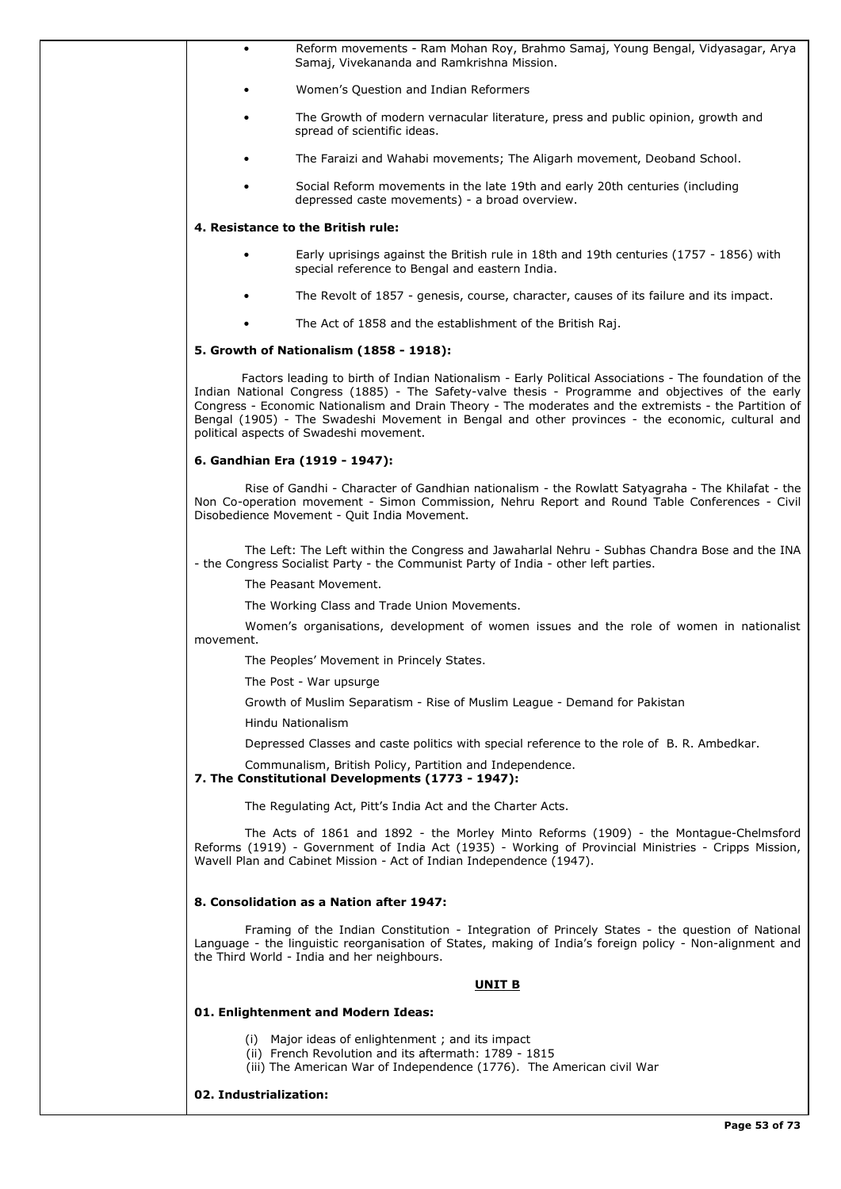- Reform movements - Ram Mohan Roy, Brahmo Samaj, Young Bengal, Vidyasagar, Arya Samaj, Vivekananda and Ramkrishna Mission.
- Women's Question and Indian Reformers
- The Growth of modern vernacular literature, press and public opinion, growth and spread of scientific ideas.
- The Faraizi and Wahabi movements; The Aligarh movement, Deoband School.
- Social Reform movements in the late 19th and early 20th centuries (including depressed caste movements) - a broad overview.

**4. Resistance to the British rule:**

- Early uprisings against the British rule in 18th and 19th centuries (1757 - 1856) with special reference to Bengal and eastern India.
- The Revolt of 1857 - genesis, course, character, causes of its failure and its impact.
- The Act of 1858 and the establishment of the British Raj.

**5. Growth of Nationalism (1858 - 1918):**

Factors leading to birth of Indian Nationalism - Early Political Associations - The foundation of the Indian National Congress (1885) - The Safety-valve thesis - Programme and objectives of the early Congress - Economic Nationalism and Drain Theory - The moderates and the extremists - the Partition of Bengal (1905) - The Swadeshi Movement in Bengal and other provinces - the economic, cultural and political aspects of Swadeshi movement.

**6. Gandhian Era (1919 - 1947):**

Rise of Gandhi - Character of Gandhian nationalism - the Rowlatt Satyagraha - The Khilafat - the Non Co-operation movement - Simon Commission, Nehru Report and Round Table Conferences - Civil Disobedience Movement - Quit India Movement.

The Left: The Left within the Congress and Jawaharlal Nehru - Subhas Chandra Bose and the INA - the Congress Socialist Party - the Communist Party of India - other left parties.

The Peasant Movement.

The Working Class and Trade Union Movements.

Women's organisations, development of women issues and the role of women in nationalist movement.

The Peoples' Movement in Princely States.

The Post - War upsurge

Growth of Muslim Separatism - Rise of Muslim League - Demand for Pakistan

Hindu Nationalism

Depressed Classes and caste politics with special reference to the role of B. R. Ambedkar.

Communalism, British Policy, Partition and Independence.

**7. The Constitutional Developments (1773 - 1947):**

The Regulating Act, Pitt's India Act and the Charter Acts.

The Acts of 1861 and 1892 - the Morley Minto Reforms (1909) - the Montague-Chelmsford Reforms (1919) - Government of India Act (1935) - Working of Provincial Ministries - Cripps Mission, Wavell Plan and Cabinet Mission - Act of Indian Independence (1947).

**8. Consolidation as a Nation after 1947:**

Framing of the Indian Constitution - Integration of Princely States - the question of National Language - the linguistic reorganisation of States, making of India's foreign policy - Non-alignment and the Third World - India and her neighbours.

## UNIT B

**01. Enlightenment and Modern Ideas:**

(i) Major ideas of enlightenment ; and its impact
(ii) French Revolution and its aftermath: 1789 - 1815
(iii) The American War of Independence (1776). The American civil War

**02. Industrialization:**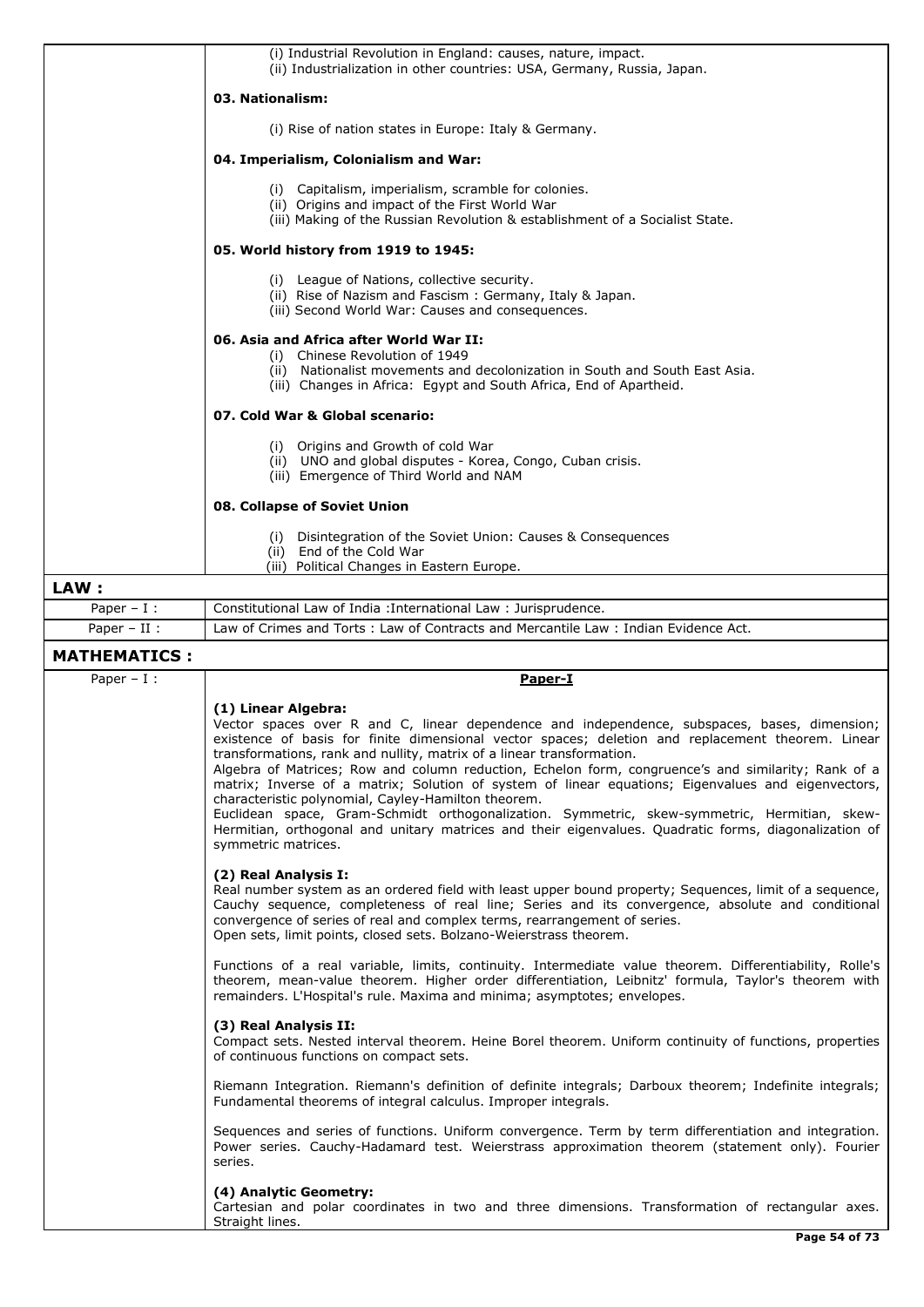(i) Industrial Revolution in England: causes, nature, impact.
(ii) Industrialization in other countries: USA, Germany, Russia, Japan.

**03. Nationalism:**

(i) Rise of nation states in Europe: Italy & Germany.

**04. Imperialism, Colonialism and War:**

(i) Capitalism, imperialism, scramble for colonies.
(ii) Origins and impact of the First World War
(iii) Making of the Russian Revolution & establishment of a Socialist State.

**05. World history from 1919 to 1945:**

(i) League of Nations, collective security.
(ii) Rise of Nazism and Fascism : Germany, Italy & Japan.
(iii) Second World War: Causes and consequences.

**06. Asia and Africa after World War II:**

(i) Chinese Revolution of 1949
(ii) Nationalist movements and decolonization in South and South East Asia.
(iii) Changes in Africa: Egypt and South Africa, End of Apartheid.

**07. Cold War & Global scenario:**

(i) Origins and Growth of cold War
(ii) UNO and global disputes - Korea, Congo, Cuban crisis.
(iii) Emergence of Third World and NAM

**08. Collapse of Soviet Union**

(i) Disintegration of the Soviet Union: Causes & Consequences
(ii) End of the Cold War
(iii) Political Changes in Eastern Europe.

## LAW :

| Paper | Syllabus |
| --- | --- |
| Paper – I : | Constitutional Law of India :International Law : Jurisprudence. |
| Paper – II : | Law of Crimes and Torts : Law of Contracts and Mercantile Law : Indian Evidence Act. |

## MATHEMATICS :

Paper – I :

**Paper-I**

**(1) Linear Algebra:**

Vector spaces over R and C, linear dependence and independence, subspaces, bases, dimension; existence of basis for finite dimensional vector spaces; deletion and replacement theorem. Linear transformations, rank and nullity, matrix of a linear transformation.

Algebra of Matrices; Row and column reduction, Echelon form, congruence's and similarity; Rank of a matrix; Inverse of a matrix; Solution of system of linear equations; Eigenvalues and eigenvectors, characteristic polynomial, Cayley-Hamilton theorem.

Euclidean space, Gram-Schmidt orthogonalization. Symmetric, skew-symmetric, Hermitian, skew-Hermitian, orthogonal and unitary matrices and their eigenvalues. Quadratic forms, diagonalization of symmetric matrices.

**(2) Real Analysis I:**

Real number system as an ordered field with least upper bound property; Sequences, limit of a sequence, Cauchy sequence, completeness of real line; Series and its convergence, absolute and conditional convergence of series of real and complex terms, rearrangement of series.

Open sets, limit points, closed sets. Bolzano-Weierstrass theorem.

Functions of a real variable, limits, continuity. Intermediate value theorem. Differentiability, Rolle's theorem, mean-value theorem. Higher order differentiation, Leibnitz' formula, Taylor's theorem with remainders. L'Hospital's rule. Maxima and minima; asymptotes; envelopes.

**(3) Real Analysis II:**

Compact sets. Nested interval theorem. Heine Borel theorem. Uniform continuity of functions, properties of continuous functions on compact sets.

Riemann Integration. Riemann's definition of definite integrals; Darboux theorem; Indefinite integrals; Fundamental theorems of integral calculus. Improper integrals.

Sequences and series of functions. Uniform convergence. Term by term differentiation and integration. Power series. Cauchy-Hadamard test. Weierstrass approximation theorem (statement only). Fourier series.

**(4) Analytic Geometry:**

Cartesian and polar coordinates in two and three dimensions. Transformation of rectangular axes. Straight lines.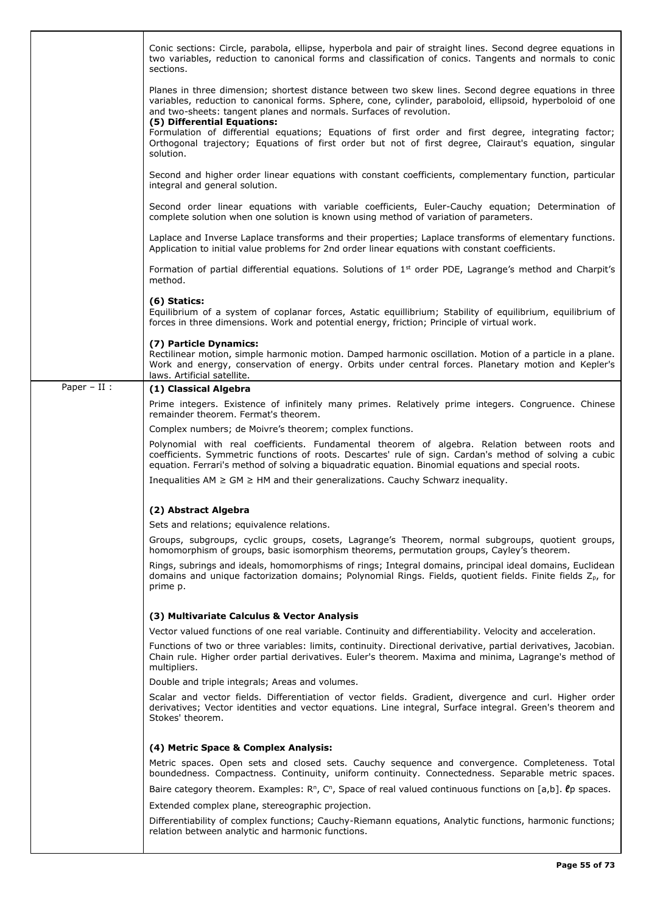| | |
|---|---|
| | Conic sections: Circle, parabola, ellipse, hyperbola and pair of straight lines. Second degree equations in two variables, reduction to canonical forms and classification of conics. Tangents and normals to conic sections.<br><br>Planes in three dimension; shortest distance between two skew lines. Second degree equations in three variables, reduction to canonical forms. Sphere, cone, cylinder, paraboloid, ellipsoid, hyperboloid of one and two-sheets: tangent planes and normals. Surfaces of revolution.<br>**(5) Differential Equations:**<br>Formulation of differential equations; Equations of first order and first degree, integrating factor; Orthogonal trajectory; Equations of first order but not of first degree, Clairaut's equation, singular solution.<br><br>Second and higher order linear equations with constant coefficients, complementary function, particular integral and general solution.<br><br>Second order linear equations with variable coefficients, Euler-Cauchy equation; Determination of complete solution when one solution is known using method of variation of parameters.<br><br>Laplace and Inverse Laplace transforms and their properties; Laplace transforms of elementary functions. Application to initial value problems for 2nd order linear equations with constant coefficients.<br><br>Formation of partial differential equations. Solutions of $1^{st}$ order PDE, Lagrange's method and Charpit's method.<br><br>**(6) Statics:**<br>Equilibrium of a system of coplanar forces, Astatic equillibrium; Stability of equilibrium, equilibrium of forces in three dimensions. Work and potential energy, friction; Principle of virtual work.<br><br>**(7) Particle Dynamics:**<br>Rectilinear motion, simple harmonic motion. Damped harmonic oscillation. Motion of a particle in a plane. Work and energy, conservation of energy. Orbits under central forces. Planetary motion and Kepler's laws. Artificial satellite. |
| Paper – II : | **(1) Classical Algebra**<br><br>Prime integers. Existence of infinitely many primes. Relatively prime integers. Congruence. Chinese remainder theorem. Fermat's theorem.<br><br>Complex numbers; de Moivre's theorem; complex functions.<br><br>Polynomial with real coefficients. Fundamental theorem of algebra. Relation between roots and coefficients. Symmetric functions of roots. Descartes' rule of sign. Cardan's method of solving a cubic equation. Ferrari's method of solving a biquadratic equation. Binomial equations and special roots.<br><br>Inequalities AM ≥ GM ≥ HM and their generalizations. Cauchy Schwarz inequality.<br><br>**(2) Abstract Algebra**<br><br>Sets and relations; equivalence relations.<br><br>Groups, subgroups, cyclic groups, cosets, Lagrange's Theorem, normal subgroups, quotient groups, homomorphism of groups, basic isomorphism theorems, permutation groups, Cayley's theorem.<br><br>Rings, subrings and ideals, homomorphisms of rings; Integral domains, principal ideal domains, Euclidean domains and unique factorization domains; Polynomial Rings. Fields, quotient fields. Finite fields $Z_p$, for prime p.<br><br>**(3) Multivariate Calculus & Vector Analysis**<br><br>Vector valued functions of one real variable. Continuity and differentiability. Velocity and acceleration.<br><br>Functions of two or three variables: limits, continuity. Directional derivative, partial derivatives, Jacobian. Chain rule. Higher order partial derivatives. Euler's theorem. Maxima and minima, Lagrange's method of multipliers.<br><br>Double and triple integrals; Areas and volumes.<br><br>Scalar and vector fields. Differentiation of vector fields. Gradient, divergence and curl. Higher order derivatives; Vector identities and vector equations. Line integral, Surface integral. Green's theorem and Stokes' theorem.<br><br>**(4) Metric Space & Complex Analysis:**<br><br>Metric spaces. Open sets and closed sets. Cauchy sequence and convergence. Completeness. Total boundedness. Compactness. Continuity, uniform continuity. Connectedness. Separable metric spaces.<br><br>Baire category theorem. Examples: $R^n$, $C^n$, Space of real valued continuous functions on [a,b]. $\ell p$ spaces.<br><br>Extended complex plane, stereographic projection.<br><br>Differentiability of complex functions; Cauchy-Riemann equations, Analytic functions, harmonic functions; relation between analytic and harmonic functions. |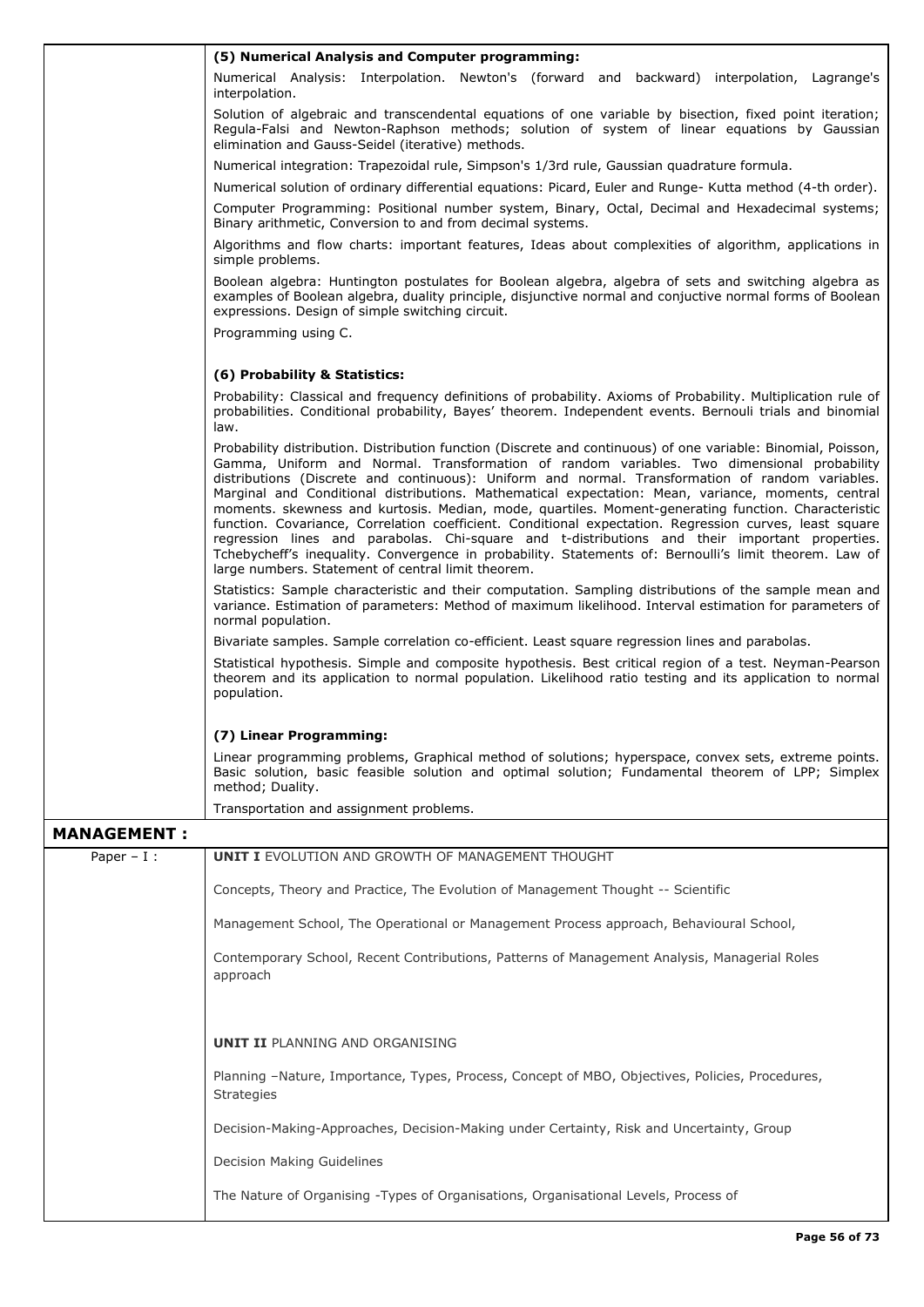**(5) Numerical Analysis and Computer programming:**

Numerical Analysis: Interpolation. Newton's (forward and backward) interpolation, Lagrange's interpolation.

Solution of algebraic and transcendental equations of one variable by bisection, fixed point iteration; Regula-Falsi and Newton-Raphson methods; solution of system of linear equations by Gaussian elimination and Gauss-Seidel (iterative) methods.

Numerical integration: Trapezoidal rule, Simpson's 1/3rd rule, Gaussian quadrature formula.

Numerical solution of ordinary differential equations: Picard, Euler and Runge- Kutta method (4-th order).

Computer Programming: Positional number system, Binary, Octal, Decimal and Hexadecimal systems; Binary arithmetic, Conversion to and from decimal systems.

Algorithms and flow charts: important features, Ideas about complexities of algorithm, applications in simple problems.

Boolean algebra: Huntington postulates for Boolean algebra, algebra of sets and switching algebra as examples of Boolean algebra, duality principle, disjunctive normal and conjuctive normal forms of Boolean expressions. Design of simple switching circuit.

Programming using C.

**(6) Probability & Statistics:**

Probability: Classical and frequency definitions of probability. Axioms of Probability. Multiplication rule of probabilities. Conditional probability, Bayes' theorem. Independent events. Bernouli trials and binomial law.

Probability distribution. Distribution function (Discrete and continuous) of one variable: Binomial, Poisson, Gamma, Uniform and Normal. Transformation of random variables. Two dimensional probability distributions (Discrete and continuous): Uniform and normal. Transformation of random variables. Marginal and Conditional distributions. Mathematical expectation: Mean, variance, moments, central moments. skewness and kurtosis. Median, mode, quartiles. Moment-generating function. Characteristic function. Covariance, Correlation coefficient. Conditional expectation. Regression curves, least square regression lines and parabolas. Chi-square and t-distributions and their important properties. Tchebycheff's inequality. Convergence in probability. Statements of: Bernoulli's limit theorem. Law of large numbers. Statement of central limit theorem.

Statistics: Sample characteristic and their computation. Sampling distributions of the sample mean and variance. Estimation of parameters: Method of maximum likelihood. Interval estimation for parameters of normal population.

Bivariate samples. Sample correlation co-efficient. Least square regression lines and parabolas.

Statistical hypothesis. Simple and composite hypothesis. Best critical region of a test. Neyman-Pearson theorem and its application to normal population. Likelihood ratio testing and its application to normal population.

**(7) Linear Programming:**

Linear programming problems, Graphical method of solutions; hyperspace, convex sets, extreme points. Basic solution, basic feasible solution and optimal solution; Fundamental theorem of LPP; Simplex method; Duality.

Transportation and assignment problems.

## MANAGEMENT :

Paper – I :

**UNIT I** EVOLUTION AND GROWTH OF MANAGEMENT THOUGHT

Concepts, Theory and Practice, The Evolution of Management Thought -- Scientific

Management School, The Operational or Management Process approach, Behavioural School,

Contemporary School, Recent Contributions, Patterns of Management Analysis, Managerial Roles approach

**UNIT II** PLANNING AND ORGANISING

Planning –Nature, Importance, Types, Process, Concept of MBO, Objectives, Policies, Procedures, Strategies

Decision-Making-Approaches, Decision-Making under Certainty, Risk and Uncertainty, Group

Decision Making Guidelines

The Nature of Organising -Types of Organisations, Organisational Levels, Process of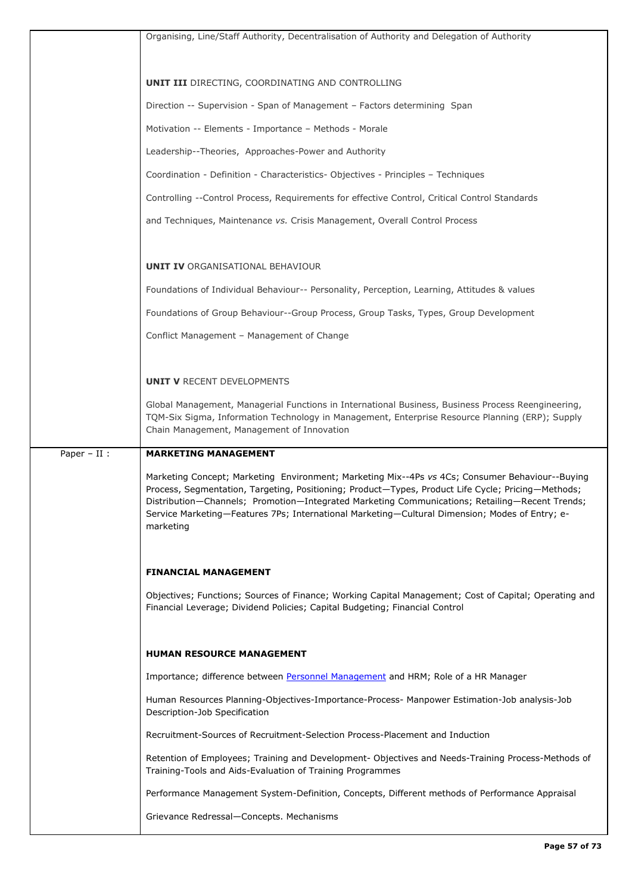| | |
|---|---|
| | Organising, Line/Staff Authority, Decentralisation of Authority and Delegation of Authority<br><br>**UNIT III** DIRECTING, COORDINATING AND CONTROLLING<br><br>Direction -- Supervision - Span of Management – Factors determining Span<br><br>Motivation -- Elements - Importance – Methods - Morale<br><br>Leadership--Theories, Approaches-Power and Authority<br><br>Coordination - Definition - Characteristics- Objectives - Principles – Techniques<br><br>Controlling --Control Process, Requirements for effective Control, Critical Control Standards<br><br>and Techniques, Maintenance *vs.* Crisis Management, Overall Control Process<br><br>**UNIT IV** ORGANISATIONAL BEHAVIOUR<br><br>Foundations of Individual Behaviour-- Personality, Perception, Learning, Attitudes & values<br><br>Foundations of Group Behaviour--Group Process, Group Tasks, Types, Group Development<br><br>Conflict Management – Management of Change<br><br>**UNIT V** RECENT DEVELOPMENTS<br><br>Global Management, Managerial Functions in International Business, Business Process Reengineering, TQM-Six Sigma, Information Technology in Management, Enterprise Resource Planning (ERP); Supply Chain Management, Management of Innovation |
| Paper – II : | **MARKETING MANAGEMENT**<br><br>Marketing Concept; Marketing Environment; Marketing Mix--4Ps *vs* 4Cs; Consumer Behaviour--Buying Process, Segmentation, Targeting, Positioning; Product—Types, Product Life Cycle; Pricing—Methods; Distribution—Channels; Promotion—Integrated Marketing Communications; Retailing—Recent Trends; Service Marketing—Features 7Ps; International Marketing—Cultural Dimension; Modes of Entry; e-marketing<br><br>**FINANCIAL MANAGEMENT**<br><br>Objectives; Functions; Sources of Finance; Working Capital Management; Cost of Capital; Operating and Financial Leverage; Dividend Policies; Capital Budgeting; Financial Control<br><br>**HUMAN RESOURCE MANAGEMENT**<br><br>Importance; difference between Personnel Management and HRM; Role of a HR Manager<br><br>Human Resources Planning-Objectives-Importance-Process- Manpower Estimation-Job analysis-Job Description-Job Specification<br><br>Recruitment-Sources of Recruitment-Selection Process-Placement and Induction<br><br>Retention of Employees; Training and Development- Objectives and Needs-Training Process-Methods of Training-Tools and Aids-Evaluation of Training Programmes<br><br>Performance Management System-Definition, Concepts, Different methods of Performance Appraisal<br><br>Grievance Redressal—Concepts. Mechanisms |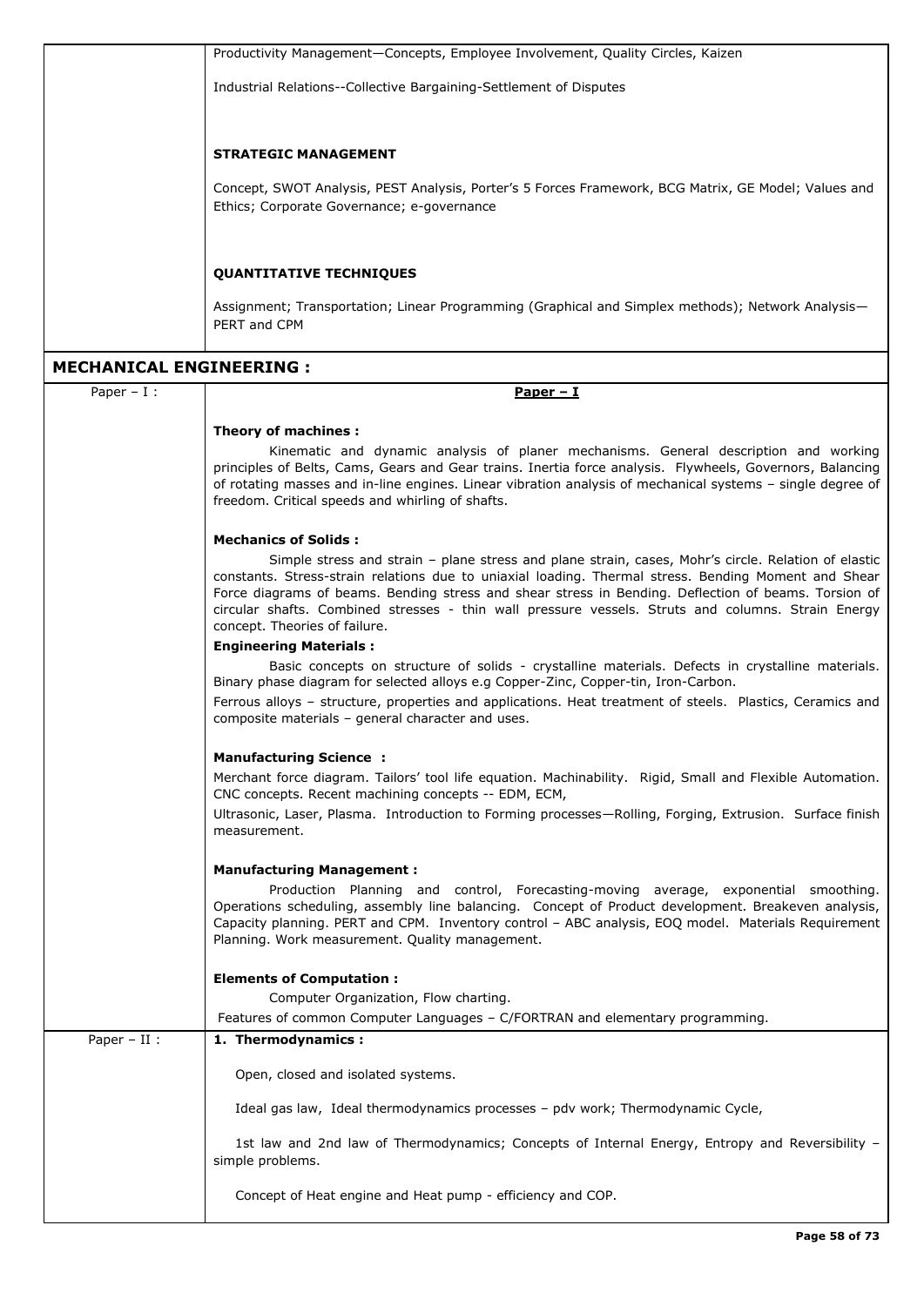| | |
|---|---|
| | Productivity Management—Concepts, Employee Involvement, Quality Circles, Kaizen<br><br>Industrial Relations--Collective Bargaining-Settlement of Disputes<br><br>**STRATEGIC MANAGEMENT**<br><br>Concept, SWOT Analysis, PEST Analysis, Porter's 5 Forces Framework, BCG Matrix, GE Model; Values and Ethics; Corporate Governance; e-governance<br><br>**QUANTITATIVE TECHNIQUES**<br><br>Assignment; Transportation; Linear Programming (Graphical and Simplex methods); Network Analysis—PERT and CPM |

## MECHANICAL ENGINEERING :

| | |
|---|---|
| Paper – I : | <u>**Paper – I**</u><br><br>**Theory of machines :**<br>Kinematic and dynamic analysis of planer mechanisms. General description and working principles of Belts, Cams, Gears and Gear trains. Inertia force analysis. Flywheels, Governors, Balancing of rotating masses and in-line engines. Linear vibration analysis of mechanical systems – single degree of freedom. Critical speeds and whirling of shafts.<br><br>**Mechanics of Solids :**<br>Simple stress and strain – plane stress and plane strain, cases, Mohr's circle. Relation of elastic constants. Stress-strain relations due to uniaxial loading. Thermal stress. Bending Moment and Shear Force diagrams of beams. Bending stress and shear stress in Bending. Deflection of beams. Torsion of circular shafts. Combined stresses - thin wall pressure vessels. Struts and columns. Strain Energy concept. Theories of failure.<br>**Engineering Materials :**<br>Basic concepts on structure of solids - crystalline materials. Defects in crystalline materials. Binary phase diagram for selected alloys e.g Copper-Zinc, Copper-tin, Iron-Carbon.<br>Ferrous alloys – structure, properties and applications. Heat treatment of steels. Plastics, Ceramics and composite materials – general character and uses.<br><br>**Manufacturing Science :**<br>Merchant force diagram. Tailors' tool life equation. Machinability. Rigid, Small and Flexible Automation. CNC concepts. Recent machining concepts -- EDM, ECM,<br>Ultrasonic, Laser, Plasma. Introduction to Forming processes—Rolling, Forging, Extrusion. Surface finish measurement.<br><br>**Manufacturing Management :**<br>Production Planning and control, Forecasting-moving average, exponential smoothing. Operations scheduling, assembly line balancing. Concept of Product development. Breakeven analysis, Capacity planning. PERT and CPM. Inventory control – ABC analysis, EOQ model. Materials Requirement Planning. Work measurement. Quality management.<br><br>**Elements of Computation :**<br>Computer Organization, Flow charting.<br>Features of common Computer Languages – C/FORTRAN and elementary programming. |
| Paper – II : | **1. Thermodynamics :**<br><br>Open, closed and isolated systems.<br><br>Ideal gas law, Ideal thermodynamics processes – pdv work; Thermodynamic Cycle,<br><br>1st law and 2nd law of Thermodynamics; Concepts of Internal Energy, Entropy and Reversibility – simple problems.<br><br>Concept of Heat engine and Heat pump - efficiency and COP. |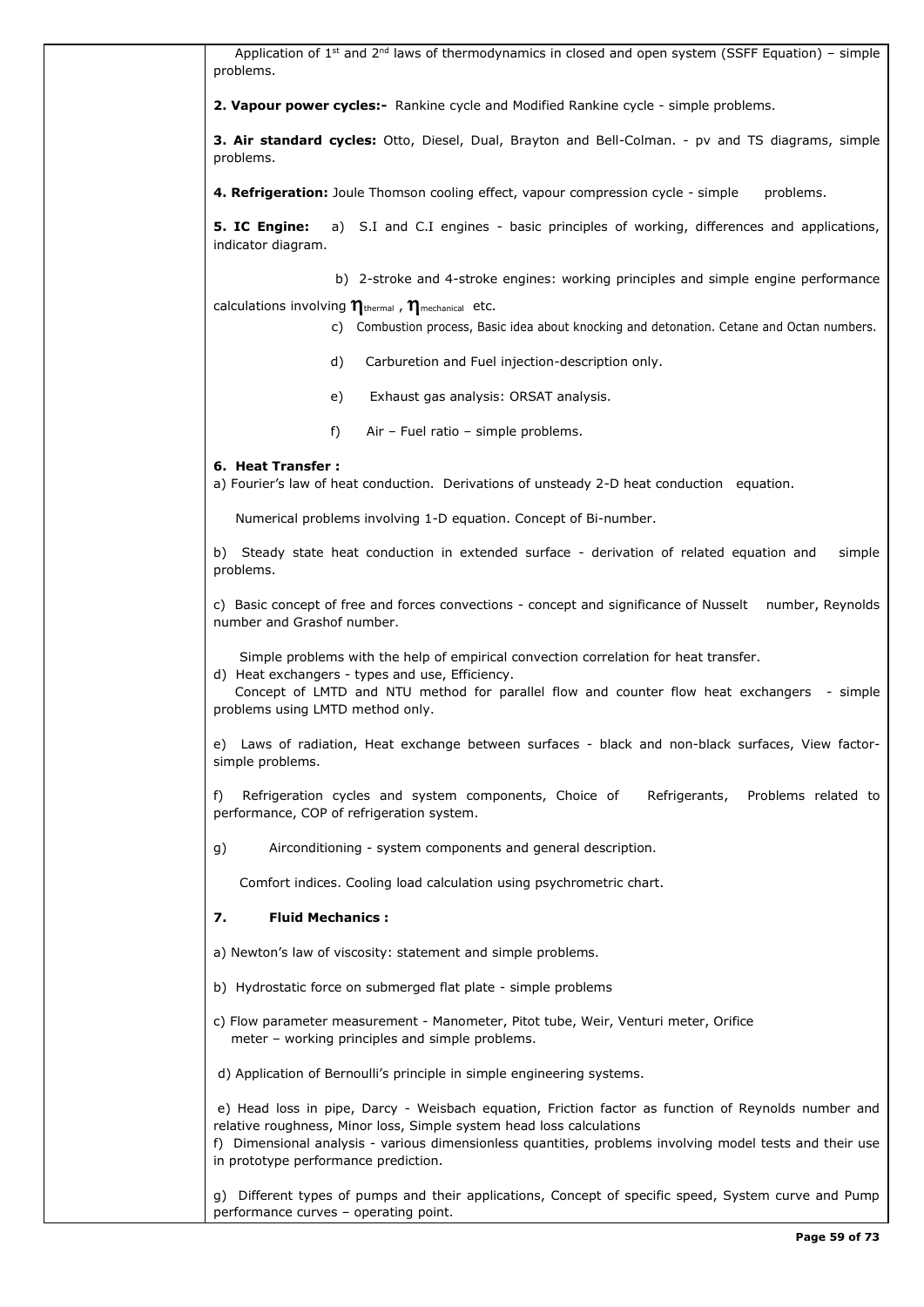Application of $1^{st}$ and $2^{nd}$ laws of thermodynamics in closed and open system (SSFF Equation) – simple problems.

**2. Vapour power cycles:-** Rankine cycle and Modified Rankine cycle - simple problems.

**3. Air standard cycles:** Otto, Diesel, Dual, Brayton and Bell-Colman. - pv and TS diagrams, simple problems.

**4. Refrigeration:** Joule Thomson cooling effect, vapour compression cycle - simple problems.

**5. IC Engine:** a) S.I and C.I engines - basic principles of working, differences and applications, indicator diagram.

b) 2-stroke and 4-stroke engines: working principles and simple engine performance calculations involving $\eta_{thermal}$ , $\eta_{mechanical}$ etc.

c) Combustion process, Basic idea about knocking and detonation. Cetane and Octan numbers.

d) Carburetion and Fuel injection-description only.

e) Exhaust gas analysis: ORSAT analysis.

f) Air – Fuel ratio – simple problems.

**6. Heat Transfer :**

a) Fourier's law of heat conduction. Derivations of unsteady 2-D heat conduction equation.

Numerical problems involving 1-D equation. Concept of Bi-number.

b) Steady state heat conduction in extended surface - derivation of related equation and simple problems.

c) Basic concept of free and forces convections - concept and significance of Nusselt number, Reynolds number and Grashof number.

Simple problems with the help of empirical convection correlation for heat transfer.

d) Heat exchangers - types and use, Efficiency.

Concept of LMTD and NTU method for parallel flow and counter flow heat exchangers - simple problems using LMTD method only.

e) Laws of radiation, Heat exchange between surfaces - black and non-black surfaces, View factor- simple problems.

f) Refrigeration cycles and system components, Choice of Refrigerants, Problems related to performance, COP of refrigeration system.

g) Airconditioning - system components and general description.

Comfort indices. Cooling load calculation using psychrometric chart.

**7. Fluid Mechanics :**

a) Newton's law of viscosity: statement and simple problems.

b) Hydrostatic force on submerged flat plate - simple problems

c) Flow parameter measurement - Manometer, Pitot tube, Weir, Venturi meter, Orifice meter – working principles and simple problems.

d) Application of Bernoulli's principle in simple engineering systems.

e) Head loss in pipe, Darcy - Weisbach equation, Friction factor as function of Reynolds number and relative roughness, Minor loss, Simple system head loss calculations

f) Dimensional analysis - various dimensionless quantities, problems involving model tests and their use in prototype performance prediction.

g) Different types of pumps and their applications, Concept of specific speed, System curve and Pump performance curves – operating point.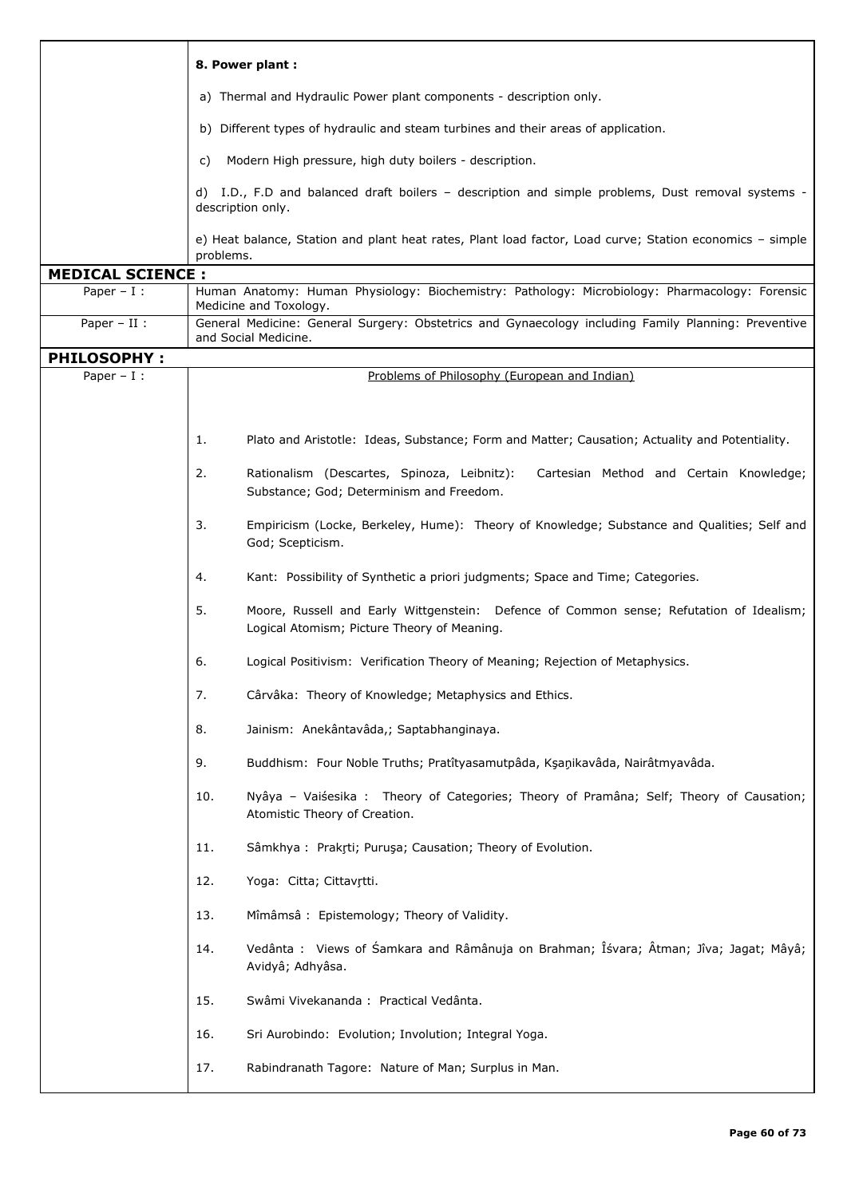| | |
|---|---|
| | **8. Power plant :**<br><br>a) Thermal and Hydraulic Power plant components - description only.<br><br>b) Different types of hydraulic and steam turbines and their areas of application.<br><br>c) Modern High pressure, high duty boilers - description.<br><br>d) I.D., F.D and balanced draft boilers – description and simple problems, Dust removal systems - description only.<br><br>e) Heat balance, Station and plant heat rates, Plant load factor, Load curve; Station economics – simple problems. |
| **MEDICAL SCIENCE :** | |
| Paper – I : | Human Anatomy: Human Physiology: Biochemistry: Pathology: Microbiology: Pharmacology: Forensic Medicine and Toxology. |
| Paper – II : | General Medicine: General Surgery: Obstetrics and Gynaecology including Family Planning: Preventive and Social Medicine. |
| **PHILOSOPHY :** | |
| Paper – I : | Problems of Philosophy (European and Indian)<br><br>1. Plato and Aristotle: Ideas, Substance; Form and Matter; Causation; Actuality and Potentiality.<br><br>2. Rationalism (Descartes, Spinoza, Leibnitz): Cartesian Method and Certain Knowledge; Substance; God; Determinism and Freedom.<br><br>3. Empiricism (Locke, Berkeley, Hume): Theory of Knowledge; Substance and Qualities; Self and God; Scepticism.<br><br>4. Kant: Possibility of Synthetic a priori judgments; Space and Time; Categories.<br><br>5. Moore, Russell and Early Wittgenstein: Defence of Common sense; Refutation of Idealism; Logical Atomism; Picture Theory of Meaning.<br><br>6. Logical Positivism: Verification Theory of Meaning; Rejection of Metaphysics.<br><br>7. Cârvâka: Theory of Knowledge; Metaphysics and Ethics.<br><br>8. Jainism: Anekântavâda,; Saptabhanginaya.<br><br>9. Buddhism: Four Noble Truths; Pratîtyasamutpâda, Kşaņikavâda, Nairâtmyavâda.<br><br>10. Nyâya – Vaiśesika : Theory of Categories; Theory of Pramâna; Self; Theory of Causation; Atomistic Theory of Creation.<br><br>11. Sâmkhya : Prakŗti; Purușa; Causation; Theory of Evolution.<br><br>12. Yoga: Citta; Cittavŗtti.<br><br>13. Mîmâmsâ : Epistemology; Theory of Validity.<br><br>14. Vedânta : Views of Śamkara and Râmânuja on Brahman; Îśvara; Âtman; Jîva; Jagat; Mâyâ; Avidyâ; Adhyâsa.<br><br>15. Swâmi Vivekananda : Practical Vedânta.<br><br>16. Sri Aurobindo: Evolution; Involution; Integral Yoga.<br><br>17. Rabindranath Tagore: Nature of Man; Surplus in Man. |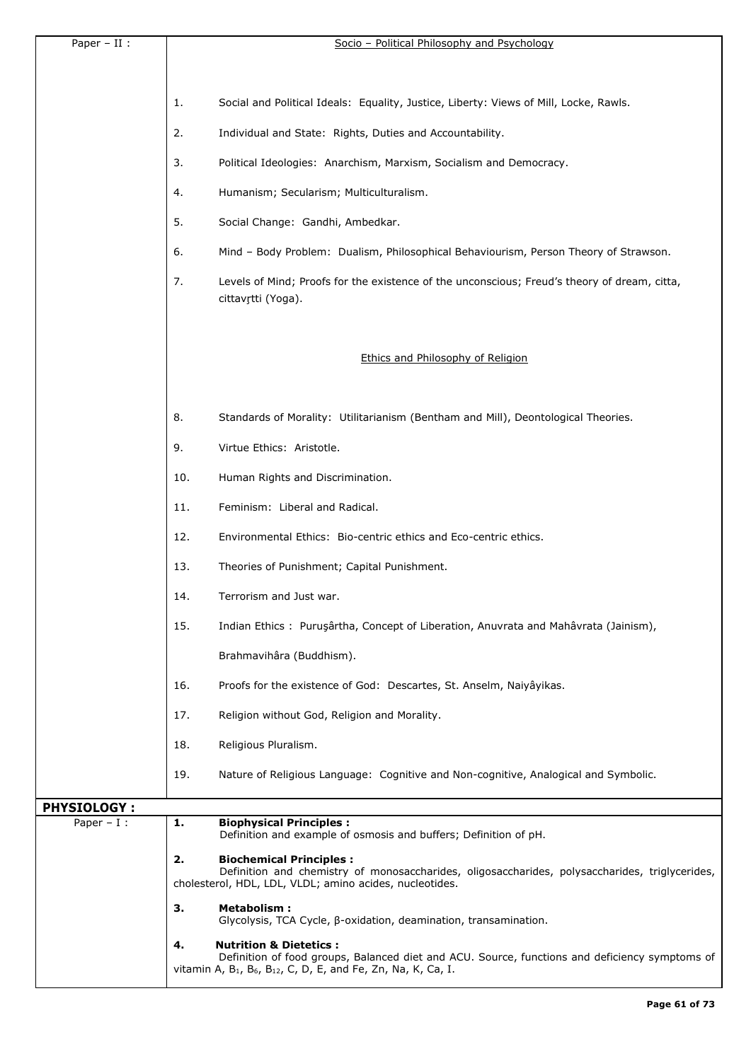Paper – II : 

<u>Socio – Political Philosophy and Psychology</u>

1. Social and Political Ideals: Equality, Justice, Liberty: Views of Mill, Locke, Rawls.
2. Individual and State: Rights, Duties and Accountability.
3. Political Ideologies: Anarchism, Marxism, Socialism and Democracy.
4. Humanism; Secularism; Multiculturalism.
5. Social Change: Gandhi, Ambedkar.
6. Mind – Body Problem: Dualism, Philosophical Behaviourism, Person Theory of Strawson.
7. Levels of Mind; Proofs for the existence of the unconscious; Freud's theory of dream, citta, cittavṛtti (Yoga).

<u>Ethics and Philosophy of Religion</u>

8. Standards of Morality: Utilitarianism (Bentham and Mill), Deontological Theories.
9. Virtue Ethics: Aristotle.
10. Human Rights and Discrimination.
11. Feminism: Liberal and Radical.
12. Environmental Ethics: Bio-centric ethics and Eco-centric ethics.
13. Theories of Punishment; Capital Punishment.
14. Terrorism and Just war.
15. Indian Ethics : Puruşârtha, Concept of Liberation, Anuvrata and Mahâvrata (Jainism),

    Brahmavihâra (Buddhism).
16. Proofs for the existence of God: Descartes, St. Anselm, Naiyâyikas.
17. Religion without God, Religion and Morality.
18. Religious Pluralism.
19. Nature of Religious Language: Cognitive and Non-cognitive, Analogical and Symbolic.

## PHYSIOLOGY :

Paper – I :

**1. Biophysical Principles :**
Definition and example of osmosis and buffers; Definition of pH.

**2. Biochemical Principles :**
Definition and chemistry of monosaccharides, oligosaccharides, polysaccharides, triglycerides, cholesterol, HDL, LDL, VLDL; amino acides, nucleotides.

**3. Metabolism :**
Glycolysis, TCA Cycle, β-oxidation, deamination, transamination.

**4. Nutrition & Dietetics :**
Definition of food groups, Balanced diet and ACU. Source, functions and deficiency symptoms of vitamin A, $B_1$, $B_6$, $B_{12}$, C, D, E, and Fe, Zn, Na, K, Ca, I.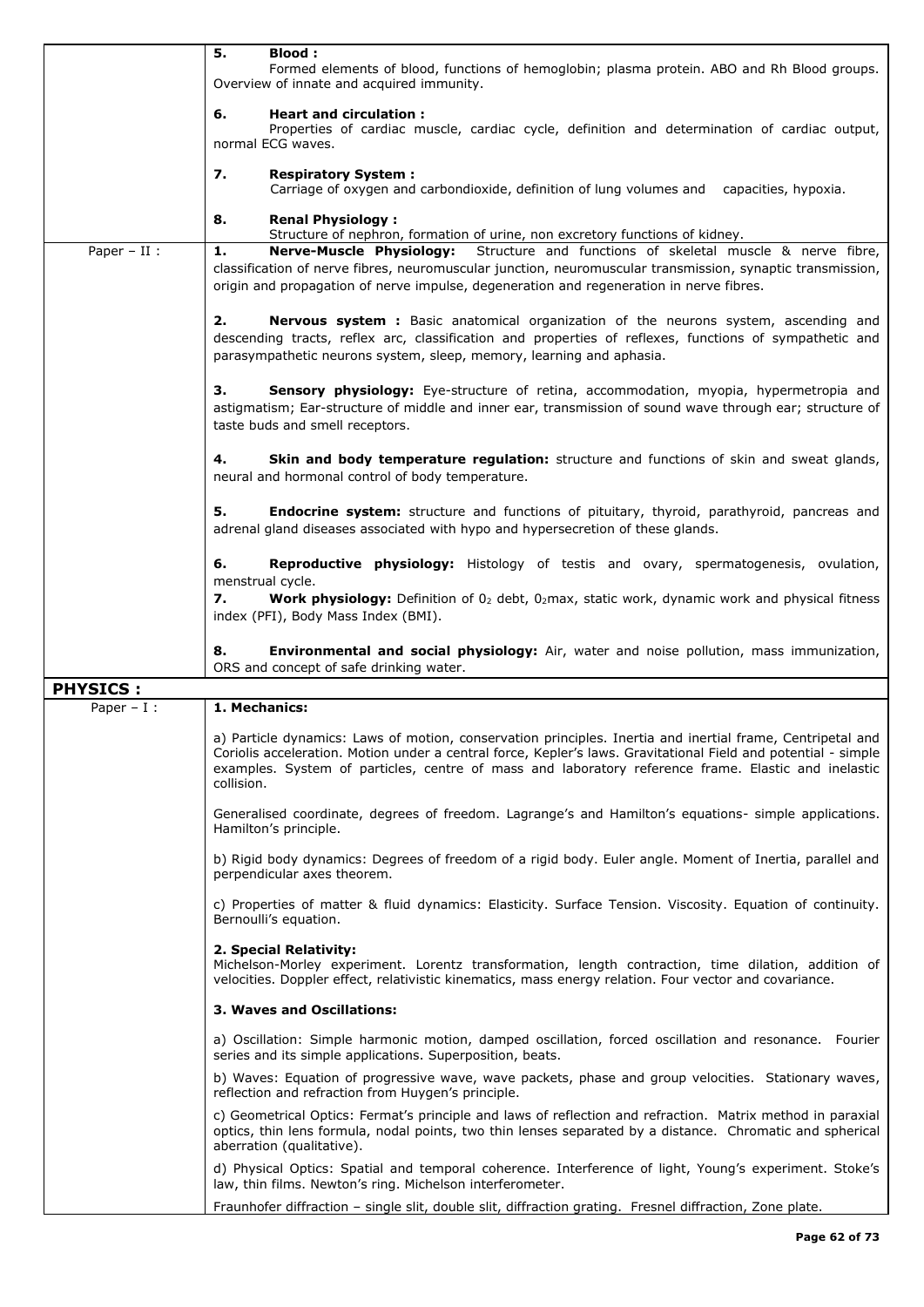|  |  |
|---|---|
|  | **5. Blood :**<br>Formed elements of blood, functions of hemoglobin; plasma protein. ABO and Rh Blood groups. Overview of innate and acquired immunity.<br><br>**6. Heart and circulation :**<br>Properties of cardiac muscle, cardiac cycle, definition and determination of cardiac output, normal ECG waves.<br><br>**7. Respiratory System :**<br>Carriage of oxygen and carbondioxide, definition of lung volumes and capacities, hypoxia.<br><br>**8. Renal Physiology :**<br>Structure of nephron, formation of urine, non excretory functions of kidney. |
| Paper – II : | **1. Nerve-Muscle Physiology:** Structure and functions of skeletal muscle & nerve fibre, classification of nerve fibres, neuromuscular junction, neuromuscular transmission, synaptic transmission, origin and propagation of nerve impulse, degeneration and regeneration in nerve fibres.<br><br>**2. Nervous system :** Basic anatomical organization of the neurons system, ascending and descending tracts, reflex arc, classification and properties of reflexes, functions of sympathetic and parasympathetic neurons system, sleep, memory, learning and aphasia.<br><br>**3. Sensory physiology:** Eye-structure of retina, accommodation, myopia, hypermetropia and astigmatism; Ear-structure of middle and inner ear, transmission of sound wave through ear; structure of taste buds and smell receptors.<br><br>**4. Skin and body temperature regulation:** structure and functions of skin and sweat glands, neural and hormonal control of body temperature.<br><br>**5. Endocrine system:** structure and functions of pituitary, thyroid, parathyroid, pancreas and adrenal gland diseases associated with hypo and hypersecretion of these glands.<br><br>**6. Reproductive physiology:** Histology of testis and ovary, spermatogenesis, ovulation, menstrual cycle.<br>**7. Work physiology:** Definition of $0_2$ debt, $0_2$max, static work, dynamic work and physical fitness index (PFI), Body Mass Index (BMI).<br><br>**8. Environmental and social physiology:** Air, water and noise pollution, mass immunization, ORS and concept of safe drinking water. |
| **PHYSICS :** |  |
| Paper – I : | **1. Mechanics:**<br><br>a) Particle dynamics: Laws of motion, conservation principles. Inertia and inertial frame, Centripetal and Coriolis acceleration. Motion under a central force, Kepler's laws. Gravitational Field and potential - simple examples. System of particles, centre of mass and laboratory reference frame. Elastic and inelastic collision.<br><br>Generalised coordinate, degrees of freedom. Lagrange's and Hamilton's equations- simple applications. Hamilton's principle.<br><br>b) Rigid body dynamics: Degrees of freedom of a rigid body. Euler angle. Moment of Inertia, parallel and perpendicular axes theorem.<br><br>c) Properties of matter & fluid dynamics: Elasticity. Surface Tension. Viscosity. Equation of continuity. Bernoulli's equation.<br><br>**2. Special Relativity:**<br>Michelson-Morley experiment. Lorentz transformation, length contraction, time dilation, addition of velocities. Doppler effect, relativistic kinematics, mass energy relation. Four vector and covariance.<br><br>**3. Waves and Oscillations:**<br><br>a) Oscillation: Simple harmonic motion, damped oscillation, forced oscillation and resonance. Fourier series and its simple applications. Superposition, beats.<br><br>b) Waves: Equation of progressive wave, wave packets, phase and group velocities. Stationary waves, reflection and refraction from Huygen's principle.<br><br>c) Geometrical Optics: Fermat's principle and laws of reflection and refraction. Matrix method in paraxial optics, thin lens formula, nodal points, two thin lenses separated by a distance. Chromatic and spherical aberration (qualitative).<br><br>d) Physical Optics: Spatial and temporal coherence. Interference of light, Young's experiment. Stoke's law, thin films. Newton's ring. Michelson interferometer.<br><br>Fraunhofer diffraction – single slit, double slit, diffraction grating. Fresnel diffraction, Zone plate. |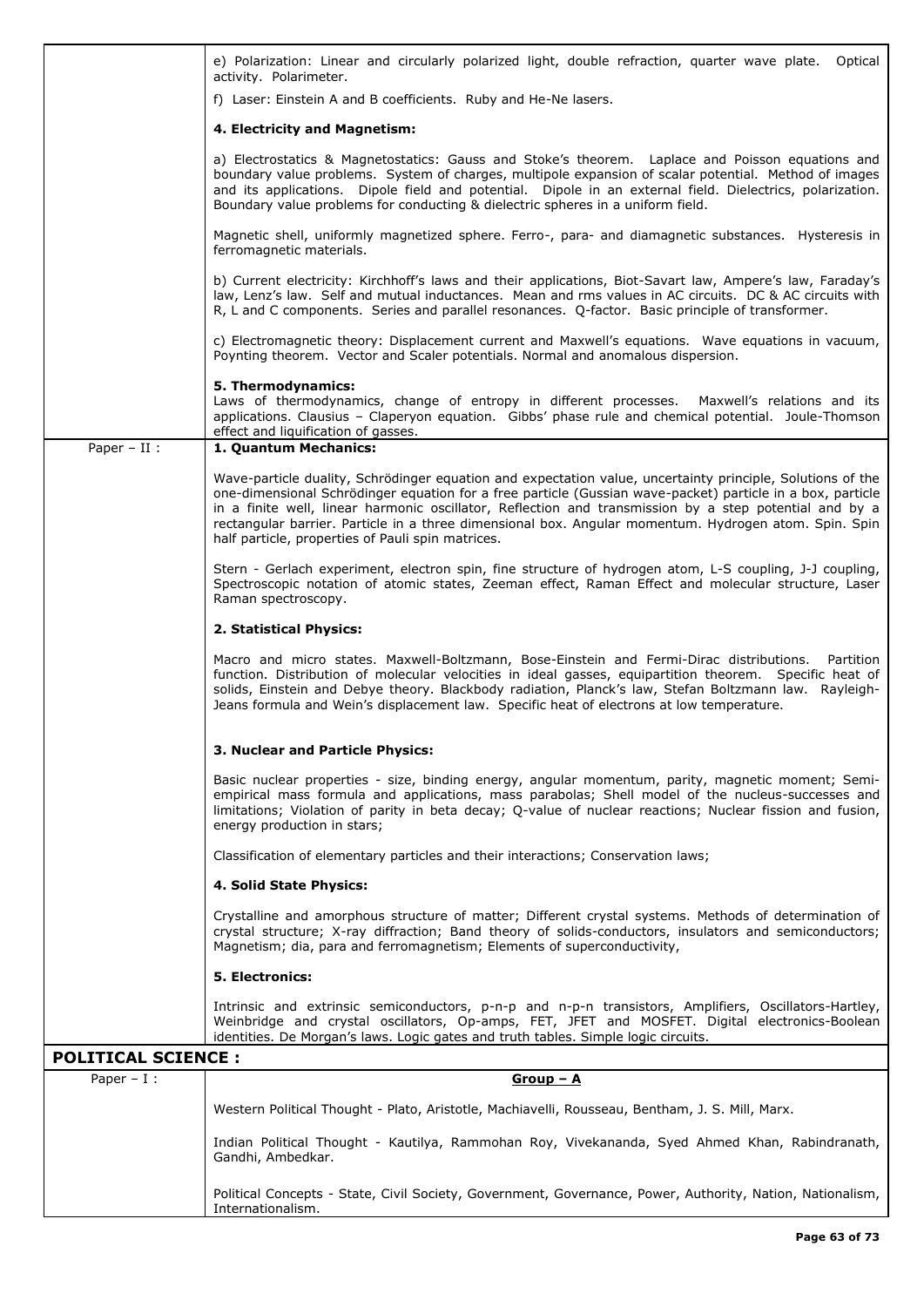| | |
|---|---|
| | e) Polarization: Linear and circularly polarized light, double refraction, quarter wave plate. Optical activity. Polarimeter.<br><br>f) Laser: Einstein A and B coefficients. Ruby and He-Ne lasers.<br><br>**4. Electricity and Magnetism:**<br><br>a) Electrostatics & Magnetostatics: Gauss and Stoke's theorem. Laplace and Poisson equations and boundary value problems. System of charges, multipole expansion of scalar potential. Method of images and its applications. Dipole field and potential. Dipole in an external field. Dielectrics, polarization. Boundary value problems for conducting & dielectric spheres in a uniform field.<br><br>Magnetic shell, uniformly magnetized sphere. Ferro-, para- and diamagnetic substances. Hysteresis in ferromagnetic materials.<br><br>b) Current electricity: Kirchhoff's laws and their applications, Biot-Savart law, Ampere's law, Faraday's law, Lenz's law. Self and mutual inductances. Mean and rms values in AC circuits. DC & AC circuits with R, L and C components. Series and parallel resonances. Q-factor. Basic principle of transformer.<br><br>c) Electromagnetic theory: Displacement current and Maxwell's equations. Wave equations in vacuum, Poynting theorem. Vector and Scaler potentials. Normal and anomalous dispersion.<br><br>**5. Thermodynamics:**<br>Laws of thermodynamics, change of entropy in different processes. Maxwell's relations and its applications. Clausius – Claperyon equation. Gibbs' phase rule and chemical potential. Joule-Thomson effect and liquification of gasses. |
| Paper – II : | **1. Quantum Mechanics:**<br><br>Wave-particle duality, Schrödinger equation and expectation value, uncertainty principle, Solutions of the one-dimensional Schrödinger equation for a free particle (Gussian wave-packet) particle in a box, particle in a finite well, linear harmonic oscillator, Reflection and transmission by a step potential and by a rectangular barrier. Particle in a three dimensional box. Angular momentum. Hydrogen atom. Spin. Spin half particle, properties of Pauli spin matrices.<br><br>Stern - Gerlach experiment, electron spin, fine structure of hydrogen atom, L-S coupling, J-J coupling, Spectroscopic notation of atomic states, Zeeman effect, Raman Effect and molecular structure, Laser Raman spectroscopy.<br><br>**2. Statistical Physics:**<br><br>Macro and micro states. Maxwell-Boltzmann, Bose-Einstein and Fermi-Dirac distributions. Partition function. Distribution of molecular velocities in ideal gasses, equipartition theorem. Specific heat of solids, Einstein and Debye theory. Blackbody radiation, Planck's law, Stefan Boltzmann law. Rayleigh-Jeans formula and Wein's displacement law. Specific heat of electrons at low temperature.<br><br>**3. Nuclear and Particle Physics:**<br><br>Basic nuclear properties - size, binding energy, angular momentum, parity, magnetic moment; Semi-empirical mass formula and applications, mass parabolas; Shell model of the nucleus-successes and limitations; Violation of parity in beta decay; Q-value of nuclear reactions; Nuclear fission and fusion, energy production in stars;<br><br>Classification of elementary particles and their interactions; Conservation laws;<br><br>**4. Solid State Physics:**<br><br>Crystalline and amorphous structure of matter; Different crystal systems. Methods of determination of crystal structure; X-ray diffraction; Band theory of solids-conductors, insulators and semiconductors; Magnetism; dia, para and ferromagnetism; Elements of superconductivity,<br><br>**5. Electronics:**<br><br>Intrinsic and extrinsic semiconductors, p-n-p and n-p-n transistors, Amplifiers, Oscillators-Hartley, Weinbridge and crystal oscillators, Op-amps, FET, JFET and MOSFET. Digital electronics-Boolean identities. De Morgan's laws. Logic gates and truth tables. Simple logic circuits. |
| **POLITICAL SCIENCE :** | |
| Paper – I : | **<u>Group – A</u>**<br><br>Western Political Thought - Plato, Aristotle, Machiavelli, Rousseau, Bentham, J. S. Mill, Marx.<br><br>Indian Political Thought - Kautilya, Rammohan Roy, Vivekananda, Syed Ahmed Khan, Rabindranath, Gandhi, Ambedkar.<br><br>Political Concepts - State, Civil Society, Government, Governance, Power, Authority, Nation, Nationalism, Internationalism. |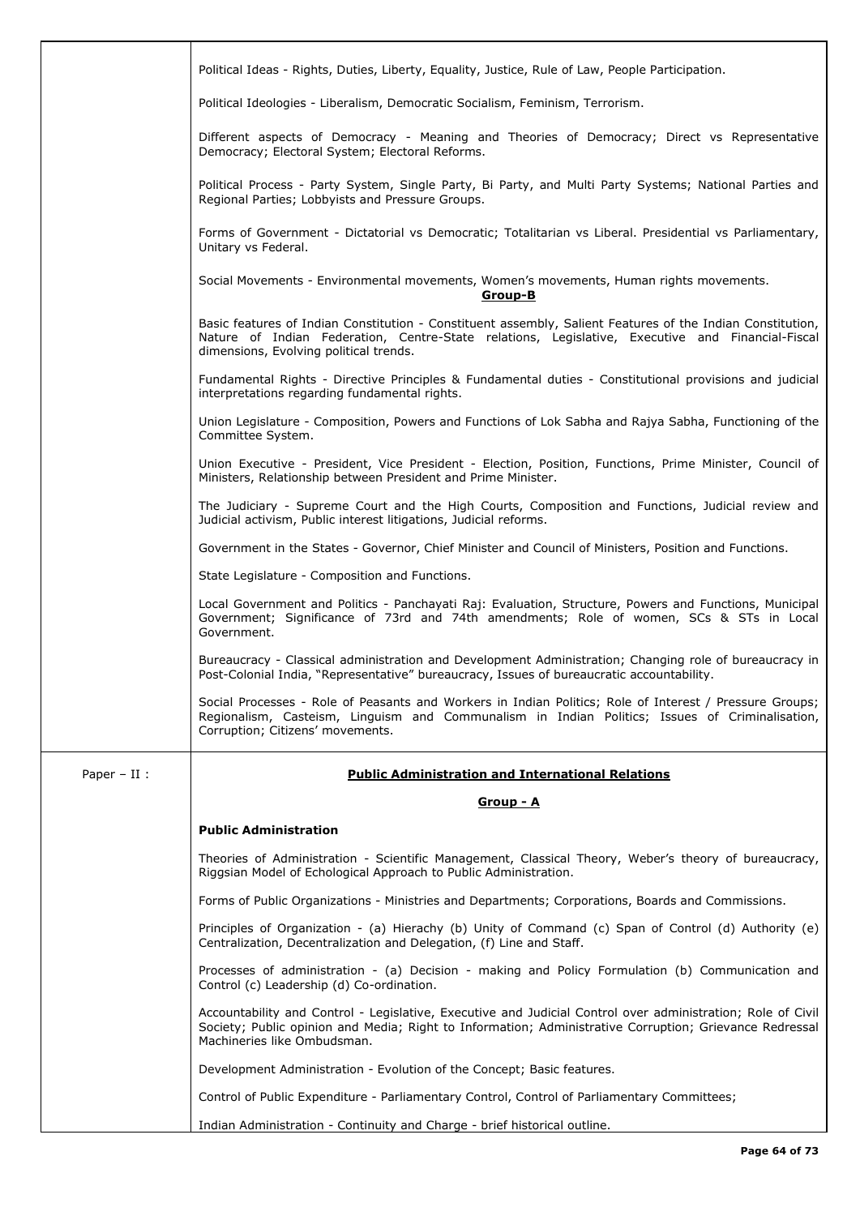| | |
|---|---|
| | Political Ideas - Rights, Duties, Liberty, Equality, Justice, Rule of Law, People Participation.<br><br>Political Ideologies - Liberalism, Democratic Socialism, Feminism, Terrorism.<br><br>Different aspects of Democracy - Meaning and Theories of Democracy; Direct vs Representative Democracy; Electoral System; Electoral Reforms.<br><br>Political Process - Party System, Single Party, Bi Party, and Multi Party Systems; National Parties and Regional Parties; Lobbyists and Pressure Groups.<br><br>Forms of Government - Dictatorial vs Democratic; Totalitarian vs Liberal. Presidential vs Parliamentary, Unitary vs Federal.<br><br>Social Movements - Environmental movements, Women's movements, Human rights movements.<br><br>**Group-B**<br><br>Basic features of Indian Constitution - Constituent assembly, Salient Features of the Indian Constitution, Nature of Indian Federation, Centre-State relations, Legislative, Executive and Financial-Fiscal dimensions, Evolving political trends.<br><br>Fundamental Rights - Directive Principles & Fundamental duties - Constitutional provisions and judicial interpretations regarding fundamental rights.<br><br>Union Legislature - Composition, Powers and Functions of Lok Sabha and Rajya Sabha, Functioning of the Committee System.<br><br>Union Executive - President, Vice President - Election, Position, Functions, Prime Minister, Council of Ministers, Relationship between President and Prime Minister.<br><br>The Judiciary - Supreme Court and the High Courts, Composition and Functions, Judicial review and Judicial activism, Public interest litigations, Judicial reforms.<br><br>Government in the States - Governor, Chief Minister and Council of Ministers, Position and Functions.<br><br>State Legislature - Composition and Functions.<br><br>Local Government and Politics - Panchayati Raj: Evaluation, Structure, Powers and Functions, Municipal Government; Significance of 73rd and 74th amendments; Role of women, SCs & STs in Local Government.<br><br>Bureaucracy - Classical administration and Development Administration; Changing role of bureaucracy in Post-Colonial India, "Representative" bureaucracy, Issues of bureaucratic accountability.<br><br>Social Processes - Role of Peasants and Workers in Indian Politics; Role of Interest / Pressure Groups; Regionalism, Casteism, Linguism and Communalism in Indian Politics; Issues of Criminalisation, Corruption; Citizens' movements. |
| Paper – II : | **Public Administration and International Relations**<br><br>**Group - A**<br><br>**Public Administration**<br><br>Theories of Administration - Scientific Management, Classical Theory, Weber's theory of bureaucracy, Riggsian Model of Echological Approach to Public Administration.<br><br>Forms of Public Organizations - Ministries and Departments; Corporations, Boards and Commissions.<br><br>Principles of Organization - (a) Hierachy (b) Unity of Command (c) Span of Control (d) Authority (e) Centralization, Decentralization and Delegation, (f) Line and Staff.<br><br>Processes of administration - (a) Decision - making and Policy Formulation (b) Communication and Control (c) Leadership (d) Co-ordination.<br><br>Accountability and Control - Legislative, Executive and Judicial Control over administration; Role of Civil Society; Public opinion and Media; Right to Information; Administrative Corruption; Grievance Redressal Machineries like Ombudsman.<br><br>Development Administration - Evolution of the Concept; Basic features.<br><br>Control of Public Expenditure - Parliamentary Control, Control of Parliamentary Committees;<br><br>Indian Administration - Continuity and Charge - brief historical outline. |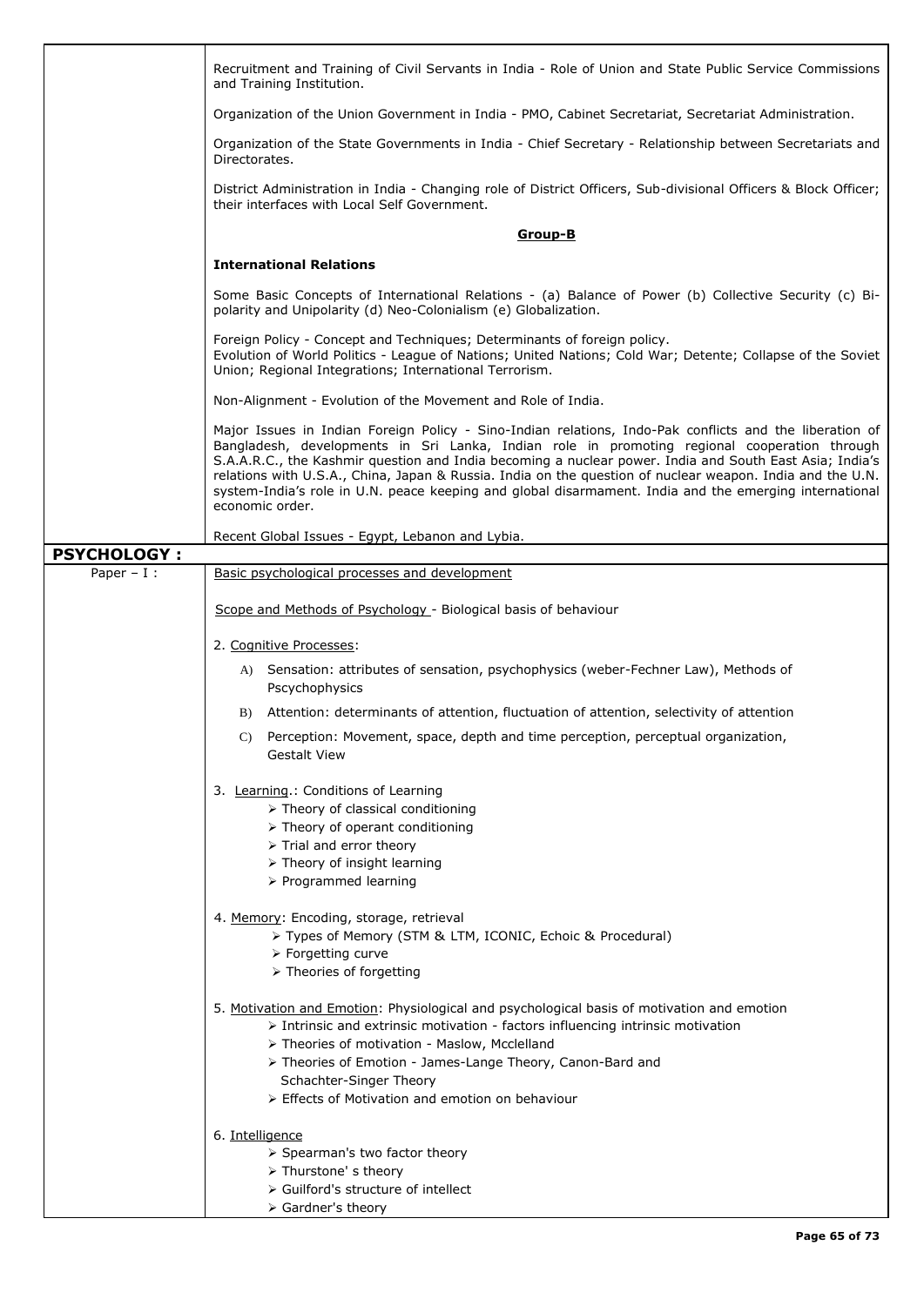| | |
|---|---|
| | Recruitment and Training of Civil Servants in India - Role of Union and State Public Service Commissions and Training Institution.<br><br>Organization of the Union Government in India - PMO, Cabinet Secretariat, Secretariat Administration.<br><br>Organization of the State Governments in India - Chief Secretary - Relationship between Secretariats and Directorates.<br><br>District Administration in India - Changing role of District Officers, Sub-divisional Officers & Block Officer; their interfaces with Local Self Government.<br><br>**<u>Group-B</u>**<br><br>**International Relations**<br><br>Some Basic Concepts of International Relations - (a) Balance of Power (b) Collective Security (c) Bi-polarity and Unipolarity (d) Neo-Colonialism (e) Globalization.<br><br>Foreign Policy - Concept and Techniques; Determinants of foreign policy.<br>Evolution of World Politics - League of Nations; United Nations; Cold War; Detente; Collapse of the Soviet Union; Regional Integrations; International Terrorism.<br><br>Non-Alignment - Evolution of the Movement and Role of India.<br><br>Major Issues in Indian Foreign Policy - Sino-Indian relations, Indo-Pak conflicts and the liberation of Bangladesh, developments in Sri Lanka, Indian role in promoting regional cooperation through S.A.A.R.C., the Kashmir question and India becoming a nuclear power. India and South East Asia; India's relations with U.S.A., China, Japan & Russia. India on the question of nuclear weapon. India and the U.N. system-India's role in U.N. peace keeping and global disarmament. India and the emerging international economic order.<br><br>Recent Global Issues - Egypt, Lebanon and Lybia. |
| **PSYCHOLOGY :** | |
| Paper – I : | <u>Basic psychological processes and development</u><br><br><u>Scope and Methods of Psychology</u> - Biological basis of behaviour<br><br>2. <u>Cognitive Processes</u>:<br>A) Sensation: attributes of sensation, psychophysics (weber-Fechner Law), Methods of Pscychophysics<br>B) Attention: determinants of attention, fluctuation of attention, selectivity of attention<br>C) Perception: Movement, space, depth and time perception, perceptual organization, Gestalt View<br><br>3. <u>Learning</u>.: Conditions of Learning<br>➢ Theory of classical conditioning<br>➢ Theory of operant conditioning<br>➢ Trial and error theory<br>➢ Theory of insight learning<br>➢ Programmed learning<br><br>4. <u>Memory</u>: Encoding, storage, retrieval<br>➢ Types of Memory (STM & LTM, ICONIC, Echoic & Procedural)<br>➢ Forgetting curve<br>➢ Theories of forgetting<br><br>5. <u>Motivation and Emotion</u>: Physiological and psychological basis of motivation and emotion<br>➢ Intrinsic and extrinsic motivation - factors influencing intrinsic motivation<br>➢ Theories of motivation - Maslow, Mcclelland<br>➢ Theories of Emotion - James-Lange Theory, Canon-Bard and Schachter-Singer Theory<br>➢ Effects of Motivation and emotion on behaviour<br><br>6. <u>Intelligence</u><br>➢ Spearman's two factor theory<br>➢ Thurstone' s theory<br>➢ Guilford's structure of intellect<br>➢ Gardner's theory |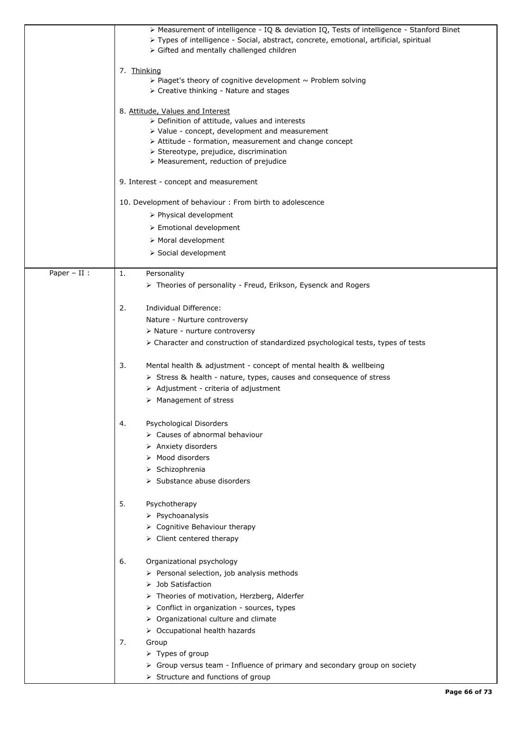| | |
|---|---|
| | ➢ Measurement of intelligence - IQ & deviation IQ, Tests of intelligence - Stanford Binet<br>➢ Types of intelligence - Social, abstract, concrete, emotional, artificial, spiritual<br>➢ Gifted and mentally challenged children<br><br>7. <u>Thinking</u><br>➢ Piaget's theory of cognitive development ~ Problem solving<br>➢ Creative thinking - Nature and stages<br><br>8. <u>Attitude, Values and Interest</u><br>➢ Definition of attitude, values and interests<br>➢ Value - concept, development and measurement<br>➢ Attitude - formation, measurement and change concept<br>➢ Stereotype, prejudice, discrimination<br>➢ Measurement, reduction of prejudice<br><br>9. Interest - concept and measurement<br><br>10. Development of behaviour : From birth to adolescence<br>➢ Physical development<br>➢ Emotional development<br>➢ Moral development<br>➢ Social development |
| Paper – II : | 1. Personality<br>➢ Theories of personality - Freud, Erikson, Eysenck and Rogers<br><br>2. Individual Difference:<br>Nature - Nurture controversy<br>➢ Nature - nurture controversy<br>➢ Character and construction of standardized psychological tests, types of tests<br><br>3. Mental health & adjustment - concept of mental health & wellbeing<br>➢ Stress & health - nature, types, causes and consequence of stress<br>➢ Adjustment - criteria of adjustment<br>➢ Management of stress<br><br>4. Psychological Disorders<br>➢ Causes of abnormal behaviour<br>➢ Anxiety disorders<br>➢ Mood disorders<br>➢ Schizophrenia<br>➢ Substance abuse disorders<br><br>5. Psychotherapy<br>➢ Psychoanalysis<br>➢ Cognitive Behaviour therapy<br>➢ Client centered therapy<br><br>6. Organizational psychology<br>➢ Personal selection, job analysis methods<br>➢ Job Satisfaction<br>➢ Theories of motivation, Herzberg, Alderfer<br>➢ Conflict in organization - sources, types<br>➢ Organizational culture and climate<br>➢ Occupational health hazards<br>7. Group<br>➢ Types of group<br>➢ Group versus team - Influence of primary and secondary group on society<br>➢ Structure and functions of group |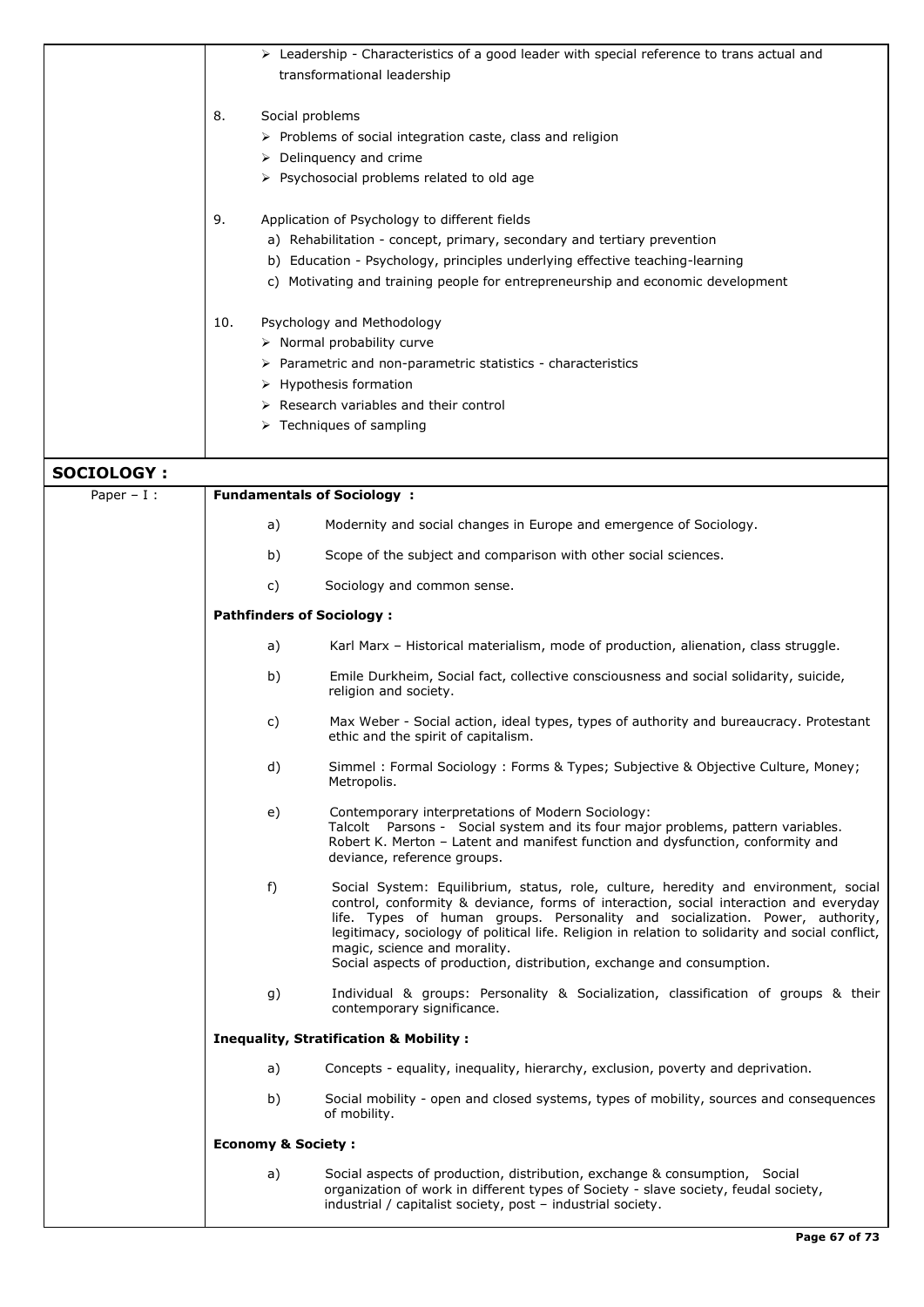- Leadership - Characteristics of a good leader with special reference to trans actual and transformational leadership

8. Social problems
   - Problems of social integration caste, class and religion
   - Delinquency and crime
   - Psychosocial problems related to old age

9. Application of Psychology to different fields
   a) Rehabilitation - concept, primary, secondary and tertiary prevention
   b) Education - Psychology, principles underlying effective teaching-learning
   c) Motivating and training people for entrepreneurship and economic development

10. Psychology and Methodology
    - Normal probability curve
    - Parametric and non-parametric statistics - characteristics
    - Hypothesis formation
    - Research variables and their control
    - Techniques of sampling

## SOCIOLOGY :

### Paper – I :

**Fundamentals of Sociology :**

a) Modernity and social changes in Europe and emergence of Sociology.

b) Scope of the subject and comparison with other social sciences.

c) Sociology and common sense.

**Pathfinders of Sociology :**

a) Karl Marx – Historical materialism, mode of production, alienation, class struggle.

b) Emile Durkheim, Social fact, collective consciousness and social solidarity, suicide, religion and society.

c) Max Weber - Social action, ideal types, types of authority and bureaucracy. Protestant ethic and the spirit of capitalism.

d) Simmel : Formal Sociology : Forms & Types; Subjective & Objective Culture, Money; Metropolis.

e) Contemporary interpretations of Modern Sociology:
Talcolt Parsons - Social system and its four major problems, pattern variables.
Robert K. Merton – Latent and manifest function and dysfunction, conformity and deviance, reference groups.

f) Social System: Equilibrium, status, role, culture, heredity and environment, social control, conformity & deviance, forms of interaction, social interaction and everyday life. Types of human groups. Personality and socialization. Power, authority, legitimacy, sociology of political life. Religion in relation to solidarity and social conflict, magic, science and morality.
Social aspects of production, distribution, exchange and consumption.

g) Individual & groups: Personality & Socialization, classification of groups & their contemporary significance.

**Inequality, Stratification & Mobility :**

a) Concepts - equality, inequality, hierarchy, exclusion, poverty and deprivation.

b) Social mobility - open and closed systems, types of mobility, sources and consequences of mobility.

**Economy & Society :**

a) Social aspects of production, distribution, exchange & consumption, Social organization of work in different types of Society - slave society, feudal society, industrial / capitalist society, post – industrial society.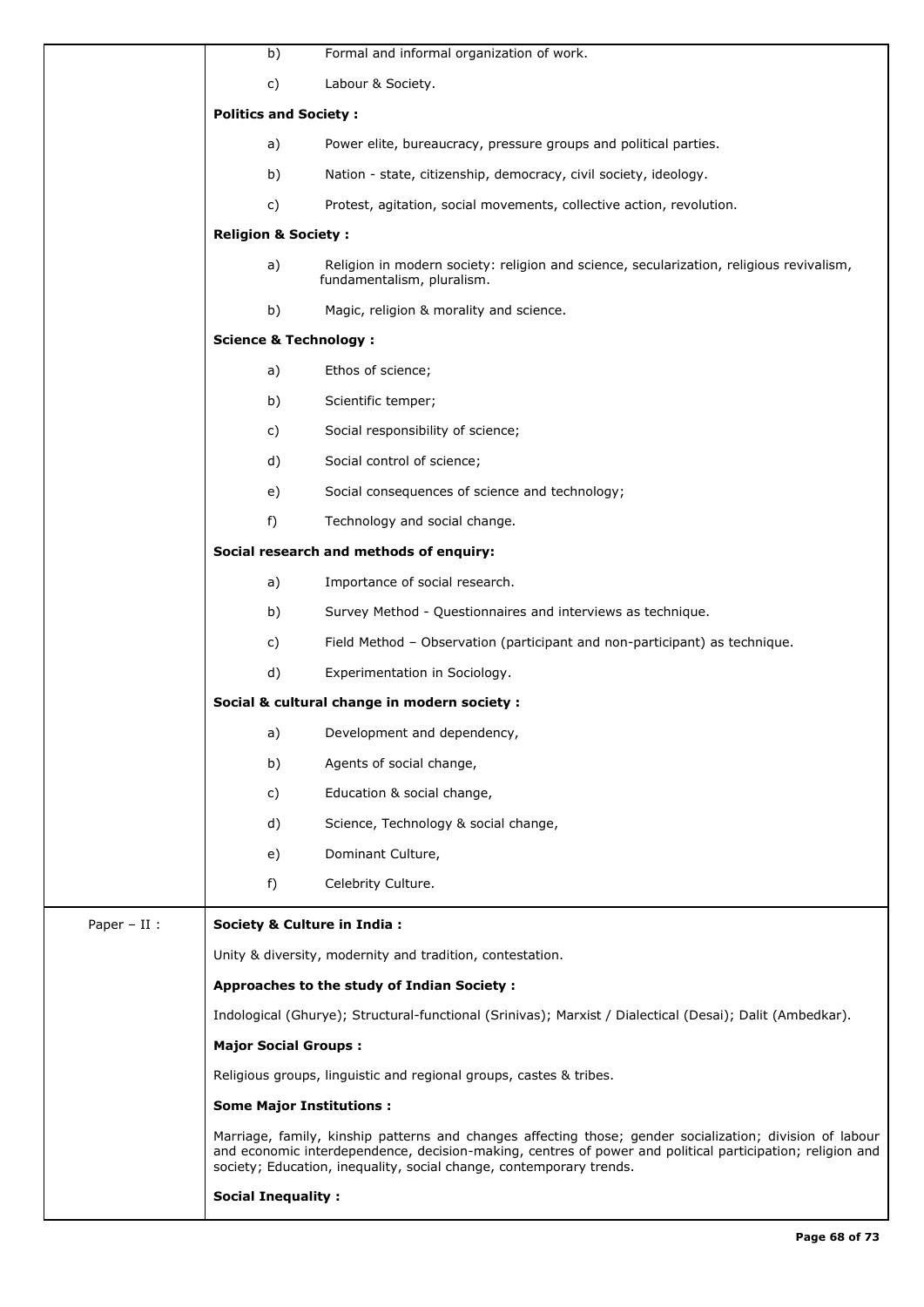| | |
|---|---|
| | b) Formal and informal organization of work. |
| | c) Labour & Society. |
| | **Politics and Society :** |
| | a) Power elite, bureaucracy, pressure groups and political parties. |
| | b) Nation - state, citizenship, democracy, civil society, ideology. |
| | c) Protest, agitation, social movements, collective action, revolution. |
| | **Religion & Society :** |
| | a) Religion in modern society: religion and science, secularization, religious revivalism, fundamentalism, pluralism. |
| | b) Magic, religion & morality and science. |
| | **Science & Technology :** |
| | a) Ethos of science; |
| | b) Scientific temper; |
| | c) Social responsibility of science; |
| | d) Social control of science; |
| | e) Social consequences of science and technology; |
| | f) Technology and social change. |
| | **Social research and methods of enquiry:** |
| | a) Importance of social research. |
| | b) Survey Method - Questionnaires and interviews as technique. |
| | c) Field Method – Observation (participant and non-participant) as technique. |
| | d) Experimentation in Sociology. |
| | **Social & cultural change in modern society :** |
| | a) Development and dependency, |
| | b) Agents of social change, |
| | c) Education & social change, |
| | d) Science, Technology & social change, |
| | e) Dominant Culture, |
| | f) Celebrity Culture. |
| Paper – II : | **Society & Culture in India :** |
| | Unity & diversity, modernity and tradition, contestation. |
| | **Approaches to the study of Indian Society :** |
| | Indological (Ghurye); Structural-functional (Srinivas); Marxist / Dialectical (Desai); Dalit (Ambedkar). |
| | **Major Social Groups :** |
| | Religious groups, linguistic and regional groups, castes & tribes. |
| | **Some Major Institutions :** |
| | Marriage, family, kinship patterns and changes affecting those; gender socialization; division of labour and economic interdependence, decision-making, centres of power and political participation; religion and society; Education, inequality, social change, contemporary trends. |
| | **Social Inequality :** |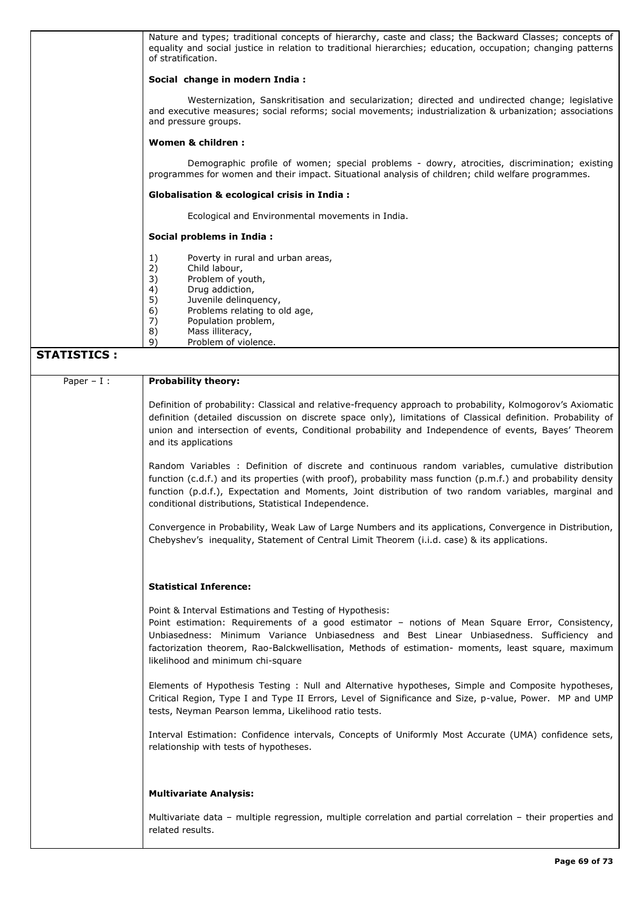Nature and types; traditional concepts of hierarchy, caste and class; the Backward Classes; concepts of equality and social justice in relation to traditional hierarchies; education, occupation; changing patterns of stratification.

**Social change in modern India :**

Westernization, Sanskritisation and secularization; directed and undirected change; legislative and executive measures; social reforms; social movements; industrialization & urbanization; associations and pressure groups.

**Women & children :**

Demographic profile of women; special problems - dowry, atrocities, discrimination; existing programmes for women and their impact. Situational analysis of children; child welfare programmes.

**Globalisation & ecological crisis in India :**

Ecological and Environmental movements in India.

**Social problems in India :**

1) Poverty in rural and urban areas,
2) Child labour,
3) Problem of youth,
4) Drug addiction,
5) Juvenile delinquency,
6) Problems relating to old age,
7) Population problem,
8) Mass illiteracy,
9) Problem of violence.

## STATISTICS :

### Paper – I :

**Probability theory:**

Definition of probability: Classical and relative-frequency approach to probability, Kolmogorov's Axiomatic definition (detailed discussion on discrete space only), limitations of Classical definition. Probability of union and intersection of events, Conditional probability and Independence of events, Bayes' Theorem and its applications

Random Variables : Definition of discrete and continuous random variables, cumulative distribution function (c.d.f.) and its properties (with proof), probability mass function (p.m.f.) and probability density function (p.d.f.), Expectation and Moments, Joint distribution of two random variables, marginal and conditional distributions, Statistical Independence.

Convergence in Probability, Weak Law of Large Numbers and its applications, Convergence in Distribution, Chebyshev's inequality, Statement of Central Limit Theorem (i.i.d. case) & its applications.

**Statistical Inference:**

Point & Interval Estimations and Testing of Hypothesis:
Point estimation: Requirements of a good estimator – notions of Mean Square Error, Consistency, Unbiasedness: Minimum Variance Unbiasedness and Best Linear Unbiasedness. Sufficiency and factorization theorem, Rao-Balckwellisation, Methods of estimation- moments, least square, maximum likelihood and minimum chi-square

Elements of Hypothesis Testing : Null and Alternative hypotheses, Simple and Composite hypotheses, Critical Region, Type I and Type II Errors, Level of Significance and Size, p-value, Power. MP and UMP tests, Neyman Pearson lemma, Likelihood ratio tests.

Interval Estimation: Confidence intervals, Concepts of Uniformly Most Accurate (UMA) confidence sets, relationship with tests of hypotheses.

**Multivariate Analysis:**

Multivariate data – multiple regression, multiple correlation and partial correlation – their properties and related results.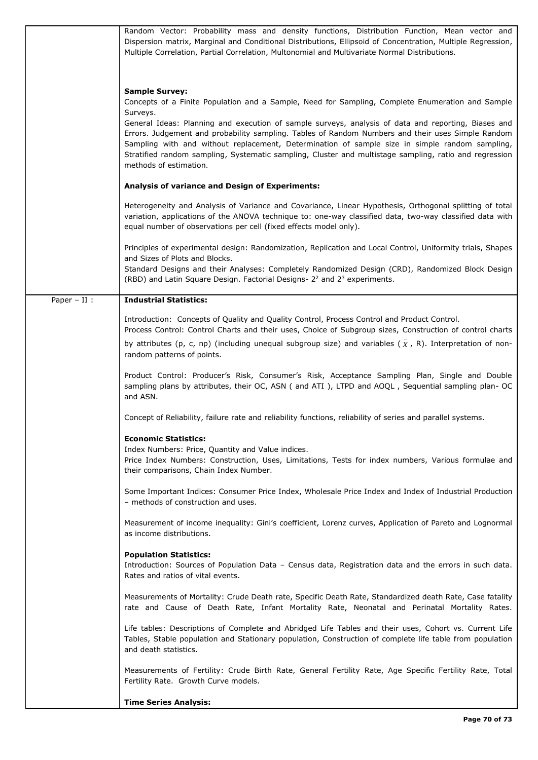| | |
|---|---|
| | Random Vector: Probability mass and density functions, Distribution Function, Mean vector and Dispersion matrix, Marginal and Conditional Distributions, Ellipsoid of Concentration, Multiple Regression, Multiple Correlation, Partial Correlation, Multonomial and Multivariate Normal Distributions.<br><br>**Sample Survey:**<br>Concepts of a Finite Population and a Sample, Need for Sampling, Complete Enumeration and Sample Surveys.<br>General Ideas: Planning and execution of sample surveys, analysis of data and reporting, Biases and Errors. Judgement and probability sampling. Tables of Random Numbers and their uses Simple Random Sampling with and without replacement, Determination of sample size in simple random sampling, Stratified random sampling, Systematic sampling, Cluster and multistage sampling, ratio and regression methods of estimation.<br><br>**Analysis of variance and Design of Experiments:**<br><br>Heterogeneity and Analysis of Variance and Covariance, Linear Hypothesis, Orthogonal splitting of total variation, applications of the ANOVA technique to: one-way classified data, two-way classified data with equal number of observations per cell (fixed effects model only).<br><br>Principles of experimental design: Randomization, Replication and Local Control, Uniformity trials, Shapes and Sizes of Plots and Blocks.<br>Standard Designs and their Analyses: Completely Randomized Design (CRD), Randomized Block Design (RBD) and Latin Square Design. Factorial Designs- $2^2$ and $2^3$ experiments. |
| Paper – II : | **Industrial Statistics:**<br><br>Introduction: Concepts of Quality and Quality Control, Process Control and Product Control.<br>Process Control: Control Charts and their uses, Choice of Subgroup sizes, Construction of control charts by attributes (p, c, np) (including unequal subgroup size) and variables ( $\bar{X}$ , R). Interpretation of non-random patterns of points.<br><br>Product Control: Producer's Risk, Consumer's Risk, Acceptance Sampling Plan, Single and Double sampling plans by attributes, their OC, ASN ( and ATI ), LTPD and AOQL , Sequential sampling plan- OC and ASN.<br><br>Concept of Reliability, failure rate and reliability functions, reliability of series and parallel systems.<br><br>**Economic Statistics:**<br>Index Numbers: Price, Quantity and Value indices.<br>Price Index Numbers: Construction, Uses, Limitations, Tests for index numbers, Various formulae and their comparisons, Chain Index Number.<br><br>Some Important Indices: Consumer Price Index, Wholesale Price Index and Index of Industrial Production – methods of construction and uses.<br><br>Measurement of income inequality: Gini's coefficient, Lorenz curves, Application of Pareto and Lognormal as income distributions.<br><br>**Population Statistics:**<br>Introduction: Sources of Population Data – Census data, Registration data and the errors in such data. Rates and ratios of vital events.<br><br>Measurements of Mortality: Crude Death rate, Specific Death Rate, Standardized death Rate, Case fatality rate and Cause of Death Rate, Infant Mortality Rate, Neonatal and Perinatal Mortality Rates.<br><br>Life tables: Descriptions of Complete and Abridged Life Tables and their uses, Cohort vs. Current Life Tables, Stable population and Stationary population, Construction of complete life table from population and death statistics.<br><br>Measurements of Fertility: Crude Birth Rate, General Fertility Rate, Age Specific Fertility Rate, Total Fertility Rate. Growth Curve models.<br><br>**Time Series Analysis:** |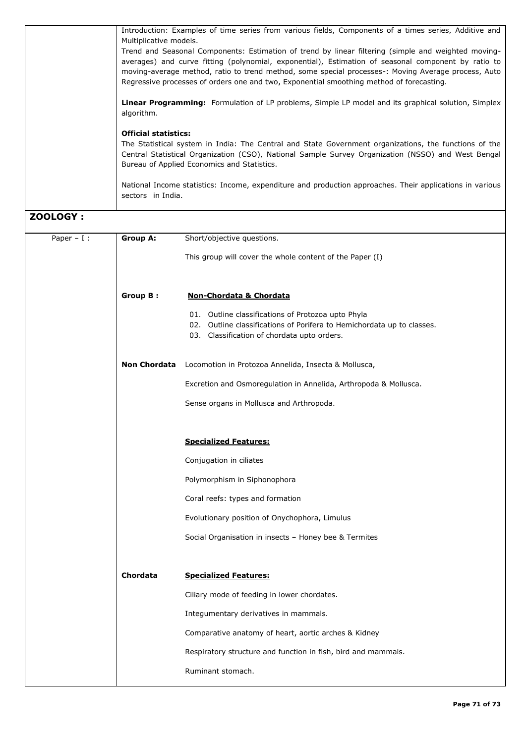| | |
|---|---|
| | Introduction: Examples of time series from various fields, Components of a times series, Additive and Multiplicative models.<br>Trend and Seasonal Components: Estimation of trend by linear filtering (simple and weighted moving-averages) and curve fitting (polynomial, exponential), Estimation of seasonal component by ratio to moving-average method, ratio to trend method, some special processes-: Moving Average process, Auto Regressive processes of orders one and two, Exponential smoothing method of forecasting.<br><br>**Linear Programming:** Formulation of LP problems, Simple LP model and its graphical solution, Simplex algorithm.<br><br>**Official statistics:**<br>The Statistical system in India: The Central and State Government organizations, the functions of the Central Statistical Organization (CSO), National Sample Survey Organization (NSSO) and West Bengal Bureau of Applied Economics and Statistics.<br><br>National Income statistics: Income, expenditure and production approaches. Their applications in various sectors in India. |

## ZOOLOGY :

| | | |
|---|---|---|
| Paper – I : | **Group A:** | Short/objective questions.<br><br>This group will cover the whole content of the Paper (I) |
| | **Group B :** | **Non-Chordata & Chordata**<br><br>01. Outline classifications of Protozoa upto Phyla<br>02. Outline classifications of Porifera to Hemichordata up to classes.<br>03. Classification of chordata upto orders. |
| | **Non Chordata** | Locomotion in Protozoa Annelida, Insecta & Mollusca,<br><br>Excretion and Osmoregulation in Annelida, Arthropoda & Mollusca.<br><br>Sense organs in Mollusca and Arthropoda.<br><br>**Specialized Features:**<br><br>Conjugation in ciliates<br><br>Polymorphism in Siphonophora<br><br>Coral reefs: types and formation<br><br>Evolutionary position of Onychophora, Limulus<br><br>Social Organisation in insects – Honey bee & Termites |
| | **Chordata** | **Specialized Features:**<br><br>Ciliary mode of feeding in lower chordates.<br><br>Integumentary derivatives in mammals.<br><br>Comparative anatomy of heart, aortic arches & Kidney<br><br>Respiratory structure and function in fish, bird and mammals.<br><br>Ruminant stomach. |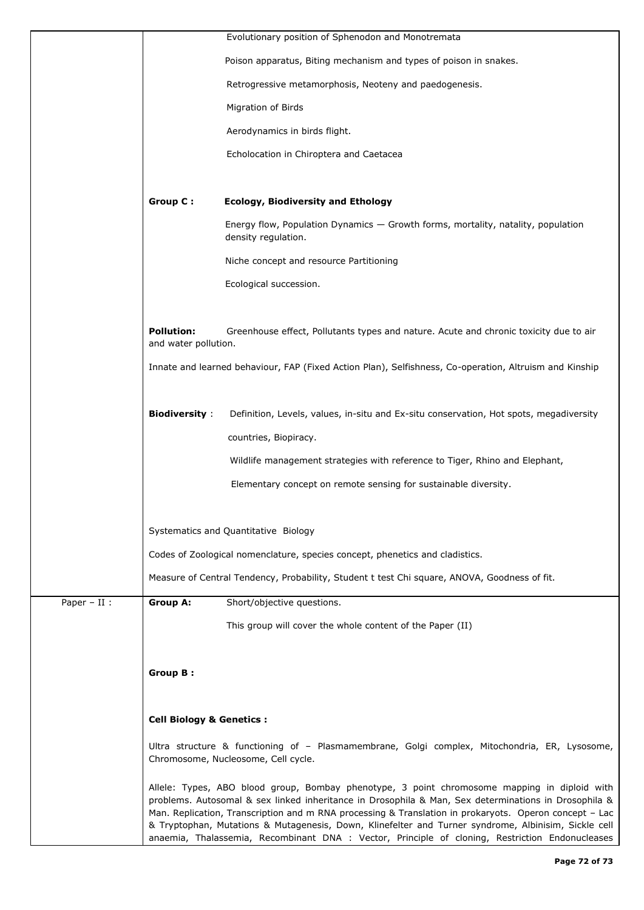| | |
|---|---|
| | Evolutionary position of Sphenodon and Monotremata<br><br>Poison apparatus, Biting mechanism and types of poison in snakes.<br><br>Retrogressive metamorphosis, Neoteny and paedogenesis.<br><br>Migration of Birds<br><br>Aerodynamics in birds flight.<br><br>Echolocation in Chiroptera and Caetacea<br><br>**Group C :** **Ecology, Biodiversity and Ethology**<br><br>Energy flow, Population Dynamics — Growth forms, mortality, natality, population density regulation.<br><br>Niche concept and resource Partitioning<br><br>Ecological succession.<br><br>**Pollution:** Greenhouse effect, Pollutants types and nature. Acute and chronic toxicity due to air and water pollution.<br><br>Innate and learned behaviour, FAP (Fixed Action Plan), Selfishness, Co-operation, Altruism and Kinship<br><br>**Biodiversity** : Definition, Levels, values, in-situ and Ex-situ conservation, Hot spots, megadiversity countries, Biopiracy.<br><br>Wildlife management strategies with reference to Tiger, Rhino and Elephant,<br><br>Elementary concept on remote sensing for sustainable diversity.<br><br>Systematics and Quantitative Biology<br><br>Codes of Zoological nomenclature, species concept, phenetics and cladistics.<br><br>Measure of Central Tendency, Probability, Student t test Chi square, ANOVA, Goodness of fit. |
| Paper – II : | **Group A:** Short/objective questions.<br><br>This group will cover the whole content of the Paper (II)<br><br>**Group B :**<br><br>**Cell Biology & Genetics :**<br><br>Ultra structure & functioning of – Plasmamembrane, Golgi complex, Mitochondria, ER, Lysosome, Chromosome, Nucleosome, Cell cycle.<br><br>Allele: Types, ABO blood group, Bombay phenotype, 3 point chromosome mapping in diploid with problems. Autosomal & sex linked inheritance in Drosophila & Man, Sex determinations in Drosophila & Man. Replication, Transcription and m RNA processing & Translation in prokaryots. Operon concept – Lac & Tryptophan, Mutations & Mutagenesis, Down, Klinefelter and Turner syndrome, Albinisim, Sickle cell anaemia, Thalassemia, Recombinant DNA : Vector, Principle of cloning, Restriction Endonucleases |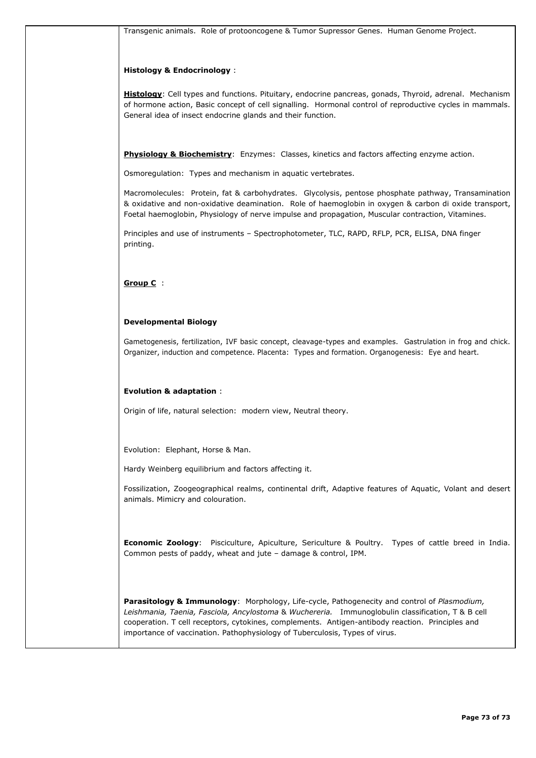Transgenic animals. Role of protooncogene & Tumor Supressor Genes. Human Genome Project.

**Histology & Endocrinology** :

**Histology**: Cell types and functions. Pituitary, endocrine pancreas, gonads, Thyroid, adrenal. Mechanism of hormone action, Basic concept of cell signalling. Hormonal control of reproductive cycles in mammals. General idea of insect endocrine glands and their function.

**Physiology & Biochemistry**: Enzymes: Classes, kinetics and factors affecting enzyme action.

Osmoregulation: Types and mechanism in aquatic vertebrates.

Macromolecules: Protein, fat & carbohydrates. Glycolysis, pentose phosphate pathway, Transamination & oxidative and non-oxidative deamination. Role of haemoglobin in oxygen & carbon di oxide transport, Foetal haemoglobin, Physiology of nerve impulse and propagation, Muscular contraction, Vitamines.

Principles and use of instruments – Spectrophotometer, TLC, RAPD, RFLP, PCR, ELISA, DNA finger printing.

**Group C** :

**Developmental Biology**

Gametogenesis, fertilization, IVF basic concept, cleavage-types and examples. Gastrulation in frog and chick. Organizer, induction and competence. Placenta: Types and formation. Organogenesis: Eye and heart.

**Evolution & adaptation** :

Origin of life, natural selection: modern view, Neutral theory.

Evolution: Elephant, Horse & Man.

Hardy Weinberg equilibrium and factors affecting it.

Fossilization, Zoogeographical realms, continental drift, Adaptive features of Aquatic, Volant and desert animals. Mimicry and colouration.

**Economic Zoology**: Pisciculture, Apiculture, Sericulture & Poultry. Types of cattle breed in India. Common pests of paddy, wheat and jute – damage & control, IPM.

**Parasitology & Immunology**: Morphology, Life-cycle, Pathogenecity and control of *Plasmodium, Leishmania, Taenia, Fasciola, Ancylostoma* & *Wuchereria.* Immunoglobulin classification, T & B cell cooperation. T cell receptors, cytokines, complements. Antigen-antibody reaction. Principles and importance of vaccination. Pathophysiology of Tuberculosis, Types of virus.